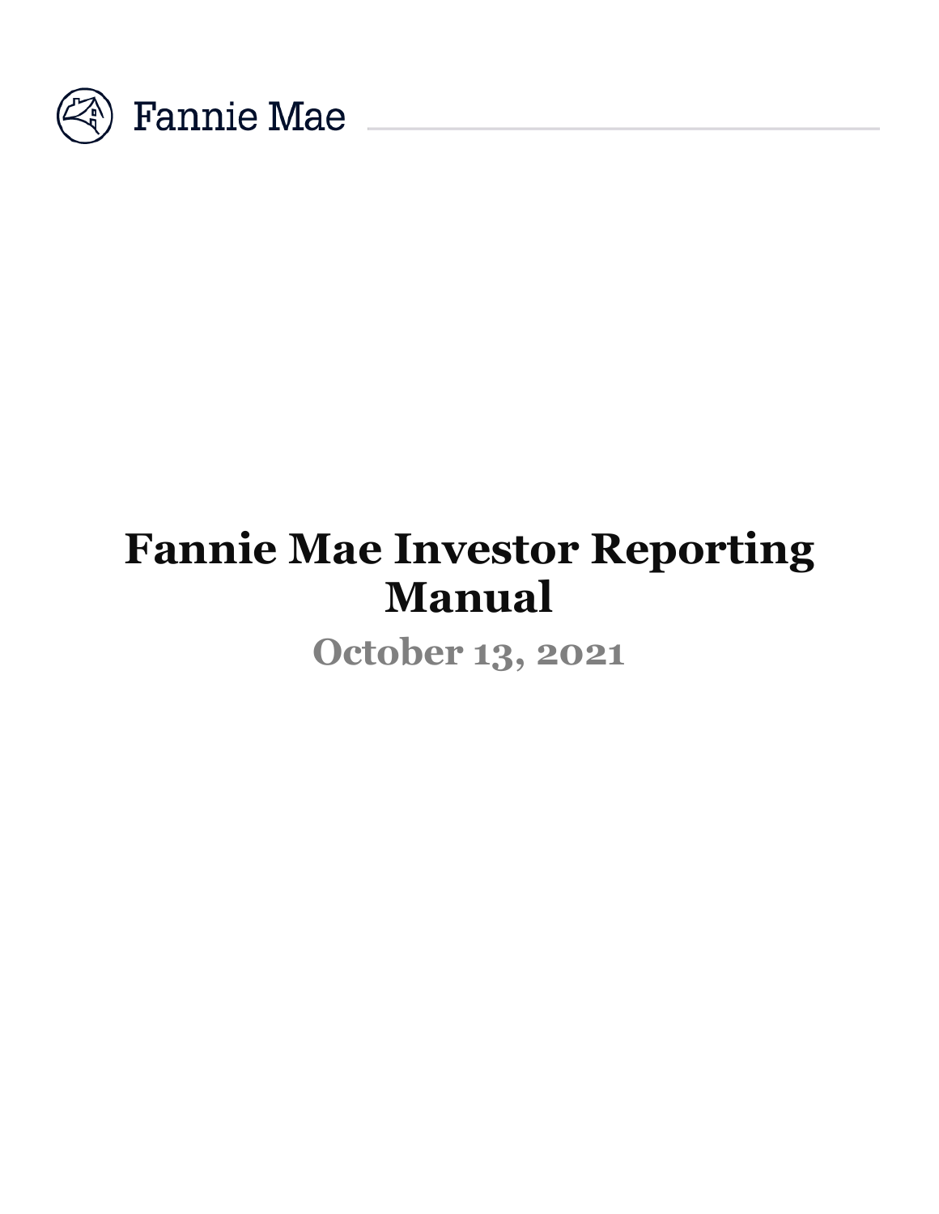Fannie Mae

# Fannie Mae Investor Reporting Manual

## October 13, 2021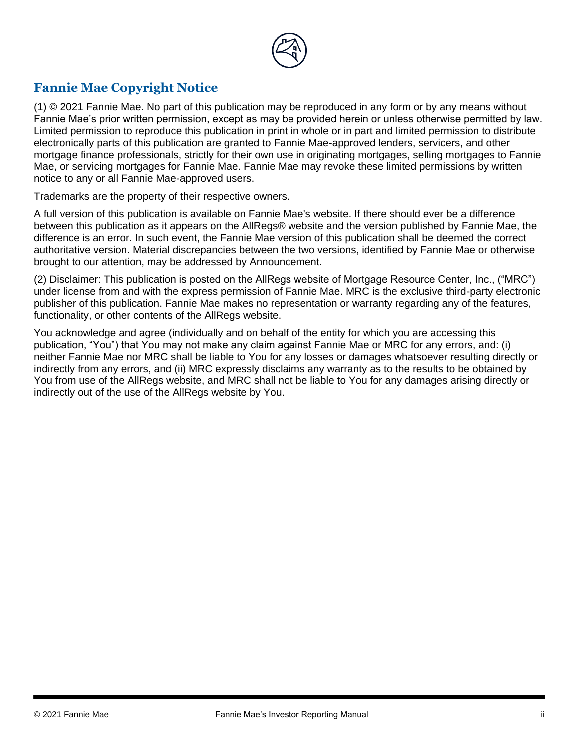## Fannie Mae Copyright Notice

(1) © 2021 Fannie Mae. No part of this publication may be reproduced in any form or by any means without Fannie Mae's prior written permission, except as may be provided herein or unless otherwise permitted by law. Limited permission to reproduce this publication in print in whole or in part and limited permission to distribute electronically parts of this publication are granted to Fannie Mae-approved lenders, servicers, and other mortgage finance professionals, strictly for their own use in originating mortgages, selling mortgages to Fannie Mae, or servicing mortgages for Fannie Mae. Fannie Mae may revoke these limited permissions by written notice to any or all Fannie Mae-approved users.

Trademarks are the property of their respective owners.

A full version of this publication is available on Fannie Mae's website. If there should ever be a difference between this publication as it appears on the AllRegs® website and the version published by Fannie Mae, the difference is an error. In such event, the Fannie Mae version of this publication shall be deemed the correct authoritative version. Material discrepancies between the two versions, identified by Fannie Mae or otherwise brought to our attention, may be addressed by Announcement.

(2) Disclaimer: This publication is posted on the AllRegs website of Mortgage Resource Center, Inc., ("MRC") under license from and with the express permission of Fannie Mae. MRC is the exclusive third-party electronic publisher of this publication. Fannie Mae makes no representation or warranty regarding any of the features, functionality, or other contents of the AllRegs website.

You acknowledge and agree (individually and on behalf of the entity for which you are accessing this publication, "You") that You may not make any claim against Fannie Mae or MRC for any errors, and: (i) neither Fannie Mae nor MRC shall be liable to You for any losses or damages whatsoever resulting directly or indirectly from any errors, and (ii) MRC expressly disclaims any warranty as to the results to be obtained by You from use of the AllRegs website, and MRC shall not be liable to You for any damages arising directly or indirectly out of the use of the AllRegs website by You.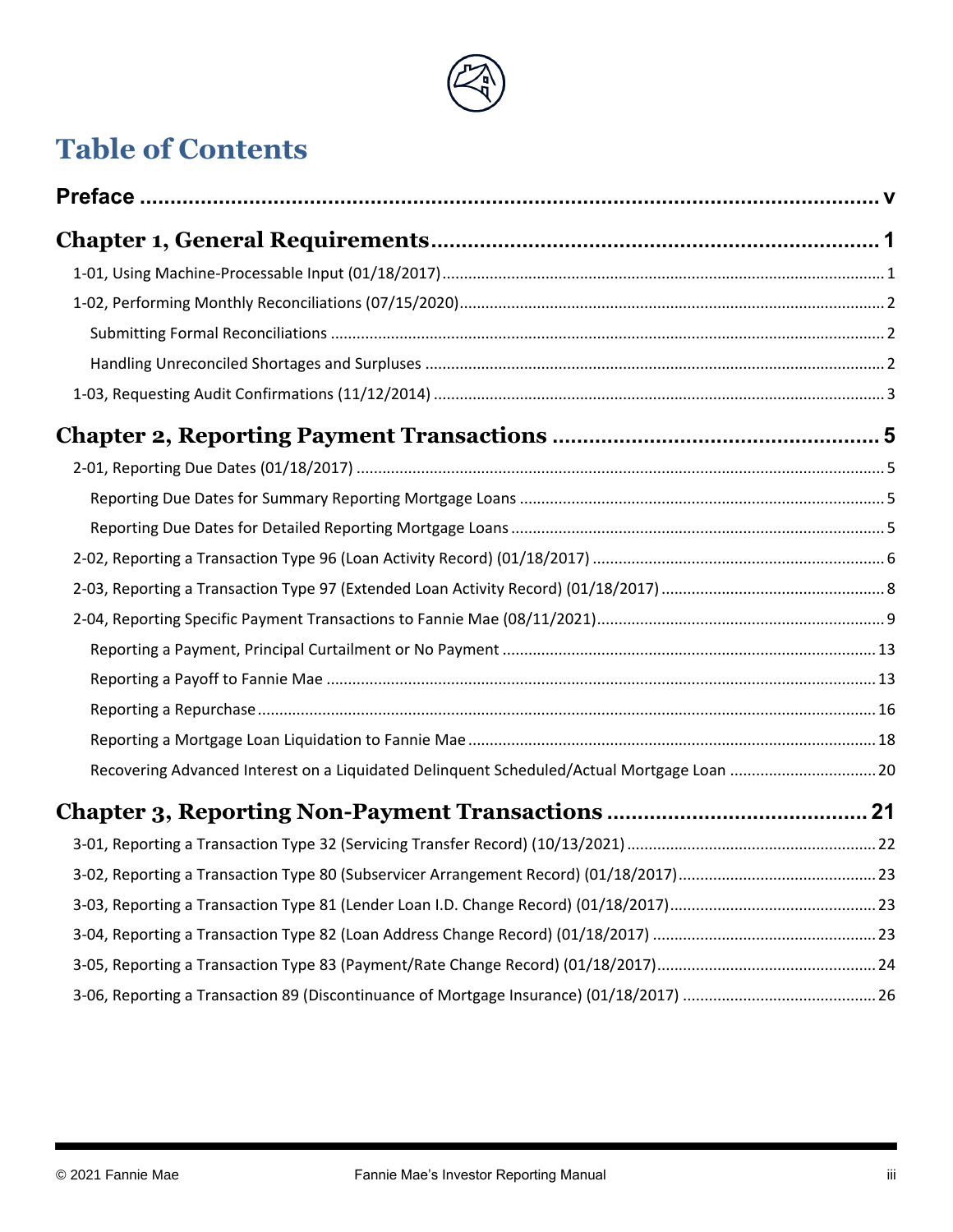# Table of Contents

**Preface** ..... v

**Chapter 1, General Requirements** ..... 1

- 1-01, Using Machine-Processable Input (01/18/2017) ..... 1
- 1-02, Performing Monthly Reconciliations (07/15/2020) ..... 2
  - Submitting Formal Reconciliations ..... 2
  - Handling Unreconciled Shortages and Surpluses ..... 2
- 1-03, Requesting Audit Confirmations (11/12/2014) ..... 3

**Chapter 2, Reporting Payment Transactions** ..... 5

- 2-01, Reporting Due Dates (01/18/2017) ..... 5
  - Reporting Due Dates for Summary Reporting Mortgage Loans ..... 5
  - Reporting Due Dates for Detailed Reporting Mortgage Loans ..... 5
- 2-02, Reporting a Transaction Type 96 (Loan Activity Record) (01/18/2017) ..... 6
- 2-03, Reporting a Transaction Type 97 (Extended Loan Activity Record) (01/18/2017) ..... 8
- 2-04, Reporting Specific Payment Transactions to Fannie Mae (08/11/2021) ..... 9
  - Reporting a Payment, Principal Curtailment or No Payment ..... 13
  - Reporting a Payoff to Fannie Mae ..... 13
  - Reporting a Repurchase ..... 16
  - Reporting a Mortgage Loan Liquidation to Fannie Mae ..... 18
  - Recovering Advanced Interest on a Liquidated Delinquent Scheduled/Actual Mortgage Loan ..... 20

**Chapter 3, Reporting Non-Payment Transactions** ..... 21

- 3-01, Reporting a Transaction Type 32 (Servicing Transfer Record) (10/13/2021) ..... 22
- 3-02, Reporting a Transaction Type 80 (Subservicer Arrangement Record) (01/18/2017) ..... 23
- 3-03, Reporting a Transaction Type 81 (Lender Loan I.D. Change Record) (01/18/2017) ..... 23
- 3-04, Reporting a Transaction Type 82 (Loan Address Change Record) (01/18/2017) ..... 23
- 3-05, Reporting a Transaction Type 83 (Payment/Rate Change Record) (01/18/2017) ..... 24
- 3-06, Reporting a Transaction 89 (Discontinuance of Mortgage Insurance) (01/18/2017) ..... 26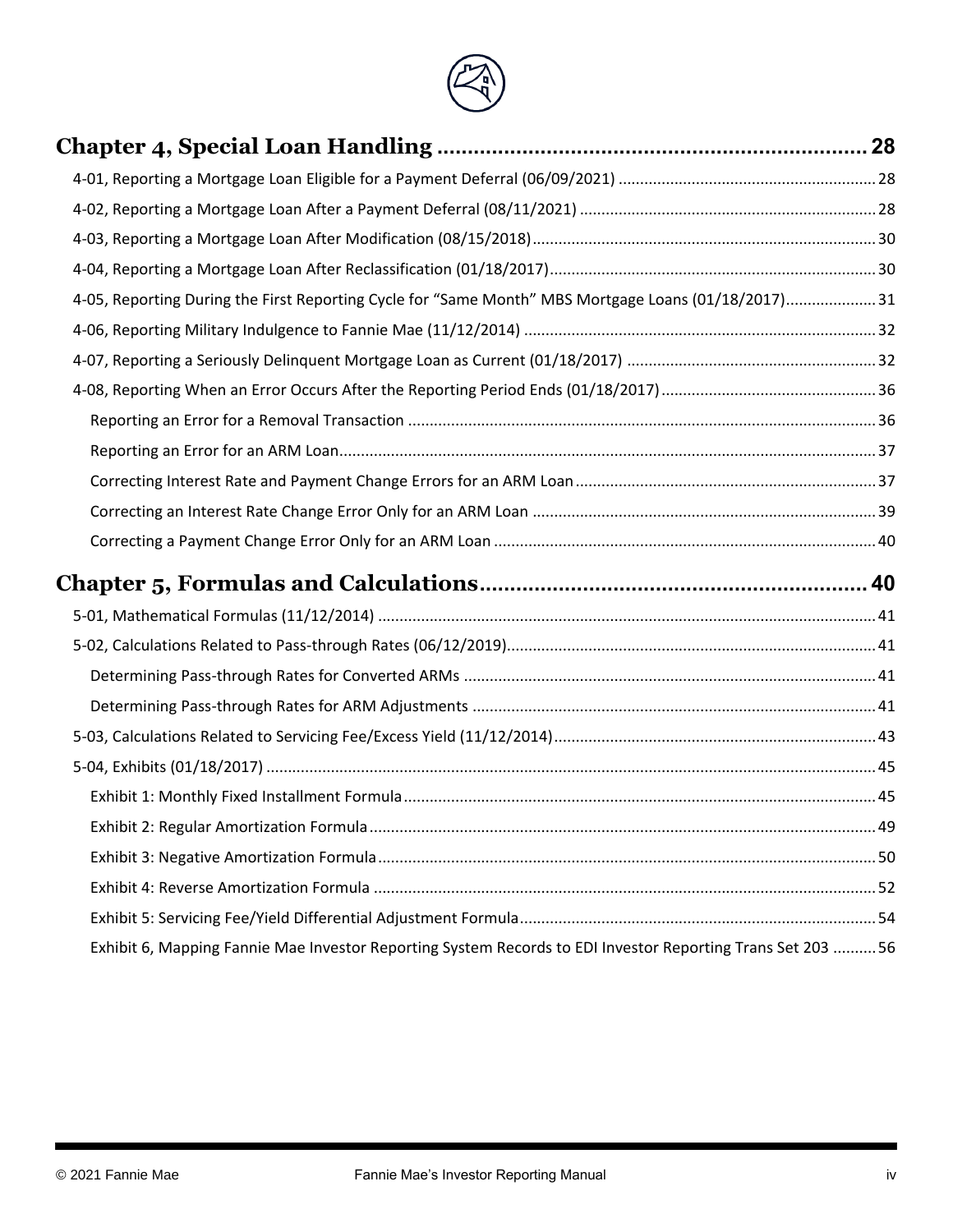## Chapter 4, Special Loan Handling ........ 28

4-01, Reporting a Mortgage Loan Eligible for a Payment Deferral (06/09/2021) ........ 28

4-02, Reporting a Mortgage Loan After a Payment Deferral (08/11/2021) ........ 28

4-03, Reporting a Mortgage Loan After Modification (08/15/2018) ........ 30

4-04, Reporting a Mortgage Loan After Reclassification (01/18/2017) ........ 30

4-05, Reporting During the First Reporting Cycle for "Same Month" MBS Mortgage Loans (01/18/2017) ........ 31

4-06, Reporting Military Indulgence to Fannie Mae (11/12/2014) ........ 32

4-07, Reporting a Seriously Delinquent Mortgage Loan as Current (01/18/2017) ........ 32

4-08, Reporting When an Error Occurs After the Reporting Period Ends (01/18/2017) ........ 36

- Reporting an Error for a Removal Transaction ........ 36
- Reporting an Error for an ARM Loan ........ 37
- Correcting Interest Rate and Payment Change Errors for an ARM Loan ........ 37
- Correcting an Interest Rate Change Error Only for an ARM Loan ........ 39
- Correcting a Payment Change Error Only for an ARM Loan ........ 40

## Chapter 5, Formulas and Calculations ........ 40

5-01, Mathematical Formulas (11/12/2014) ........ 41

5-02, Calculations Related to Pass-through Rates (06/12/2019) ........ 41

- Determining Pass-through Rates for Converted ARMs ........ 41
- Determining Pass-through Rates for ARM Adjustments ........ 41

5-03, Calculations Related to Servicing Fee/Excess Yield (11/12/2014) ........ 43

5-04, Exhibits (01/18/2017) ........ 45

- Exhibit 1: Monthly Fixed Installment Formula ........ 45
- Exhibit 2: Regular Amortization Formula ........ 49
- Exhibit 3: Negative Amortization Formula ........ 50
- Exhibit 4: Reverse Amortization Formula ........ 52
- Exhibit 5: Servicing Fee/Yield Differential Adjustment Formula ........ 54
- Exhibit 6, Mapping Fannie Mae Investor Reporting System Records to EDI Investor Reporting Trans Set 203 ........ 56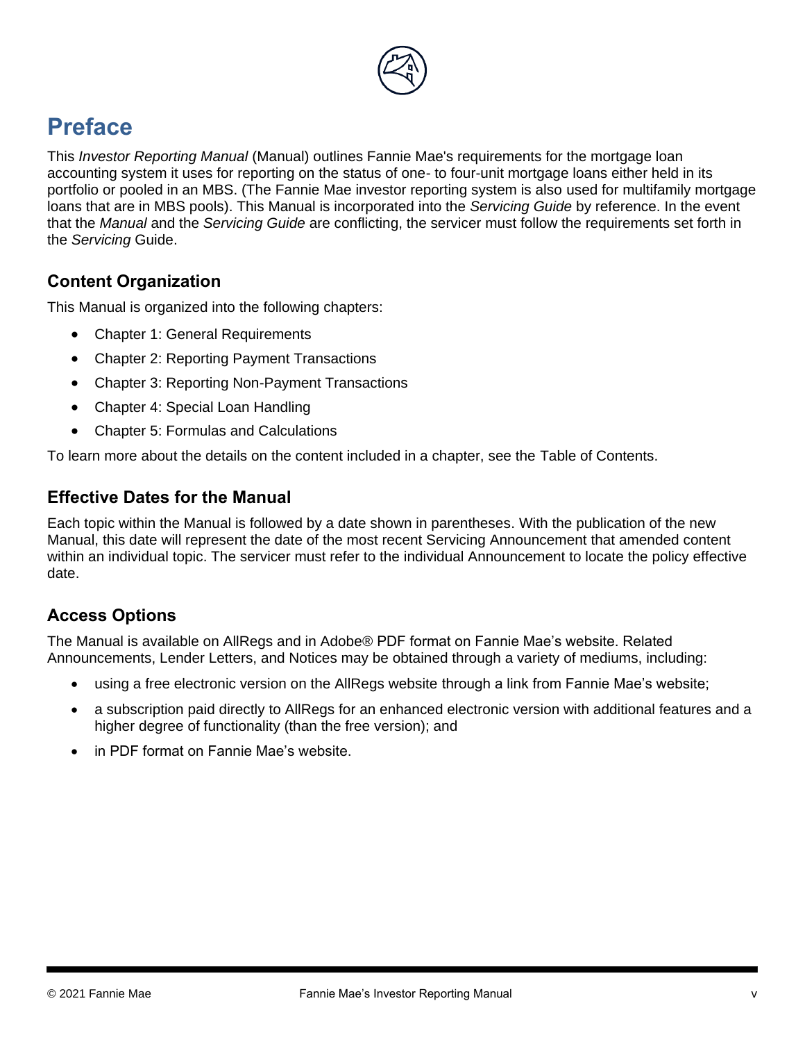# Preface

This *Investor Reporting Manual* (Manual) outlines Fannie Mae's requirements for the mortgage loan accounting system it uses for reporting on the status of one- to four-unit mortgage loans either held in its portfolio or pooled in an MBS. (The Fannie Mae investor reporting system is also used for multifamily mortgage loans that are in MBS pools). This Manual is incorporated into the *Servicing Guide* by reference. In the event that the *Manual* and the *Servicing Guide* are conflicting, the servicer must follow the requirements set forth in the *Servicing* Guide.

## Content Organization

This Manual is organized into the following chapters:

- Chapter 1: General Requirements
- Chapter 2: Reporting Payment Transactions
- Chapter 3: Reporting Non-Payment Transactions
- Chapter 4: Special Loan Handling
- Chapter 5: Formulas and Calculations

To learn more about the details on the content included in a chapter, see the Table of Contents.

## Effective Dates for the Manual

Each topic within the Manual is followed by a date shown in parentheses. With the publication of the new Manual, this date will represent the date of the most recent Servicing Announcement that amended content within an individual topic. The servicer must refer to the individual Announcement to locate the policy effective date.

## Access Options

The Manual is available on AllRegs and in Adobe® PDF format on Fannie Mae's website. Related Announcements, Lender Letters, and Notices may be obtained through a variety of mediums, including:

- using a free electronic version on the AllRegs website through a link from Fannie Mae's website;
- a subscription paid directly to AllRegs for an enhanced electronic version with additional features and a higher degree of functionality (than the free version); and
- in PDF format on Fannie Mae's website.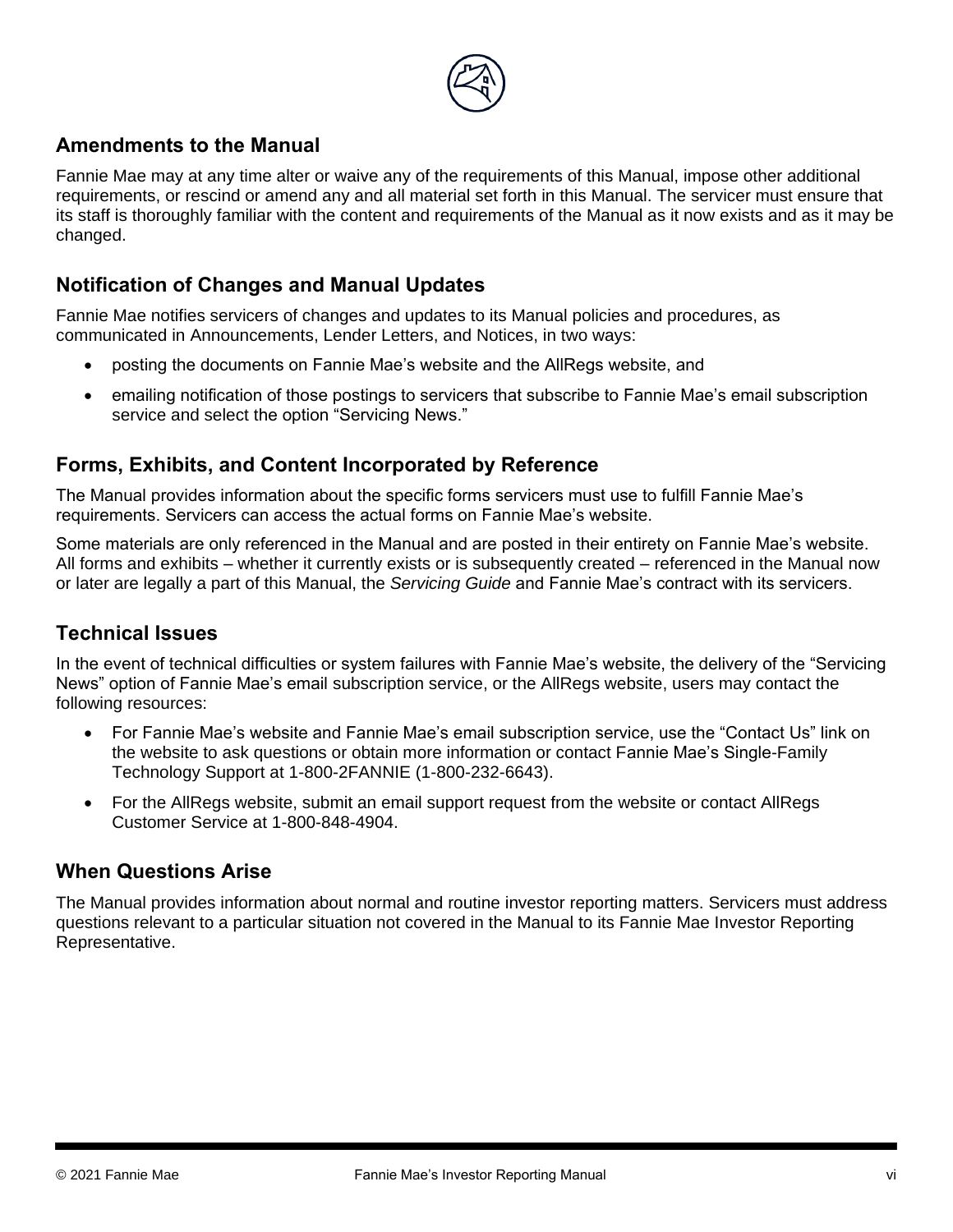## Amendments to the Manual

Fannie Mae may at any time alter or waive any of the requirements of this Manual, impose other additional requirements, or rescind or amend any and all material set forth in this Manual. The servicer must ensure that its staff is thoroughly familiar with the content and requirements of the Manual as it now exists and as it may be changed.

## Notification of Changes and Manual Updates

Fannie Mae notifies servicers of changes and updates to its Manual policies and procedures, as communicated in Announcements, Lender Letters, and Notices, in two ways:

- posting the documents on Fannie Mae's website and the AllRegs website, and
- emailing notification of those postings to servicers that subscribe to Fannie Mae's email subscription service and select the option "Servicing News."

## Forms, Exhibits, and Content Incorporated by Reference

The Manual provides information about the specific forms servicers must use to fulfill Fannie Mae's requirements. Servicers can access the actual forms on Fannie Mae's website.

Some materials are only referenced in the Manual and are posted in their entirety on Fannie Mae's website. All forms and exhibits – whether it currently exists or is subsequently created – referenced in the Manual now or later are legally a part of this Manual, the *Servicing Guide* and Fannie Mae's contract with its servicers.

## Technical Issues

In the event of technical difficulties or system failures with Fannie Mae's website, the delivery of the "Servicing News" option of Fannie Mae's email subscription service, or the AllRegs website, users may contact the following resources:

- For Fannie Mae's website and Fannie Mae's email subscription service, use the "Contact Us" link on the website to ask questions or obtain more information or contact Fannie Mae's Single-Family Technology Support at 1-800-2FANNIE (1-800-232-6643).
- For the AllRegs website, submit an email support request from the website or contact AllRegs Customer Service at 1-800-848-4904.

## When Questions Arise

The Manual provides information about normal and routine investor reporting matters. Servicers must address questions relevant to a particular situation not covered in the Manual to its Fannie Mae Investor Reporting Representative.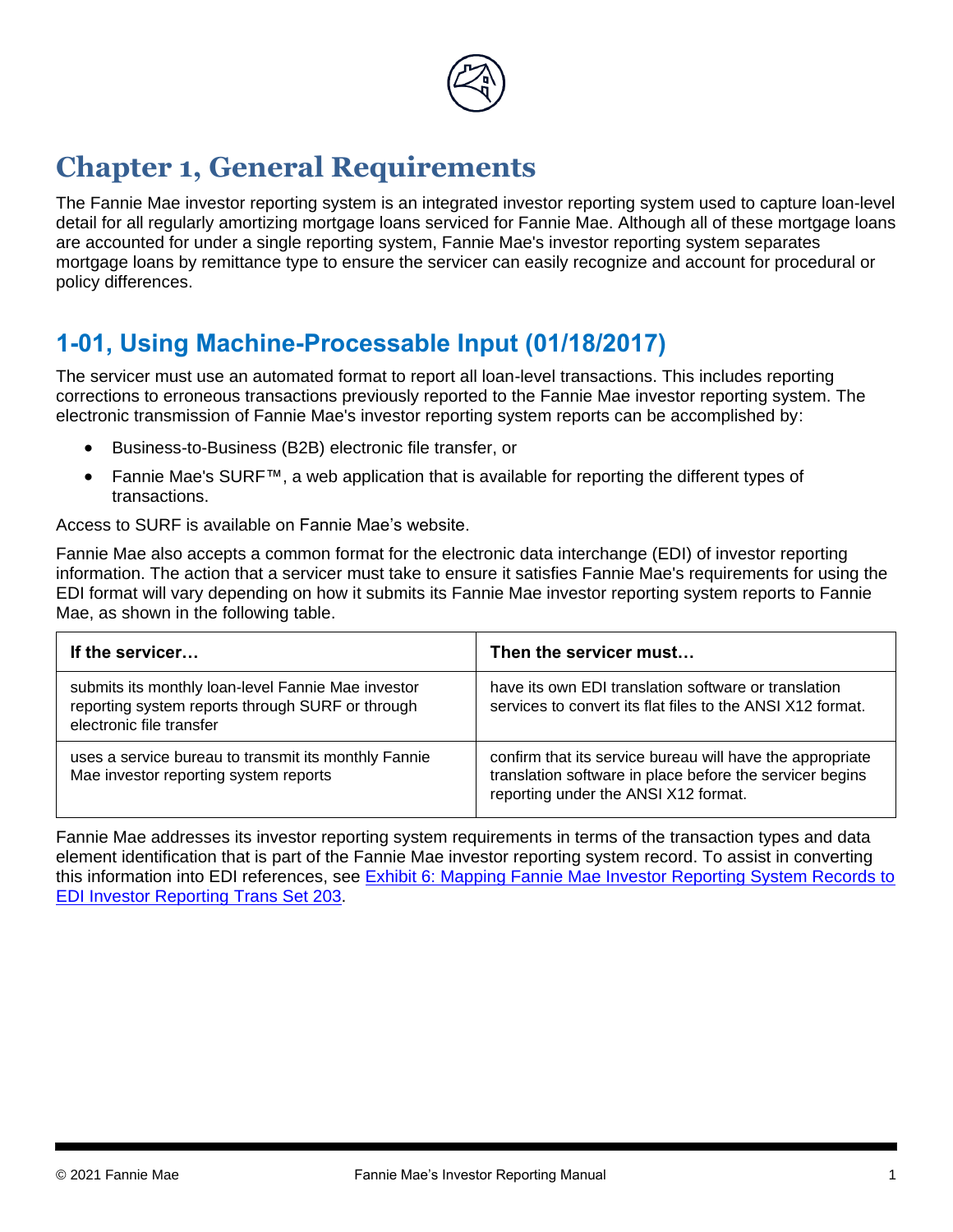# Chapter 1, General Requirements

The Fannie Mae investor reporting system is an integrated investor reporting system used to capture loan-level detail for all regularly amortizing mortgage loans serviced for Fannie Mae. Although all of these mortgage loans are accounted for under a single reporting system, Fannie Mae's investor reporting system separates mortgage loans by remittance type to ensure the servicer can easily recognize and account for procedural or policy differences.

## 1-01, Using Machine-Processable Input (01/18/2017)

The servicer must use an automated format to report all loan-level transactions. This includes reporting corrections to erroneous transactions previously reported to the Fannie Mae investor reporting system. The electronic transmission of Fannie Mae's investor reporting system reports can be accomplished by:

- Business-to-Business (B2B) electronic file transfer, or
- Fannie Mae's SURF™, a web application that is available for reporting the different types of transactions.

Access to SURF is available on Fannie Mae's website.

Fannie Mae also accepts a common format for the electronic data interchange (EDI) of investor reporting information. The action that a servicer must take to ensure it satisfies Fannie Mae's requirements for using the EDI format will vary depending on how it submits its Fannie Mae investor reporting system reports to Fannie Mae, as shown in the following table.

| If the servicer… | Then the servicer must… |
| --- | --- |
| submits its monthly loan-level Fannie Mae investor reporting system reports through SURF or through electronic file transfer | have its own EDI translation software or translation services to convert its flat files to the ANSI X12 format. |
| uses a service bureau to transmit its monthly Fannie Mae investor reporting system reports | confirm that its service bureau will have the appropriate translation software in place before the servicer begins reporting under the ANSI X12 format. |

Fannie Mae addresses its investor reporting system requirements in terms of the transaction types and data element identification that is part of the Fannie Mae investor reporting system record. To assist in converting this information into EDI references, see Exhibit 6: Mapping Fannie Mae Investor Reporting System Records to EDI Investor Reporting Trans Set 203.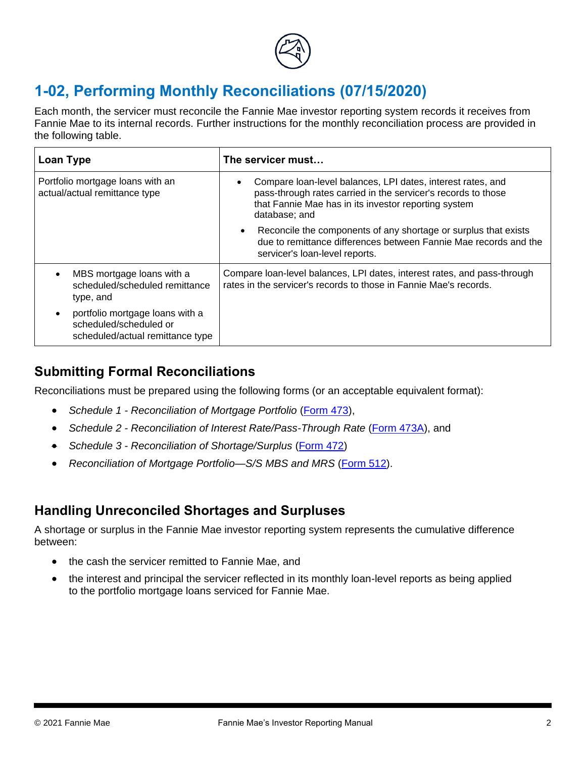## 1-02, Performing Monthly Reconciliations (07/15/2020)

Each month, the servicer must reconcile the Fannie Mae investor reporting system records it receives from Fannie Mae to its internal records. Further instructions for the monthly reconciliation process are provided in the following table.

| Loan Type | The servicer must… |
| --- | --- |
| Portfolio mortgage loans with an actual/actual remittance type | • Compare loan-level balances, LPI dates, interest rates, and pass-through rates carried in the servicer's records to those that Fannie Mae has in its investor reporting system database; and<br>• Reconcile the components of any shortage or surplus that exists due to remittance differences between Fannie Mae records and the servicer's loan-level reports. |
| • MBS mortgage loans with a scheduled/scheduled remittance type, and<br>• portfolio mortgage loans with a scheduled/scheduled or scheduled/actual remittance type | Compare loan-level balances, LPI dates, interest rates, and pass-through rates in the servicer's records to those in Fannie Mae's records. |

### Submitting Formal Reconciliations

Reconciliations must be prepared using the following forms (or an acceptable equivalent format):

- *Schedule 1 - Reconciliation of Mortgage Portfolio* (Form 473),
- *Schedule 2 - Reconciliation of Interest Rate/Pass-Through Rate* (Form 473A), and
- *Schedule 3 - Reconciliation of Shortage/Surplus* (Form 472)
- *Reconciliation of Mortgage Portfolio—S/S MBS and MRS* (Form 512).

### Handling Unreconciled Shortages and Surpluses

A shortage or surplus in the Fannie Mae investor reporting system represents the cumulative difference between:

- the cash the servicer remitted to Fannie Mae, and
- the interest and principal the servicer reflected in its monthly loan-level reports as being applied to the portfolio mortgage loans serviced for Fannie Mae.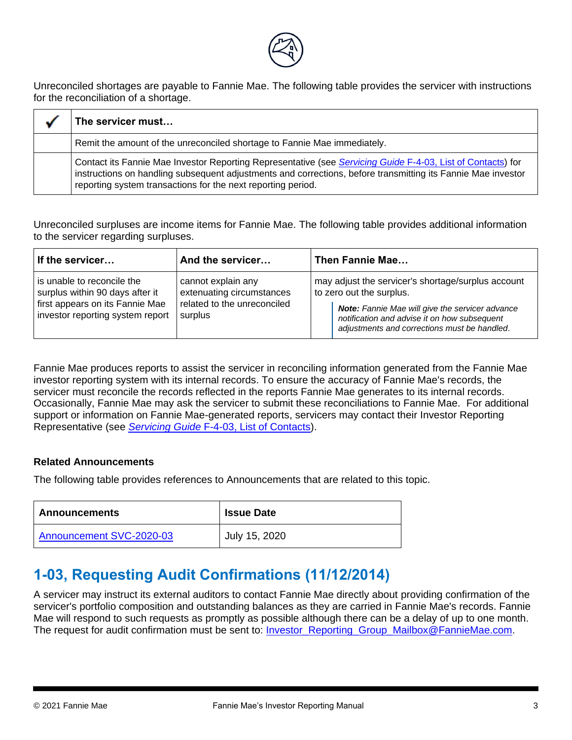Unreconciled shortages are payable to Fannie Mae. The following table provides the servicer with instructions for the reconciliation of a shortage.

| ✓ | The servicer must… |
| --- | --- |
| | Remit the amount of the unreconciled shortage to Fannie Mae immediately. |
| | Contact its Fannie Mae Investor Reporting Representative (see *Servicing Guide* F-4-03, List of Contacts) for instructions on handling subsequent adjustments and corrections, before transmitting its Fannie Mae investor reporting system transactions for the next reporting period. |

Unreconciled surpluses are income items for Fannie Mae. The following table provides additional information to the servicer regarding surpluses.

| If the servicer… | And the servicer… | Then Fannie Mae… |
| --- | --- | --- |
| is unable to reconcile the surplus within 90 days after it first appears on its Fannie Mae investor reporting system report | cannot explain any extenuating circumstances related to the unreconciled surplus | may adjust the servicer's shortage/surplus account to zero out the surplus. ***Note:*** *Fannie Mae will give the servicer advance notification and advise it on how subsequent adjustments and corrections must be handled.* |

Fannie Mae produces reports to assist the servicer in reconciling information generated from the Fannie Mae investor reporting system with its internal records. To ensure the accuracy of Fannie Mae's records, the servicer must reconcile the records reflected in the reports Fannie Mae generates to its internal records. Occasionally, Fannie Mae may ask the servicer to submit these reconciliations to Fannie Mae. For additional support or information on Fannie Mae-generated reports, servicers may contact their Investor Reporting Representative (see *Servicing Guide* F-4-03, List of Contacts).

**Related Announcements**

The following table provides references to Announcements that are related to this topic.

| Announcements | Issue Date |
| --- | --- |
| Announcement SVC-2020-03 | July 15, 2020 |

## 1-03, Requesting Audit Confirmations (11/12/2014)

A servicer may instruct its external auditors to contact Fannie Mae directly about providing confirmation of the servicer's portfolio composition and outstanding balances as they are carried in Fannie Mae's records. Fannie Mae will respond to such requests as promptly as possible although there can be a delay of up to one month. The request for audit confirmation must be sent to: Investor_Reporting_Group_Mailbox@FannieMae.com.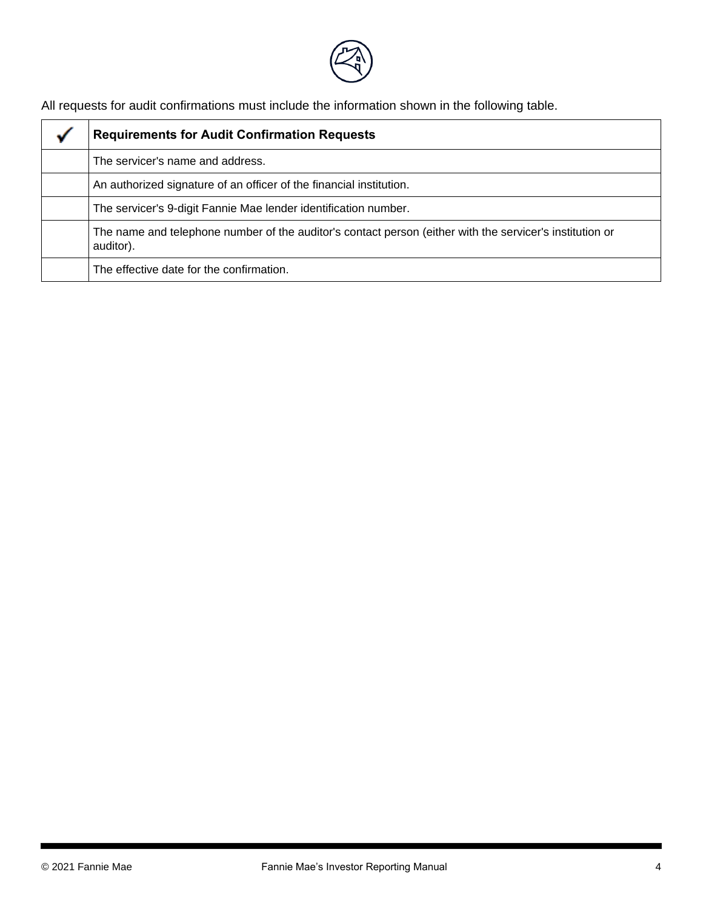All requests for audit confirmations must include the information shown in the following table.

| ✓ | Requirements for Audit Confirmation Requests |
|---|---|
| | The servicer's name and address. |
| | An authorized signature of an officer of the financial institution. |
| | The servicer's 9-digit Fannie Mae lender identification number. |
| | The name and telephone number of the auditor's contact person (either with the servicer's institution or auditor). |
| | The effective date for the confirmation. |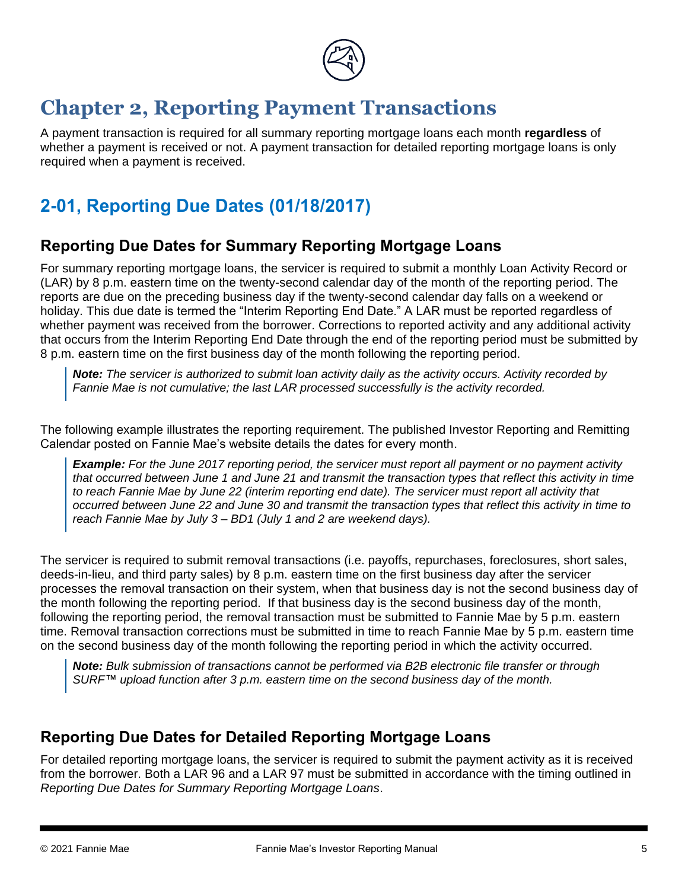# Chapter 2, Reporting Payment Transactions

A payment transaction is required for all summary reporting mortgage loans each month **regardless** of whether a payment is received or not. A payment transaction for detailed reporting mortgage loans is only required when a payment is received.

## 2-01, Reporting Due Dates (01/18/2017)

### Reporting Due Dates for Summary Reporting Mortgage Loans

For summary reporting mortgage loans, the servicer is required to submit a monthly Loan Activity Record or (LAR) by 8 p.m. eastern time on the twenty-second calendar day of the month of the reporting period. The reports are due on the preceding business day if the twenty-second calendar day falls on a weekend or holiday. This due date is termed the "Interim Reporting End Date." A LAR must be reported regardless of whether payment was received from the borrower. Corrections to reported activity and any additional activity that occurs from the Interim Reporting End Date through the end of the reporting period must be submitted by 8 p.m. eastern time on the first business day of the month following the reporting period.

> ***Note:*** *The servicer is authorized to submit loan activity daily as the activity occurs. Activity recorded by Fannie Mae is not cumulative; the last LAR processed successfully is the activity recorded.*

The following example illustrates the reporting requirement. The published Investor Reporting and Remitting Calendar posted on Fannie Mae's website details the dates for every month.

> ***Example:*** *For the June 2017 reporting period, the servicer must report all payment or no payment activity that occurred between June 1 and June 21 and transmit the transaction types that reflect this activity in time to reach Fannie Mae by June 22 (interim reporting end date). The servicer must report all activity that occurred between June 22 and June 30 and transmit the transaction types that reflect this activity in time to reach Fannie Mae by July 3 – BD1 (July 1 and 2 are weekend days).*

The servicer is required to submit removal transactions (i.e. payoffs, repurchases, foreclosures, short sales, deeds-in-lieu, and third party sales) by 8 p.m. eastern time on the first business day after the servicer processes the removal transaction on their system, when that business day is not the second business day of the month following the reporting period. If that business day is the second business day of the month, following the reporting period, the removal transaction must be submitted to Fannie Mae by 5 p.m. eastern time. Removal transaction corrections must be submitted in time to reach Fannie Mae by 5 p.m. eastern time on the second business day of the month following the reporting period in which the activity occurred.

> ***Note:*** *Bulk submission of transactions cannot be performed via B2B electronic file transfer or through SURF™ upload function after 3 p.m. eastern time on the second business day of the month.*

### Reporting Due Dates for Detailed Reporting Mortgage Loans

For detailed reporting mortgage loans, the servicer is required to submit the payment activity as it is received from the borrower. Both a LAR 96 and a LAR 97 must be submitted in accordance with the timing outlined in *Reporting Due Dates for Summary Reporting Mortgage Loans*.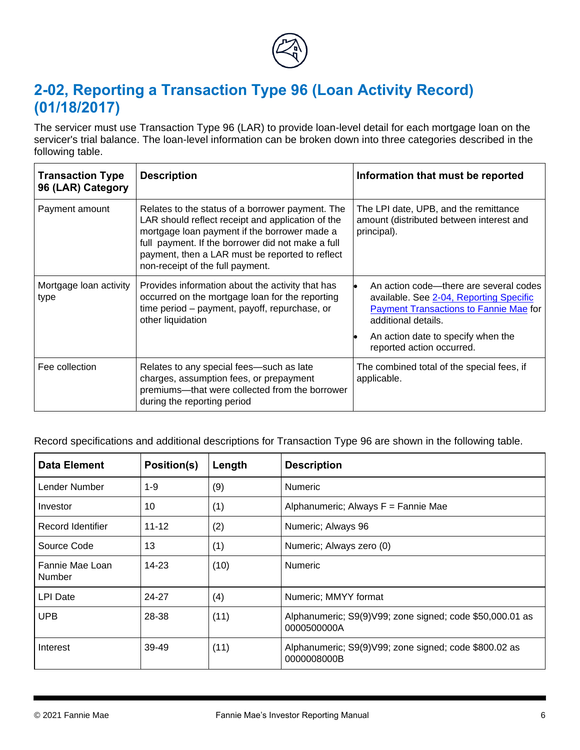## 2-02, Reporting a Transaction Type 96 (Loan Activity Record) (01/18/2017)

The servicer must use Transaction Type 96 (LAR) to provide loan-level detail for each mortgage loan on the servicer's trial balance. The loan-level information can be broken down into three categories described in the following table.

| Transaction Type 96 (LAR) Category | Description | Information that must be reported |
|---|---|---|
| Payment amount | Relates to the status of a borrower payment. The LAR should reflect receipt and application of the mortgage loan payment if the borrower made a full payment. If the borrower did not make a full payment, then a LAR must be reported to reflect non-receipt of the full payment. | The LPI date, UPB, and the remittance amount (distributed between interest and principal). |
| Mortgage loan activity type | Provides information about the activity that has occurred on the mortgage loan for the reporting time period – payment, payoff, repurchase, or other liquidation | • An action code—there are several codes available. See 2-04, Reporting Specific Payment Transactions to Fannie Mae for additional details.<br>• An action date to specify when the reported action occurred. |
| Fee collection | Relates to any special fees—such as late charges, assumption fees, or prepayment premiums—that were collected from the borrower during the reporting period | The combined total of the special fees, if applicable. |

Record specifications and additional descriptions for Transaction Type 96 are shown in the following table.

| Data Element | Position(s) | Length | Description |
|---|---|---|---|
| Lender Number | 1-9 | (9) | Numeric |
| Investor | 10 | (1) | Alphanumeric; Always F = Fannie Mae |
| Record Identifier | 11-12 | (2) | Numeric; Always 96 |
| Source Code | 13 | (1) | Numeric; Always zero (0) |
| Fannie Mae Loan Number | 14-23 | (10) | Numeric |
| LPI Date | 24-27 | (4) | Numeric; MMYY format |
| UPB | 28-38 | (11) | Alphanumeric; S9(9)V99; zone signed; code $50,000.01 as 0000500000A |
| Interest | 39-49 | (11) | Alphanumeric; S9(9)V99; zone signed; code $800.02 as 0000008000B |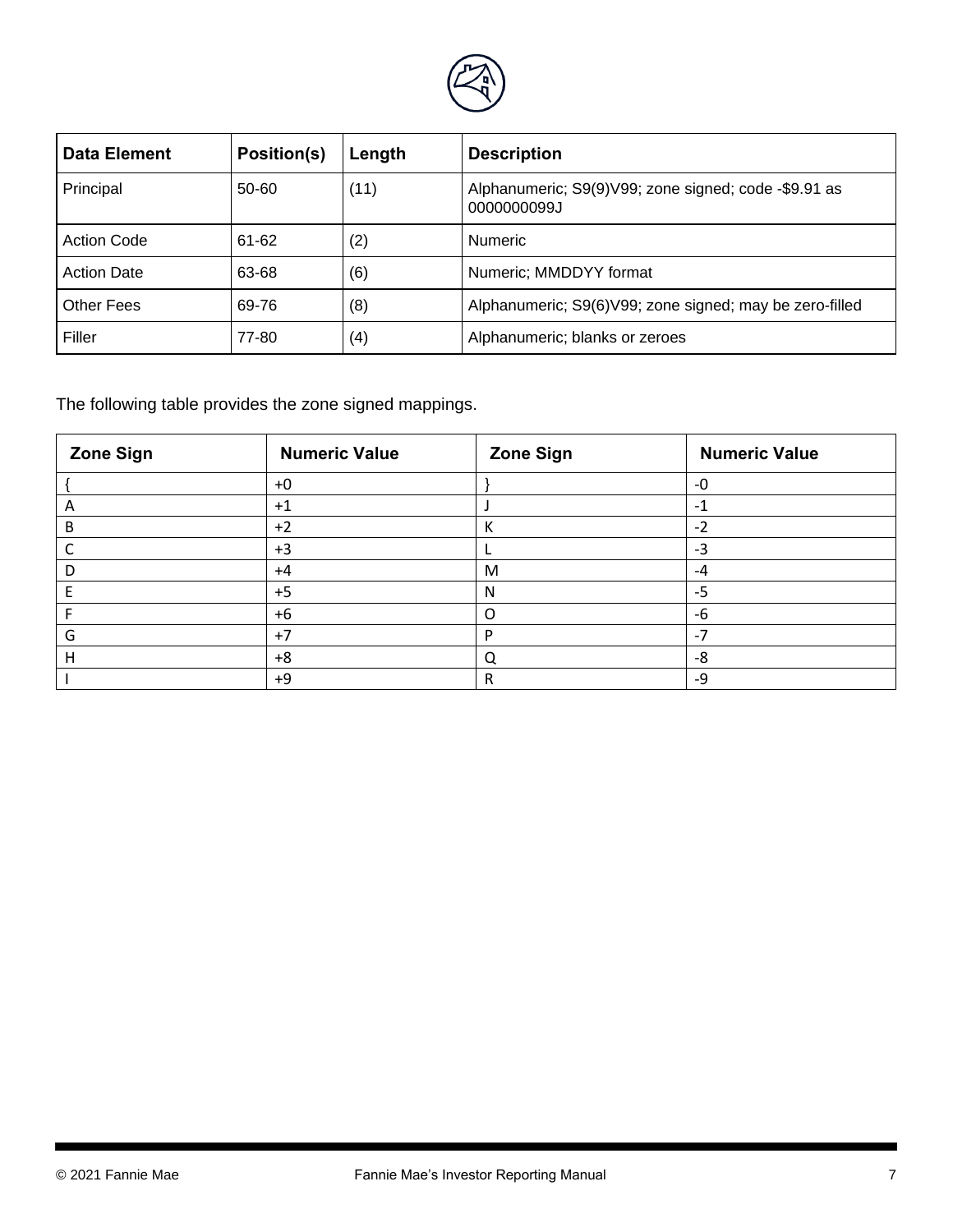| Data Element | Position(s) | Length | Description |
|---|---|---|---|
| Principal | 50-60 | (11) | Alphanumeric; S9(9)V99; zone signed; code -$9.91 as 0000000099J |
| Action Code | 61-62 | (2) | Numeric |
| Action Date | 63-68 | (6) | Numeric; MMDDYY format |
| Other Fees | 69-76 | (8) | Alphanumeric; S9(6)V99; zone signed; may be zero-filled |
| Filler | 77-80 | (4) | Alphanumeric; blanks or zeroes |

The following table provides the zone signed mappings.

| Zone Sign | Numeric Value | Zone Sign | Numeric Value |
|---|---|---|---|
| { | +0 | } | -0 |
| A | +1 | J | -1 |
| B | +2 | K | -2 |
| C | +3 | L | -3 |
| D | +4 | M | -4 |
| E | +5 | N | -5 |
| F | +6 | O | -6 |
| G | +7 | P | -7 |
| H | +8 | Q | -8 |
| I | +9 | R | -9 |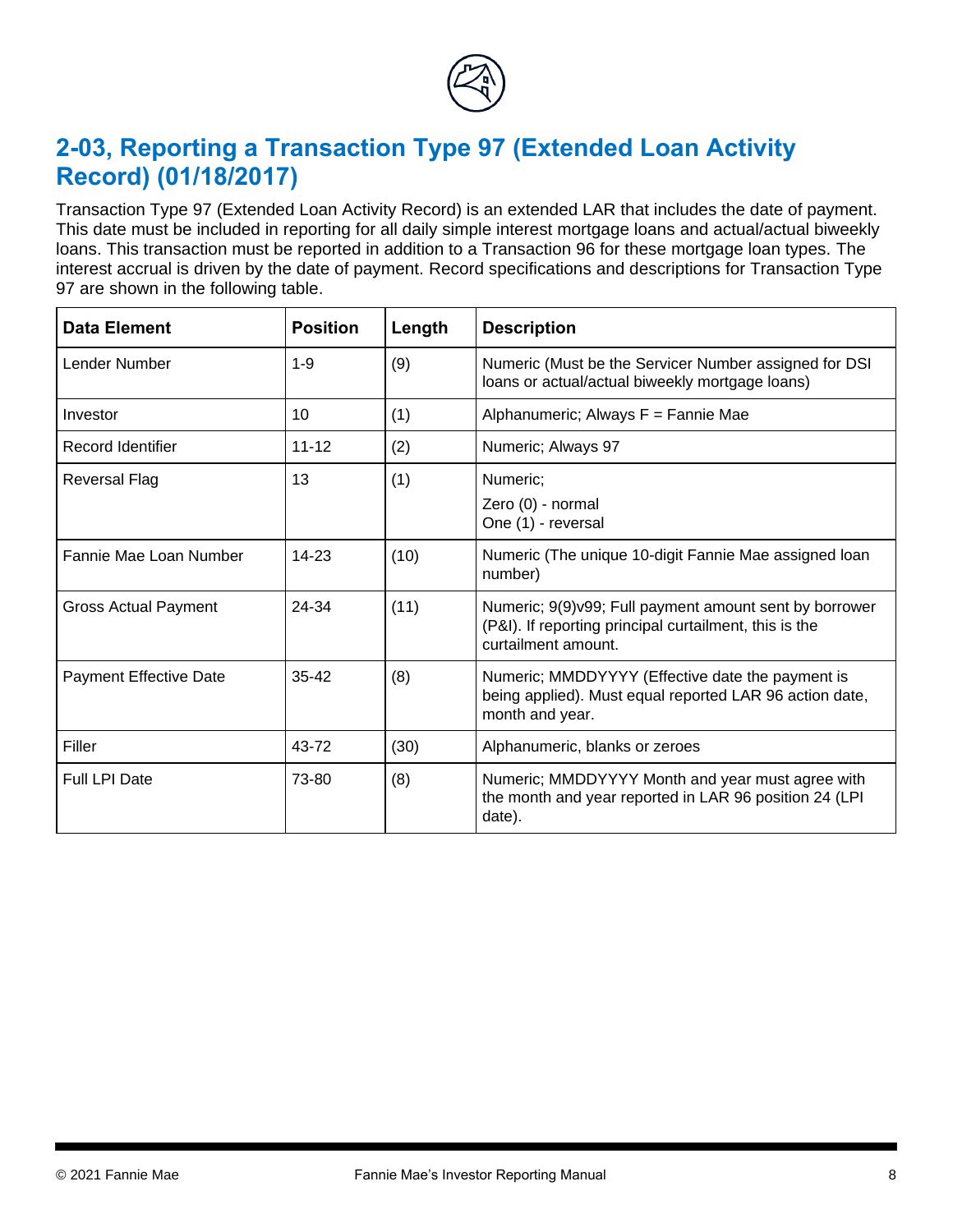## 2-03, Reporting a Transaction Type 97 (Extended Loan Activity Record) (01/18/2017)

Transaction Type 97 (Extended Loan Activity Record) is an extended LAR that includes the date of payment. This date must be included in reporting for all daily simple interest mortgage loans and actual/actual biweekly loans. This transaction must be reported in addition to a Transaction 96 for these mortgage loan types. The interest accrual is driven by the date of payment. Record specifications and descriptions for Transaction Type 97 are shown in the following table.

| Data Element | Position | Length | Description |
|---|---|---|---|
| Lender Number | 1-9 | (9) | Numeric (Must be the Servicer Number assigned for DSI loans or actual/actual biweekly mortgage loans) |
| Investor | 10 | (1) | Alphanumeric; Always F = Fannie Mae |
| Record Identifier | 11-12 | (2) | Numeric; Always 97 |
| Reversal Flag | 13 | (1) | Numeric;<br>Zero (0) - normal<br>One (1) - reversal |
| Fannie Mae Loan Number | 14-23 | (10) | Numeric (The unique 10-digit Fannie Mae assigned loan number) |
| Gross Actual Payment | 24-34 | (11) | Numeric; 9(9)v99; Full payment amount sent by borrower (P&I). If reporting principal curtailment, this is the curtailment amount. |
| Payment Effective Date | 35-42 | (8) | Numeric; MMDDYYYY (Effective date the payment is being applied). Must equal reported LAR 96 action date, month and year. |
| Filler | 43-72 | (30) | Alphanumeric, blanks or zeroes |
| Full LPI Date | 73-80 | (8) | Numeric; MMDDYYYY Month and year must agree with the month and year reported in LAR 96 position 24 (LPI date). |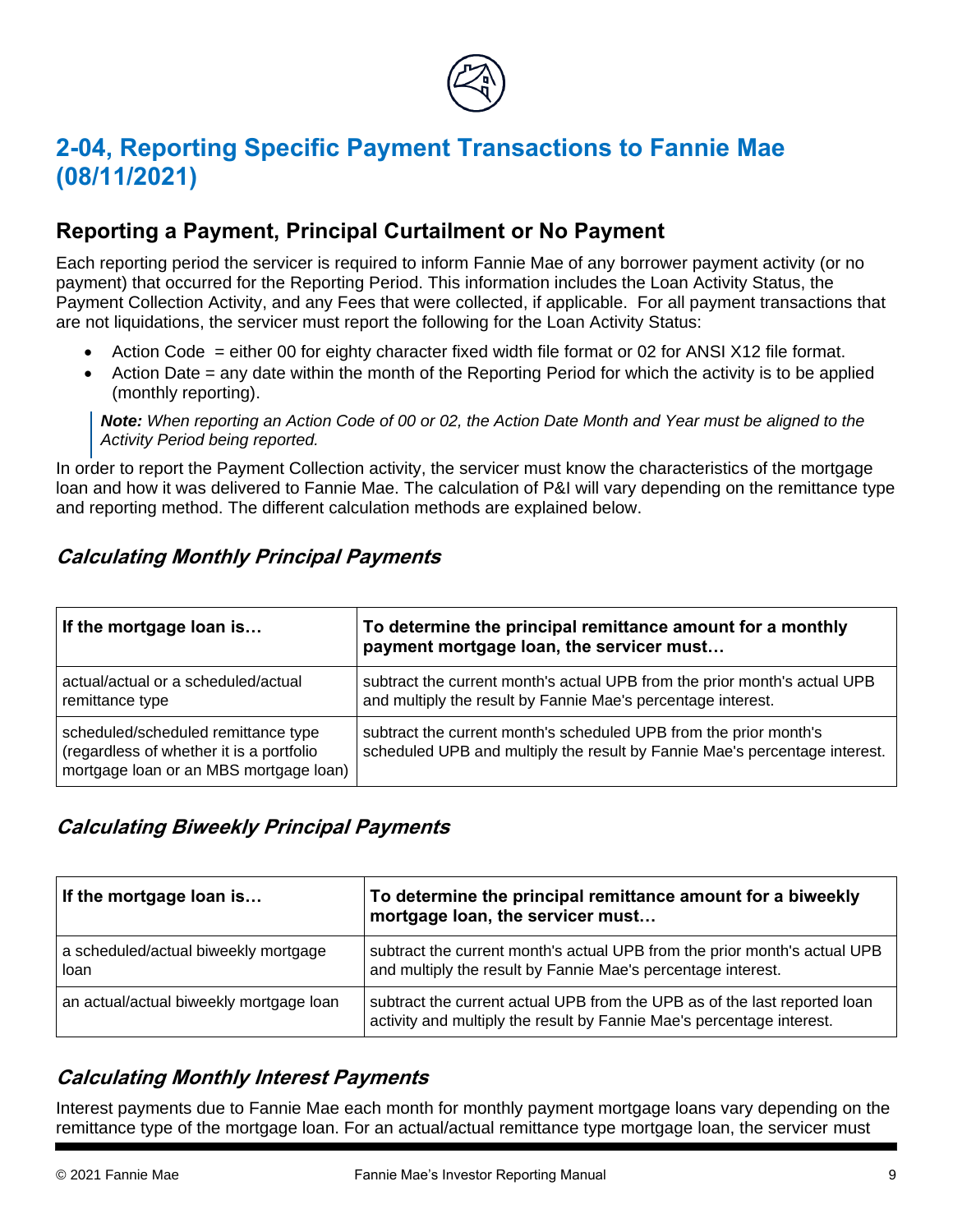# 2-04, Reporting Specific Payment Transactions to Fannie Mae (08/11/2021)

## Reporting a Payment, Principal Curtailment or No Payment

Each reporting period the servicer is required to inform Fannie Mae of any borrower payment activity (or no payment) that occurred for the Reporting Period. This information includes the Loan Activity Status, the Payment Collection Activity, and any Fees that were collected, if applicable. For all payment transactions that are not liquidations, the servicer must report the following for the Loan Activity Status:

- Action Code = either 00 for eighty character fixed width file format or 02 for ANSI X12 file format.
- Action Date = any date within the month of the Reporting Period for which the activity is to be applied (monthly reporting).

> ***Note:*** *When reporting an Action Code of 00 or 02, the Action Date Month and Year must be aligned to the Activity Period being reported.*

In order to report the Payment Collection activity, the servicer must know the characteristics of the mortgage loan and how it was delivered to Fannie Mae. The calculation of P&I will vary depending on the remittance type and reporting method. The different calculation methods are explained below.

### *Calculating Monthly Principal Payments*

| If the mortgage loan is… | To determine the principal remittance amount for a monthly payment mortgage loan, the servicer must… |
|---|---|
| actual/actual or a scheduled/actual remittance type | subtract the current month's actual UPB from the prior month's actual UPB and multiply the result by Fannie Mae's percentage interest. |
| scheduled/scheduled remittance type (regardless of whether it is a portfolio mortgage loan or an MBS mortgage loan) | subtract the current month's scheduled UPB from the prior month's scheduled UPB and multiply the result by Fannie Mae's percentage interest. |

### *Calculating Biweekly Principal Payments*

| If the mortgage loan is… | To determine the principal remittance amount for a biweekly mortgage loan, the servicer must… |
|---|---|
| a scheduled/actual biweekly mortgage loan | subtract the current month's actual UPB from the prior month's actual UPB and multiply the result by Fannie Mae's percentage interest. |
| an actual/actual biweekly mortgage loan | subtract the current actual UPB from the UPB as of the last reported loan activity and multiply the result by Fannie Mae's percentage interest. |

### *Calculating Monthly Interest Payments*

Interest payments due to Fannie Mae each month for monthly payment mortgage loans vary depending on the remittance type of the mortgage loan. For an actual/actual remittance type mortgage loan, the servicer must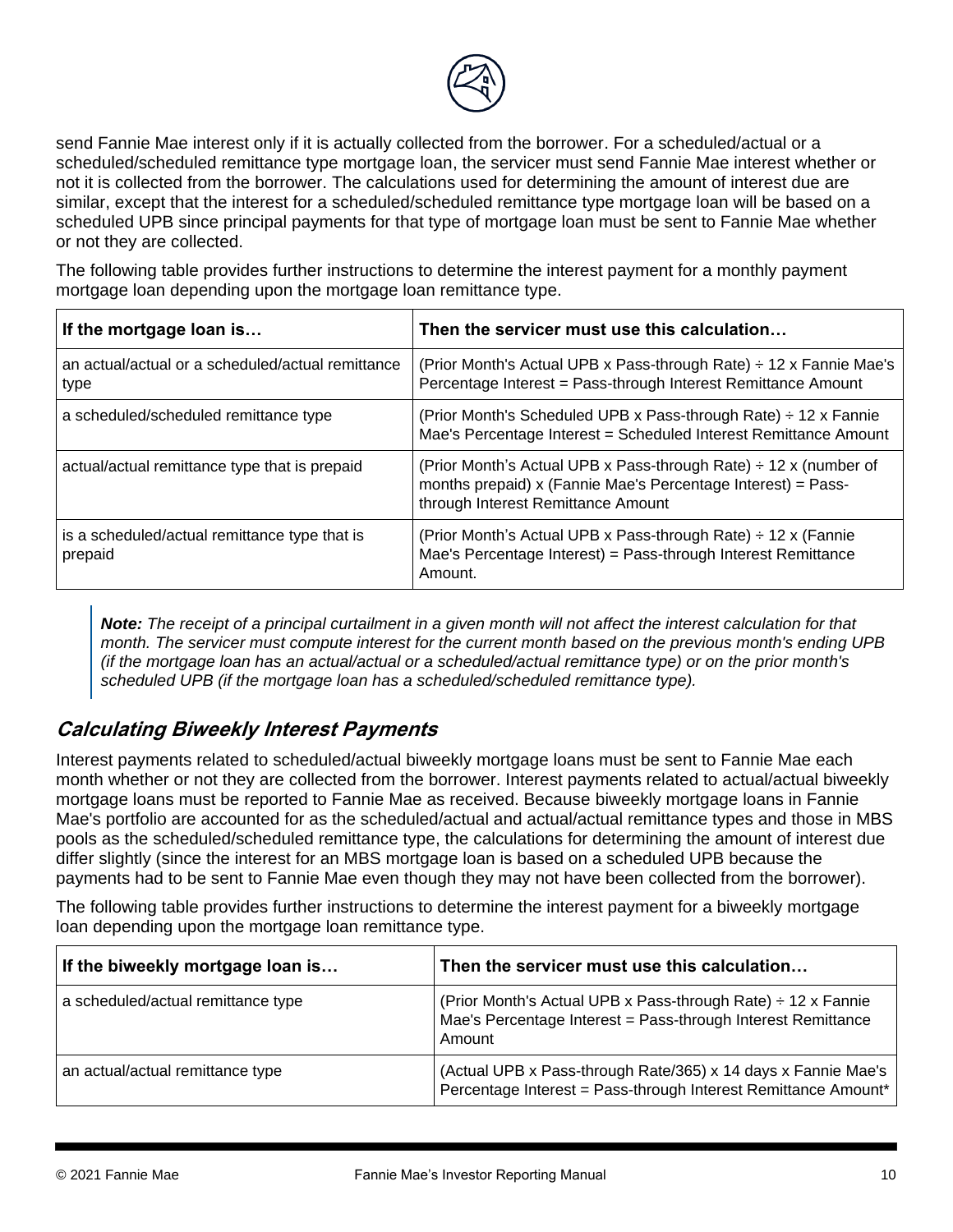send Fannie Mae interest only if it is actually collected from the borrower. For a scheduled/actual or a scheduled/scheduled remittance type mortgage loan, the servicer must send Fannie Mae interest whether or not it is collected from the borrower. The calculations used for determining the amount of interest due are similar, except that the interest for a scheduled/scheduled remittance type mortgage loan will be based on a scheduled UPB since principal payments for that type of mortgage loan must be sent to Fannie Mae whether or not they are collected.

The following table provides further instructions to determine the interest payment for a monthly payment mortgage loan depending upon the mortgage loan remittance type.

| If the mortgage loan is… | Then the servicer must use this calculation… |
|---|---|
| an actual/actual or a scheduled/actual remittance type | (Prior Month's Actual UPB x Pass-through Rate) ÷ 12 x Fannie Mae's Percentage Interest = Pass-through Interest Remittance Amount |
| a scheduled/scheduled remittance type | (Prior Month's Scheduled UPB x Pass-through Rate) ÷ 12 x Fannie Mae's Percentage Interest = Scheduled Interest Remittance Amount |
| actual/actual remittance type that is prepaid | (Prior Month's Actual UPB x Pass-through Rate) ÷ 12 x (number of months prepaid) x (Fannie Mae's Percentage Interest) = Pass-through Interest Remittance Amount |
| is a scheduled/actual remittance type that is prepaid | (Prior Month's Actual UPB x Pass-through Rate) ÷ 12 x (Fannie Mae's Percentage Interest) = Pass-through Interest Remittance Amount. |

> ***Note:*** *The receipt of a principal curtailment in a given month will not affect the interest calculation for that month. The servicer must compute interest for the current month based on the previous month's ending UPB (if the mortgage loan has an actual/actual or a scheduled/actual remittance type) or on the prior month's scheduled UPB (if the mortgage loan has a scheduled/scheduled remittance type).*

### *Calculating Biweekly Interest Payments*

Interest payments related to scheduled/actual biweekly mortgage loans must be sent to Fannie Mae each month whether or not they are collected from the borrower. Interest payments related to actual/actual biweekly mortgage loans must be reported to Fannie Mae as received. Because biweekly mortgage loans in Fannie Mae's portfolio are accounted for as the scheduled/actual and actual/actual remittance types and those in MBS pools as the scheduled/scheduled remittance type, the calculations for determining the amount of interest due differ slightly (since the interest for an MBS mortgage loan is based on a scheduled UPB because the payments had to be sent to Fannie Mae even though they may not have been collected from the borrower).

The following table provides further instructions to determine the interest payment for a biweekly mortgage loan depending upon the mortgage loan remittance type.

| If the biweekly mortgage loan is… | Then the servicer must use this calculation… |
|---|---|
| a scheduled/actual remittance type | (Prior Month's Actual UPB x Pass-through Rate) ÷ 12 x Fannie Mae's Percentage Interest = Pass-through Interest Remittance Amount |
| an actual/actual remittance type | (Actual UPB x Pass-through Rate/365) x 14 days x Fannie Mae's Percentage Interest = Pass-through Interest Remittance Amount* |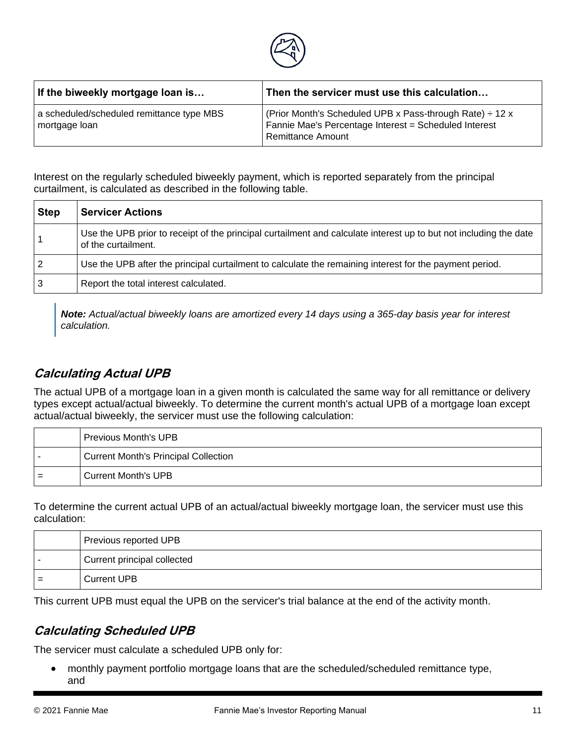| If the biweekly mortgage loan is… | Then the servicer must use this calculation… |
| --- | --- |
| a scheduled/scheduled remittance type MBS mortgage loan | (Prior Month's Scheduled UPB x Pass-through Rate) ÷ 12 x Fannie Mae's Percentage Interest = Scheduled Interest Remittance Amount |

Interest on the regularly scheduled biweekly payment, which is reported separately from the principal curtailment, is calculated as described in the following table.

| Step | Servicer Actions |
| --- | --- |
| 1 | Use the UPB prior to receipt of the principal curtailment and calculate interest up to but not including the date of the curtailment. |
| 2 | Use the UPB after the principal curtailment to calculate the remaining interest for the payment period. |
| 3 | Report the total interest calculated. |

> ***Note:*** *Actual/actual biweekly loans are amortized every 14 days using a 365-day basis year for interest calculation.*

### Calculating Actual UPB

The actual UPB of a mortgage loan in a given month is calculated the same way for all remittance or delivery types except actual/actual biweekly. To determine the current month's actual UPB of a mortgage loan except actual/actual biweekly, the servicer must use the following calculation:

| | |
| --- | --- |
| | Previous Month's UPB |
| - | Current Month's Principal Collection |
| = | Current Month's UPB |

To determine the current actual UPB of an actual/actual biweekly mortgage loan, the servicer must use this calculation:

| | |
| --- | --- |
| | Previous reported UPB |
| - | Current principal collected |
| = | Current UPB |

This current UPB must equal the UPB on the servicer's trial balance at the end of the activity month.

### Calculating Scheduled UPB

The servicer must calculate a scheduled UPB only for:

- monthly payment portfolio mortgage loans that are the scheduled/scheduled remittance type, and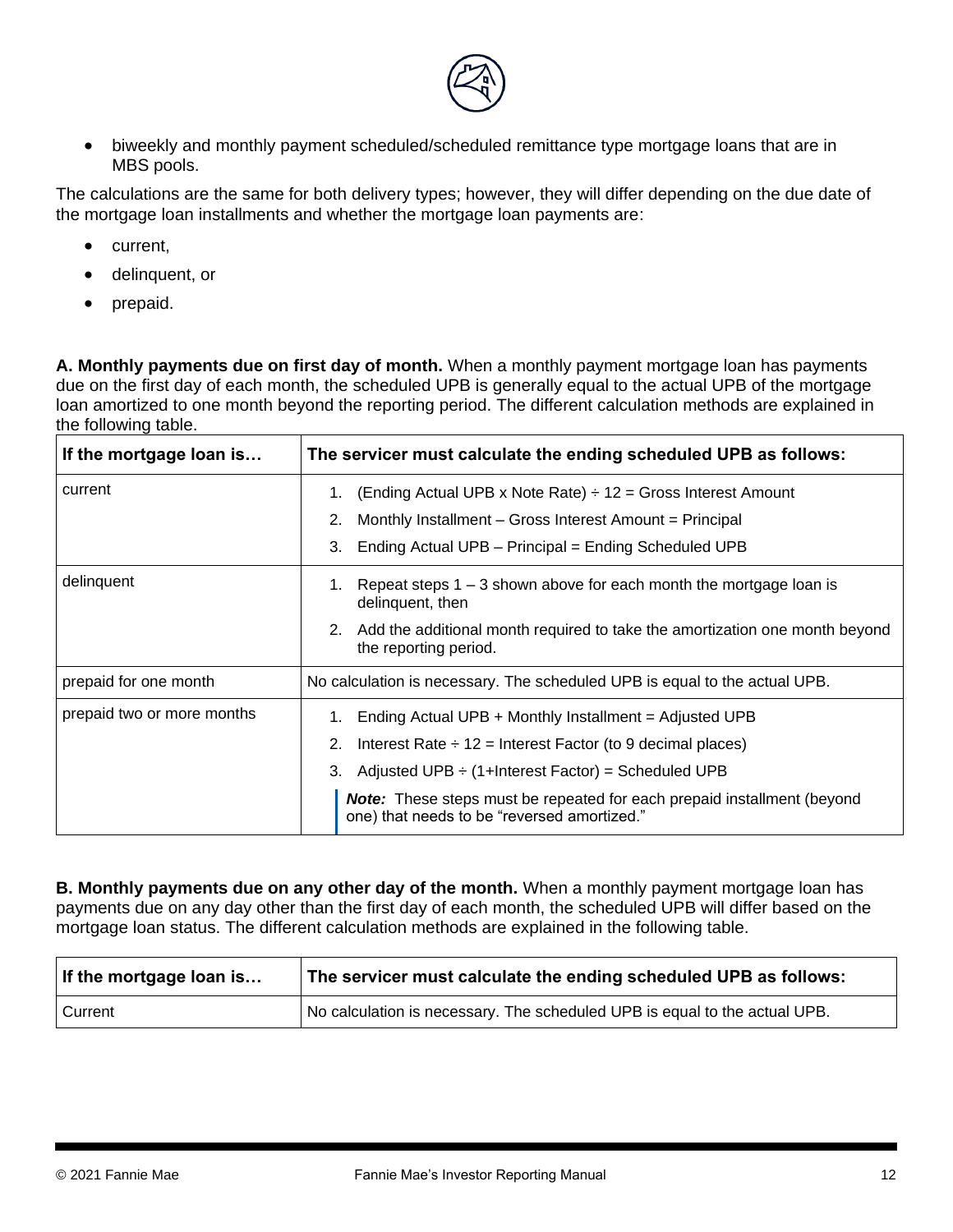- biweekly and monthly payment scheduled/scheduled remittance type mortgage loans that are in MBS pools.

The calculations are the same for both delivery types; however, they will differ depending on the due date of the mortgage loan installments and whether the mortgage loan payments are:

- current,
- delinquent, or
- prepaid.

**A. Monthly payments due on first day of month.** When a monthly payment mortgage loan has payments due on the first day of each month, the scheduled UPB is generally equal to the actual UPB of the mortgage loan amortized to one month beyond the reporting period. The different calculation methods are explained in the following table.

| If the mortgage loan is… | The servicer must calculate the ending scheduled UPB as follows: |
|---|---|
| current | 1. (Ending Actual UPB x Note Rate) ÷ 12 = Gross Interest Amount<br>2. Monthly Installment – Gross Interest Amount = Principal<br>3. Ending Actual UPB – Principal = Ending Scheduled UPB |
| delinquent | 1. Repeat steps 1 – 3 shown above for each month the mortgage loan is delinquent, then<br>2. Add the additional month required to take the amortization one month beyond the reporting period. |
| prepaid for one month | No calculation is necessary. The scheduled UPB is equal to the actual UPB. |
| prepaid two or more months | 1. Ending Actual UPB + Monthly Installment = Adjusted UPB<br>2. Interest Rate ÷ 12 = Interest Factor (to 9 decimal places)<br>3. Adjusted UPB ÷ (1+Interest Factor) = Scheduled UPB<br>***Note:*** These steps must be repeated for each prepaid installment (beyond one) that needs to be "reversed amortized." |

**B. Monthly payments due on any other day of the month.** When a monthly payment mortgage loan has payments due on any day other than the first day of each month, the scheduled UPB will differ based on the mortgage loan status. The different calculation methods are explained in the following table.

| If the mortgage loan is… | The servicer must calculate the ending scheduled UPB as follows: |
|---|---|
| Current | No calculation is necessary. The scheduled UPB is equal to the actual UPB. |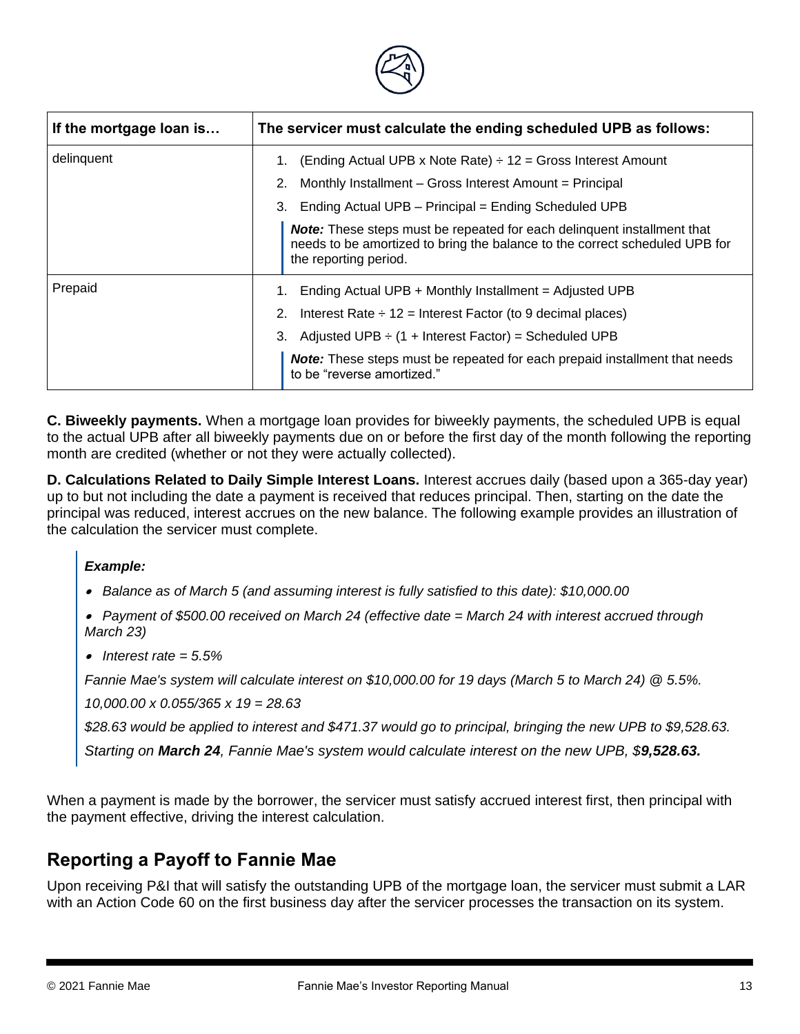| If the mortgage loan is… | The servicer must calculate the ending scheduled UPB as follows: |
| --- | --- |
| delinquent | 1. (Ending Actual UPB x Note Rate) ÷ 12 = Gross Interest Amount<br>2. Monthly Installment – Gross Interest Amount = Principal<br>3. Ending Actual UPB – Principal = Ending Scheduled UPB<br>***Note:*** These steps must be repeated for each delinquent installment that needs to be amortized to bring the balance to the correct scheduled UPB for the reporting period. |
| Prepaid | 1. Ending Actual UPB + Monthly Installment = Adjusted UPB<br>2. Interest Rate ÷ 12 = Interest Factor (to 9 decimal places)<br>3. Adjusted UPB ÷ (1 + Interest Factor) = Scheduled UPB<br>***Note:*** These steps must be repeated for each prepaid installment that needs to be "reverse amortized." |

**C. Biweekly payments.** When a mortgage loan provides for biweekly payments, the scheduled UPB is equal to the actual UPB after all biweekly payments due on or before the first day of the month following the reporting month are credited (whether or not they were actually collected).

**D. Calculations Related to Daily Simple Interest Loans.** Interest accrues daily (based upon a 365-day year) up to but not including the date a payment is received that reduces principal. Then, starting on the date the principal was reduced, interest accrues on the new balance. The following example provides an illustration of the calculation the servicer must complete.

> ***Example:***
>
> - *Balance as of March 5 (and assuming interest is fully satisfied to this date): $10,000.00*
> - *Payment of $500.00 received on March 24 (effective date = March 24 with interest accrued through March 23)*
> - *Interest rate = 5.5%*
>
> *Fannie Mae's system will calculate interest on $10,000.00 for 19 days (March 5 to March 24) @ 5.5%.*
>
> *10,000.00 x 0.055/365 x 19 = 28.63*
>
> *$28.63 would be applied to interest and $471.37 would go to principal, bringing the new UPB to $9,528.63.*
>
> *Starting on **March 24**, Fannie Mae's system would calculate interest on the new UPB, $**9,528.63.***

When a payment is made by the borrower, the servicer must satisfy accrued interest first, then principal with the payment effective, driving the interest calculation.

## Reporting a Payoff to Fannie Mae

Upon receiving P&I that will satisfy the outstanding UPB of the mortgage loan, the servicer must submit a LAR with an Action Code 60 on the first business day after the servicer processes the transaction on its system.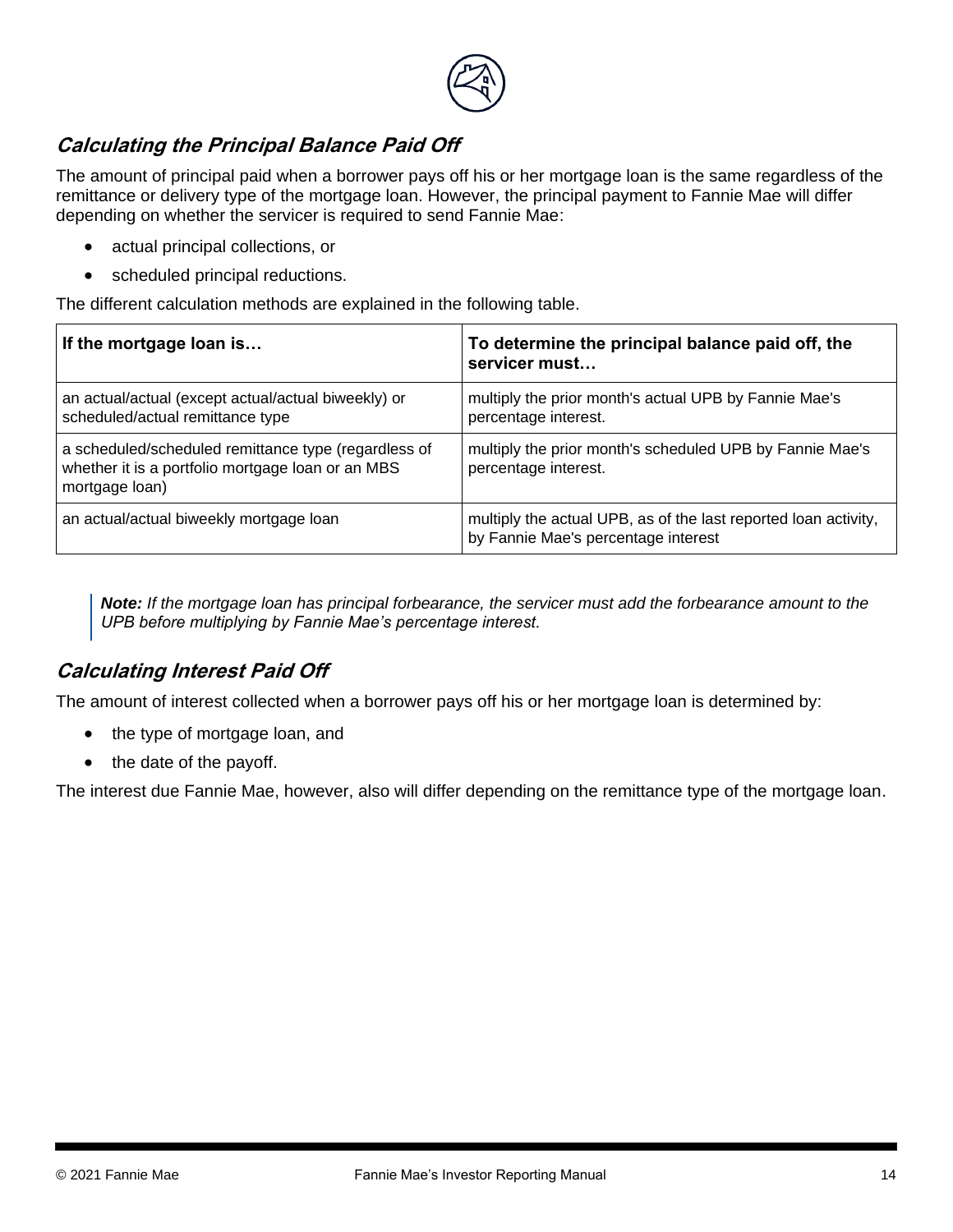## *Calculating the Principal Balance Paid Off*

The amount of principal paid when a borrower pays off his or her mortgage loan is the same regardless of the remittance or delivery type of the mortgage loan. However, the principal payment to Fannie Mae will differ depending on whether the servicer is required to send Fannie Mae:

- actual principal collections, or
- scheduled principal reductions.

The different calculation methods are explained in the following table.

| If the mortgage loan is… | To determine the principal balance paid off, the servicer must… |
|---|---|
| an actual/actual (except actual/actual biweekly) or scheduled/actual remittance type | multiply the prior month's actual UPB by Fannie Mae's percentage interest. |
| a scheduled/scheduled remittance type (regardless of whether it is a portfolio mortgage loan or an MBS mortgage loan) | multiply the prior month's scheduled UPB by Fannie Mae's percentage interest. |
| an actual/actual biweekly mortgage loan | multiply the actual UPB, as of the last reported loan activity, by Fannie Mae's percentage interest |

> ***Note:*** *If the mortgage loan has principal forbearance, the servicer must add the forbearance amount to the UPB before multiplying by Fannie Mae's percentage interest.*

## *Calculating Interest Paid Off*

The amount of interest collected when a borrower pays off his or her mortgage loan is determined by:

- the type of mortgage loan, and
- the date of the payoff.

The interest due Fannie Mae, however, also will differ depending on the remittance type of the mortgage loan.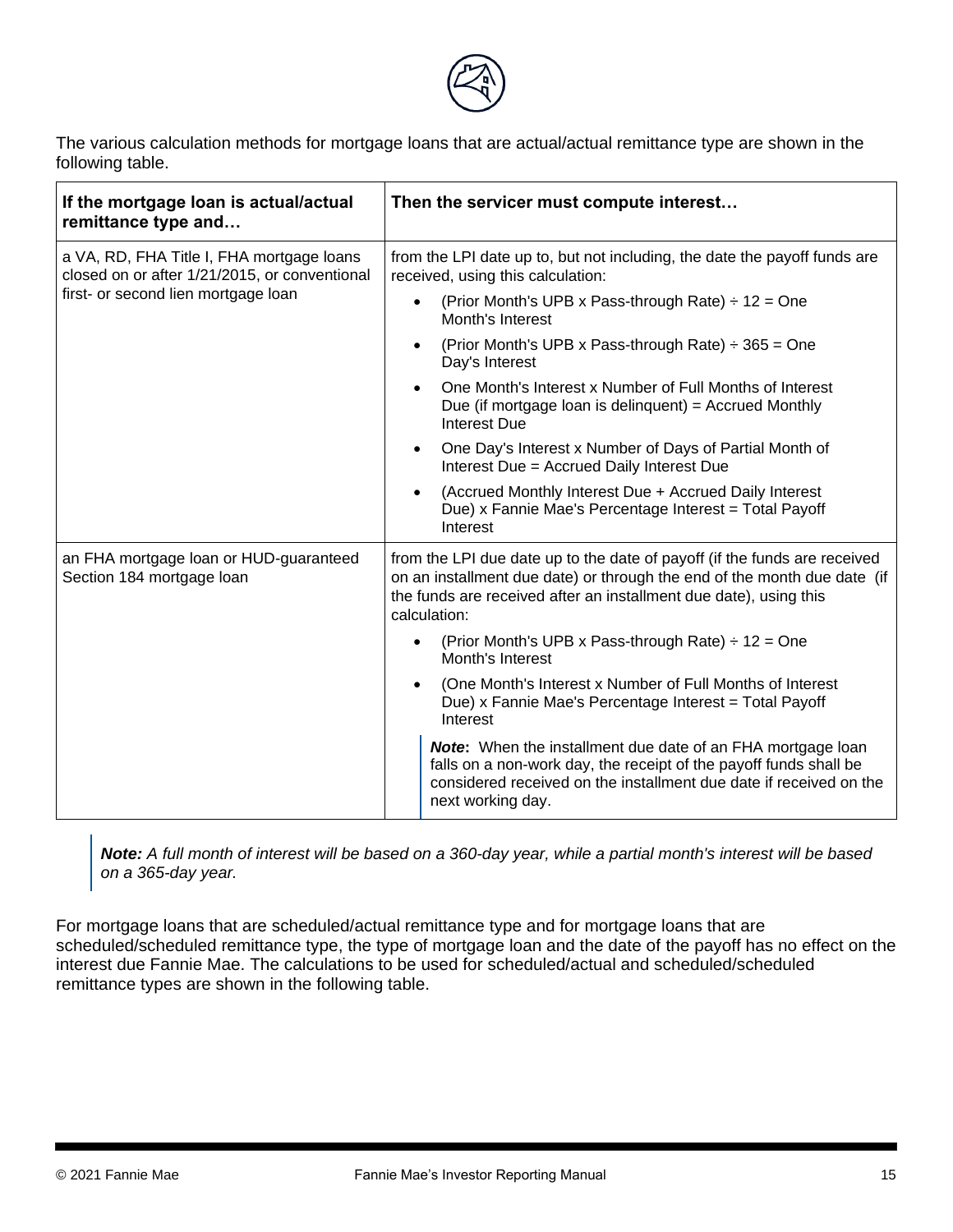The various calculation methods for mortgage loans that are actual/actual remittance type are shown in the following table.

| If the mortgage loan is actual/actual remittance type and… | Then the servicer must compute interest… |
| --- | --- |
| a VA, RD, FHA Title I, FHA mortgage loans closed on or after 1/21/2015, or conventional first- or second lien mortgage loan | from the LPI date up to, but not including, the date the payoff funds are received, using this calculation:<br>• (Prior Month's UPB x Pass-through Rate) ÷ 12 = One Month's Interest<br>• (Prior Month's UPB x Pass-through Rate) ÷ 365 = One Day's Interest<br>• One Month's Interest x Number of Full Months of Interest Due (if mortgage loan is delinquent) = Accrued Monthly Interest Due<br>• One Day's Interest x Number of Days of Partial Month of Interest Due = Accrued Daily Interest Due<br>• (Accrued Monthly Interest Due + Accrued Daily Interest Due) x Fannie Mae's Percentage Interest = Total Payoff Interest |
| an FHA mortgage loan or HUD-guaranteed Section 184 mortgage loan | from the LPI due date up to the date of payoff (if the funds are received on an installment due date) or through the end of the month due date (if the funds are received after an installment due date), using this calculation:<br>• (Prior Month's UPB x Pass-through Rate) ÷ 12 = One Month's Interest<br>• (One Month's Interest x Number of Full Months of Interest Due) x Fannie Mae's Percentage Interest = Total Payoff Interest<br>***Note*:** When the installment due date of an FHA mortgage loan falls on a non-work day, the receipt of the payoff funds shall be considered received on the installment due date if received on the next working day. |

> ***Note:*** *A full month of interest will be based on a 360-day year, while a partial month's interest will be based on a 365-day year.*

For mortgage loans that are scheduled/actual remittance type and for mortgage loans that are scheduled/scheduled remittance type, the type of mortgage loan and the date of the payoff has no effect on the interest due Fannie Mae. The calculations to be used for scheduled/actual and scheduled/scheduled remittance types are shown in the following table.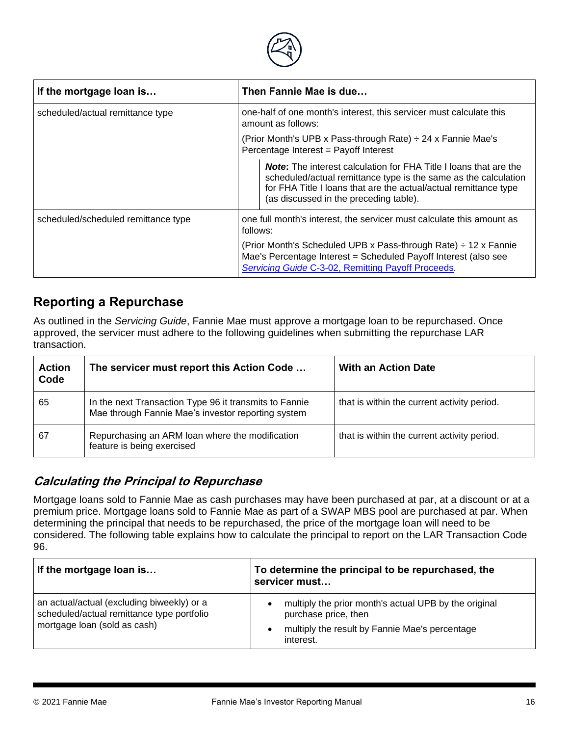| If the mortgage loan is… | Then Fannie Mae is due… |
|---|---|
| scheduled/actual remittance type | one-half of one month's interest, this servicer must calculate this amount as follows: (Prior Month's UPB x Pass-through Rate) ÷ 24 x Fannie Mae's Percentage Interest = Payoff Interest **Note:** The interest calculation for FHA Title I loans that are the scheduled/actual remittance type is the same as the calculation for FHA Title I loans that are the actual/actual remittance type (as discussed in the preceding table). |
| scheduled/scheduled remittance type | one full month's interest, the servicer must calculate this amount as follows: (Prior Month's Scheduled UPB x Pass-through Rate) ÷ 12 x Fannie Mae's Percentage Interest = Scheduled Payoff Interest (also see *Servicing Guide* C-3-02, Remitting Payoff Proceeds. |

## Reporting a Repurchase

As outlined in the *Servicing Guide*, Fannie Mae must approve a mortgage loan to be repurchased. Once approved, the servicer must adhere to the following guidelines when submitting the repurchase LAR transaction.

| Action Code | The servicer must report this Action Code … | With an Action Date |
|---|---|---|
| 65 | In the next Transaction Type 96 it transmits to Fannie Mae through Fannie Mae's investor reporting system | that is within the current activity period. |
| 67 | Repurchasing an ARM loan where the modification feature is being exercised | that is within the current activity period. |

### *Calculating the Principal to Repurchase*

Mortgage loans sold to Fannie Mae as cash purchases may have been purchased at par, at a discount or at a premium price. Mortgage loans sold to Fannie Mae as part of a SWAP MBS pool are purchased at par. When determining the principal that needs to be repurchased, the price of the mortgage loan will need to be considered. The following table explains how to calculate the principal to report on the LAR Transaction Code 96.

| If the mortgage loan is… | To determine the principal to be repurchased, the servicer must… |
|---|---|
| an actual/actual (excluding biweekly) or a scheduled/actual remittance type portfolio mortgage loan (sold as cash) | • multiply the prior month's actual UPB by the original purchase price, then<br>• multiply the result by Fannie Mae's percentage interest. |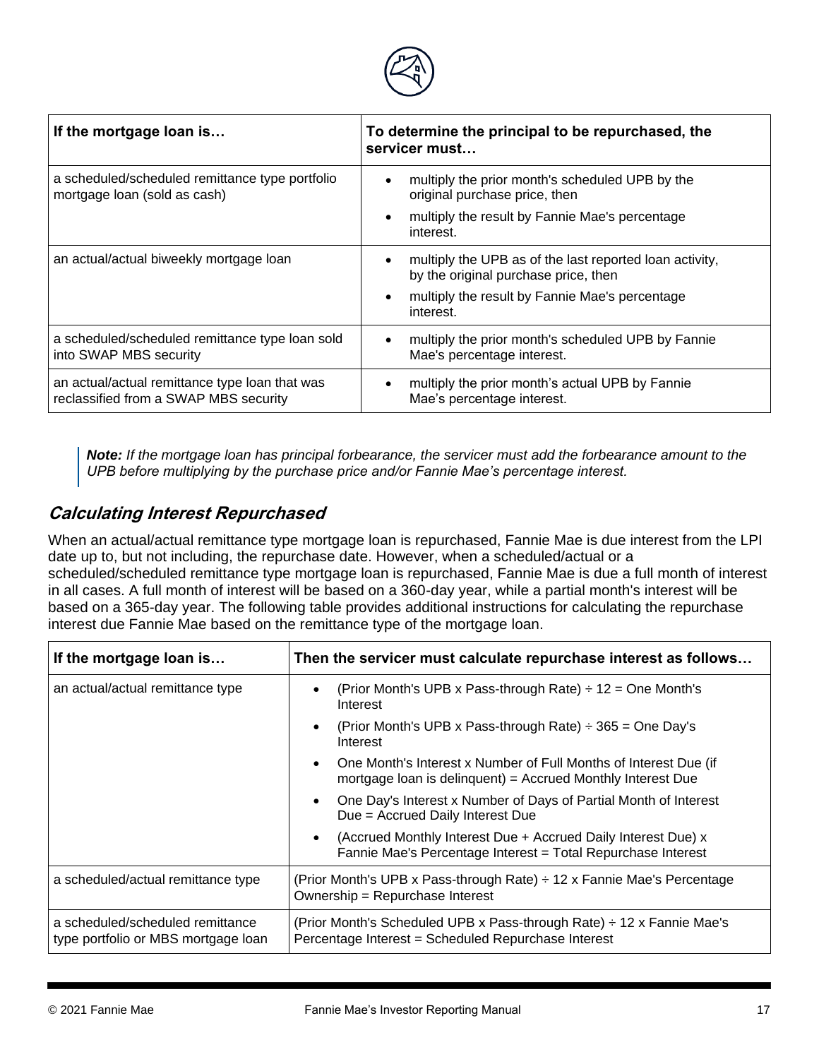| If the mortgage loan is… | To determine the principal to be repurchased, the servicer must… |
|---|---|
| a scheduled/scheduled remittance type portfolio mortgage loan (sold as cash) | • multiply the prior month's scheduled UPB by the original purchase price, then<br>• multiply the result by Fannie Mae's percentage interest. |
| an actual/actual biweekly mortgage loan | • multiply the UPB as of the last reported loan activity, by the original purchase price, then<br>• multiply the result by Fannie Mae's percentage interest. |
| a scheduled/scheduled remittance type loan sold into SWAP MBS security | • multiply the prior month's scheduled UPB by Fannie Mae's percentage interest. |
| an actual/actual remittance type loan that was reclassified from a SWAP MBS security | • multiply the prior month's actual UPB by Fannie Mae's percentage interest. |

> ***Note:*** *If the mortgage loan has principal forbearance, the servicer must add the forbearance amount to the UPB before multiplying by the purchase price and/or Fannie Mae's percentage interest.*

## *Calculating Interest Repurchased*

When an actual/actual remittance type mortgage loan is repurchased, Fannie Mae is due interest from the LPI date up to, but not including, the repurchase date. However, when a scheduled/actual or a scheduled/scheduled remittance type mortgage loan is repurchased, Fannie Mae is due a full month of interest in all cases. A full month of interest will be based on a 360-day year, while a partial month's interest will be based on a 365-day year. The following table provides additional instructions for calculating the repurchase interest due Fannie Mae based on the remittance type of the mortgage loan.

| If the mortgage loan is… | Then the servicer must calculate repurchase interest as follows… |
|---|---|
| an actual/actual remittance type | • (Prior Month's UPB x Pass-through Rate) ÷ 12 = One Month's Interest<br>• (Prior Month's UPB x Pass-through Rate) ÷ 365 = One Day's Interest<br>• One Month's Interest x Number of Full Months of Interest Due (if mortgage loan is delinquent) = Accrued Monthly Interest Due<br>• One Day's Interest x Number of Days of Partial Month of Interest Due = Accrued Daily Interest Due<br>• (Accrued Monthly Interest Due + Accrued Daily Interest Due) x Fannie Mae's Percentage Interest = Total Repurchase Interest |
| a scheduled/actual remittance type | (Prior Month's UPB x Pass-through Rate) ÷ 12 x Fannie Mae's Percentage Ownership = Repurchase Interest |
| a scheduled/scheduled remittance type portfolio or MBS mortgage loan | (Prior Month's Scheduled UPB x Pass-through Rate) ÷ 12 x Fannie Mae's Percentage Interest = Scheduled Repurchase Interest |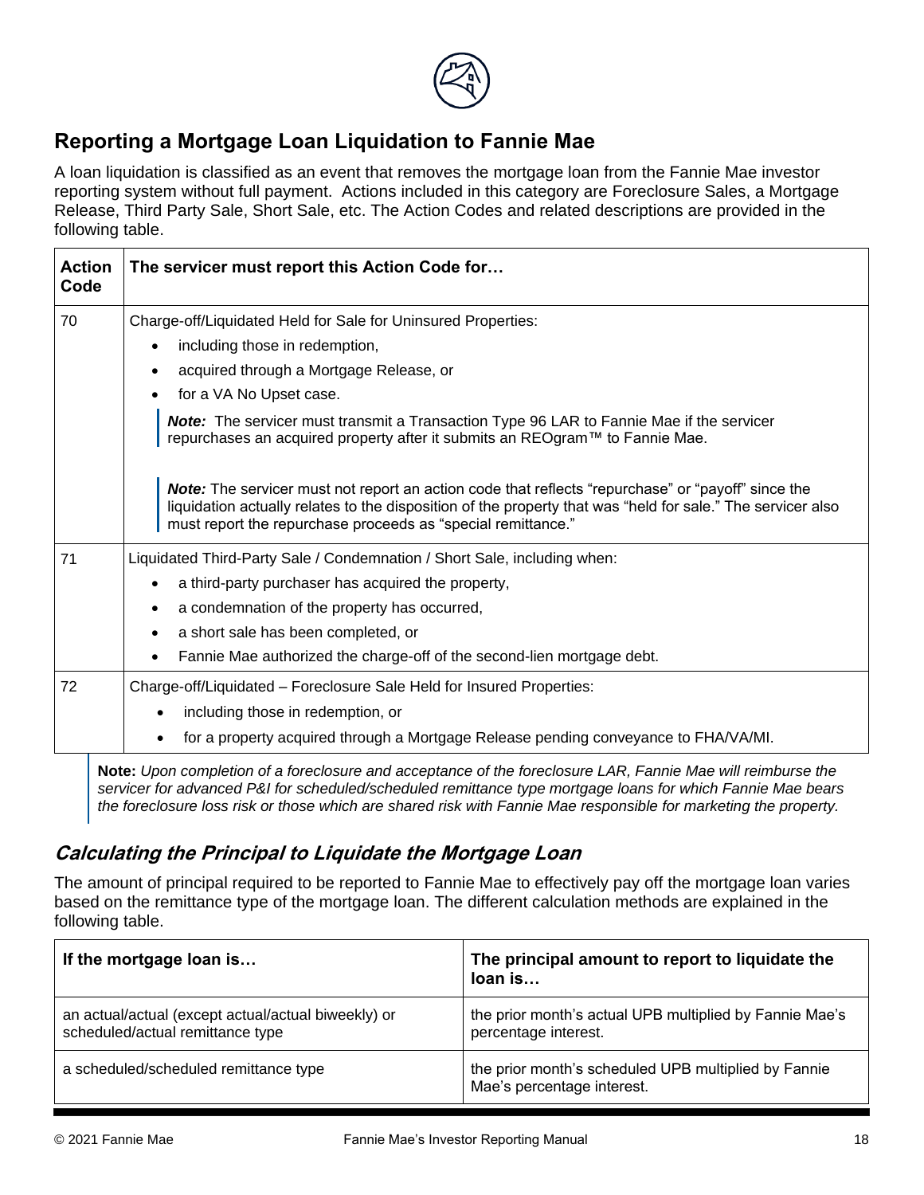## Reporting a Mortgage Loan Liquidation to Fannie Mae

A loan liquidation is classified as an event that removes the mortgage loan from the Fannie Mae investor reporting system without full payment. Actions included in this category are Foreclosure Sales, a Mortgage Release, Third Party Sale, Short Sale, etc. The Action Codes and related descriptions are provided in the following table.

| Action Code | The servicer must report this Action Code for… |
|---|---|
| 70 | Charge-off/Liquidated Held for Sale for Uninsured Properties:<br>• including those in redemption,<br>• acquired through a Mortgage Release, or<br>• for a VA No Upset case.<br>***Note:*** The servicer must transmit a Transaction Type 96 LAR to Fannie Mae if the servicer repurchases an acquired property after it submits an REOgram™ to Fannie Mae.<br>***Note:*** The servicer must not report an action code that reflects "repurchase" or "payoff" since the liquidation actually relates to the disposition of the property that was "held for sale." The servicer also must report the repurchase proceeds as "special remittance." |
| 71 | Liquidated Third-Party Sale / Condemnation / Short Sale, including when:<br>• a third-party purchaser has acquired the property,<br>• a condemnation of the property has occurred,<br>• a short sale has been completed, or<br>• Fannie Mae authorized the charge-off of the second-lien mortgage debt. |
| 72 | Charge-off/Liquidated – Foreclosure Sale Held for Insured Properties:<br>• including those in redemption, or<br>• for a property acquired through a Mortgage Release pending conveyance to FHA/VA/MI. |

**Note:** *Upon completion of a foreclosure and acceptance of the foreclosure LAR, Fannie Mae will reimburse the servicer for advanced P&I for scheduled/scheduled remittance type mortgage loans for which Fannie Mae bears the foreclosure loss risk or those which are shared risk with Fannie Mae responsible for marketing the property.*

### *Calculating the Principal to Liquidate the Mortgage Loan*

The amount of principal required to be reported to Fannie Mae to effectively pay off the mortgage loan varies based on the remittance type of the mortgage loan. The different calculation methods are explained in the following table.

| If the mortgage loan is… | The principal amount to report to liquidate the loan is… |
|---|---|
| an actual/actual (except actual/actual biweekly) or scheduled/actual remittance type | the prior month's actual UPB multiplied by Fannie Mae's percentage interest. |
| a scheduled/scheduled remittance type | the prior month's scheduled UPB multiplied by Fannie Mae's percentage interest. |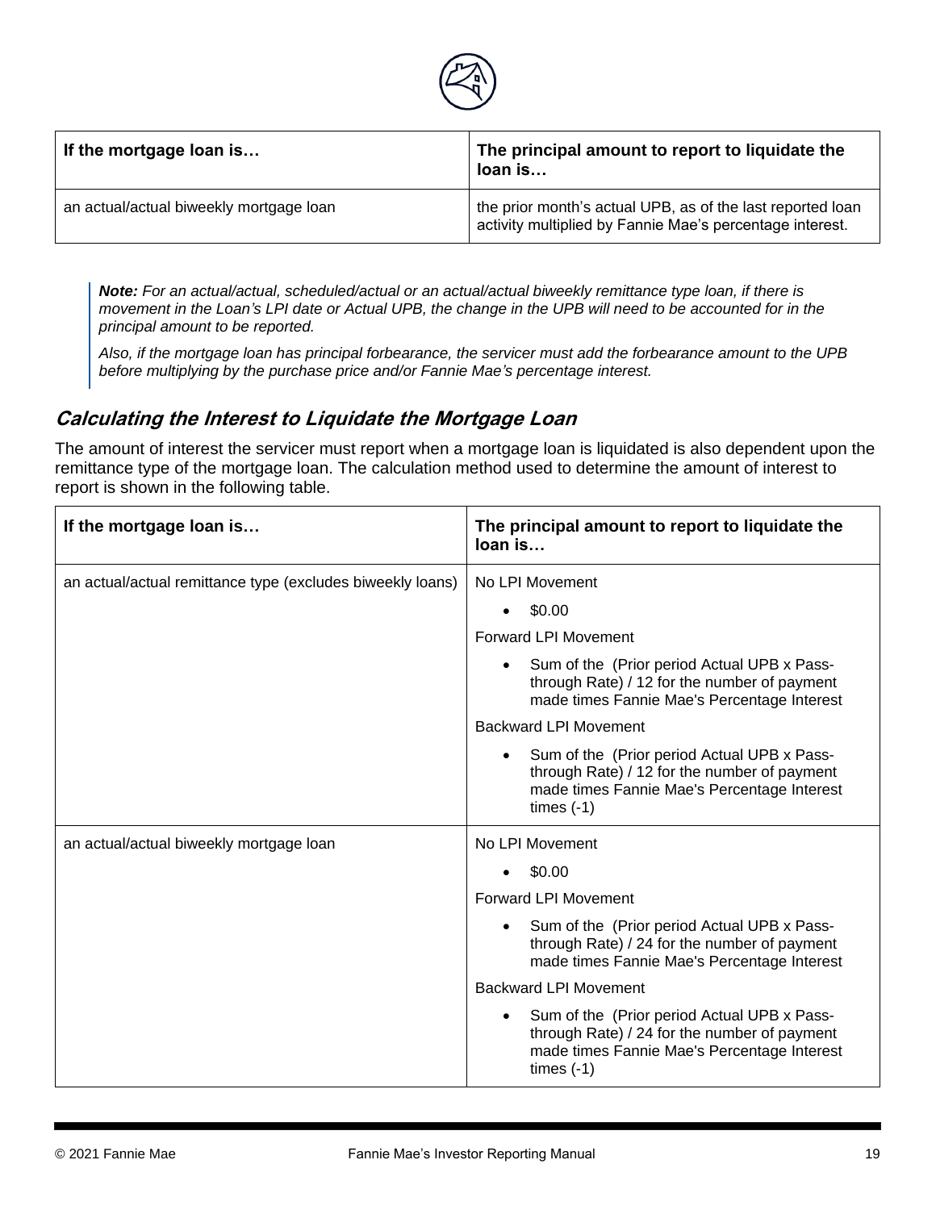| If the mortgage loan is… | The principal amount to report to liquidate the loan is… |
|---|---|
| an actual/actual biweekly mortgage loan | the prior month's actual UPB, as of the last reported loan activity multiplied by Fannie Mae's percentage interest. |

> ***Note:*** *For an actual/actual, scheduled/actual or an actual/actual biweekly remittance type loan, if there is movement in the Loan's LPI date or Actual UPB, the change in the UPB will need to be accounted for in the principal amount to be reported.*
>
> *Also, if the mortgage loan has principal forbearance, the servicer must add the forbearance amount to the UPB before multiplying by the purchase price and/or Fannie Mae's percentage interest.*

### *Calculating the Interest to Liquidate the Mortgage Loan*

The amount of interest the servicer must report when a mortgage loan is liquidated is also dependent upon the remittance type of the mortgage loan. The calculation method used to determine the amount of interest to report is shown in the following table.

| If the mortgage loan is… | The principal amount to report to liquidate the loan is… |
|---|---|
| an actual/actual remittance type (excludes biweekly loans) | No LPI Movement<br>• $0.00<br>Forward LPI Movement<br>• Sum of the (Prior period Actual UPB x Pass-through Rate) / 12 for the number of payment made times Fannie Mae's Percentage Interest<br>Backward LPI Movement<br>• Sum of the (Prior period Actual UPB x Pass-through Rate) / 12 for the number of payment made times Fannie Mae's Percentage Interest times (-1) |
| an actual/actual biweekly mortgage loan | No LPI Movement<br>• $0.00<br>Forward LPI Movement<br>• Sum of the (Prior period Actual UPB x Pass-through Rate) / 24 for the number of payment made times Fannie Mae's Percentage Interest<br>Backward LPI Movement<br>• Sum of the (Prior period Actual UPB x Pass-through Rate) / 24 for the number of payment made times Fannie Mae's Percentage Interest times (-1) |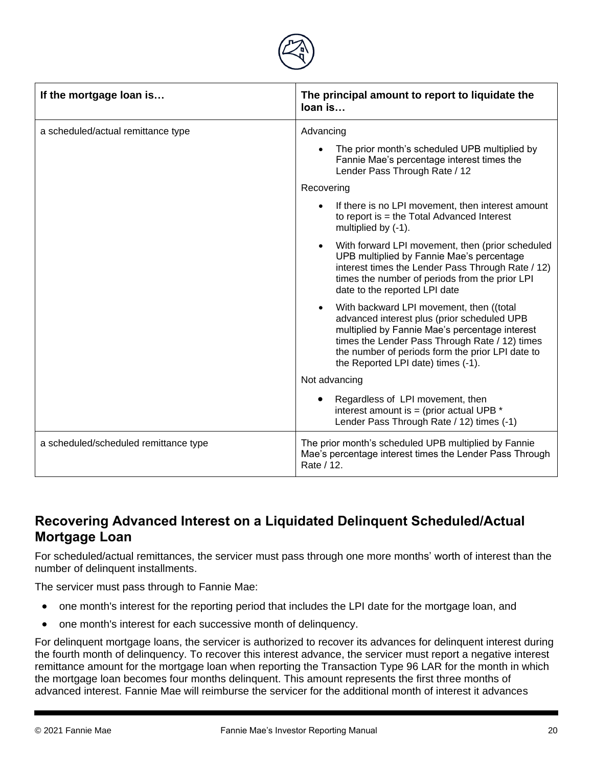| If the mortgage loan is… | The principal amount to report to liquidate the loan is… |
|---|---|
| a scheduled/actual remittance type | Advancing<br>• The prior month's scheduled UPB multiplied by Fannie Mae's percentage interest times the Lender Pass Through Rate / 12<br>Recovering<br>• If there is no LPI movement, then interest amount to report is = the Total Advanced Interest multiplied by (-1).<br>• With forward LPI movement, then (prior scheduled UPB multiplied by Fannie Mae's percentage interest times the Lender Pass Through Rate / 12) times the number of periods from the prior LPI date to the reported LPI date<br>• With backward LPI movement, then ((total advanced interest plus (prior scheduled UPB multiplied by Fannie Mae's percentage interest times the Lender Pass Through Rate / 12) times the number of periods form the prior LPI date to the Reported LPI date) times (-1).<br>Not advancing<br>• Regardless of LPI movement, then interest amount is = (prior actual UPB * Lender Pass Through Rate / 12) times (-1) |
| a scheduled/scheduled remittance type | The prior month's scheduled UPB multiplied by Fannie Mae's percentage interest times the Lender Pass Through Rate / 12. |

## Recovering Advanced Interest on a Liquidated Delinquent Scheduled/Actual Mortgage Loan

For scheduled/actual remittances, the servicer must pass through one more months' worth of interest than the number of delinquent installments.

The servicer must pass through to Fannie Mae:

- one month's interest for the reporting period that includes the LPI date for the mortgage loan, and
- one month's interest for each successive month of delinquency.

For delinquent mortgage loans, the servicer is authorized to recover its advances for delinquent interest during the fourth month of delinquency. To recover this interest advance, the servicer must report a negative interest remittance amount for the mortgage loan when reporting the Transaction Type 96 LAR for the month in which the mortgage loan becomes four months delinquent. This amount represents the first three months of advanced interest. Fannie Mae will reimburse the servicer for the additional month of interest it advances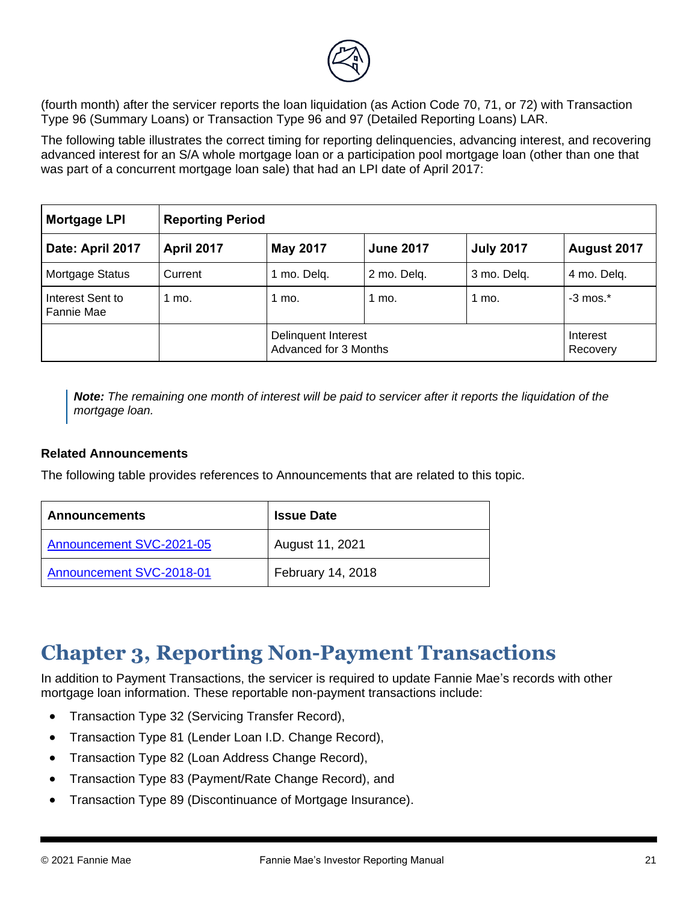(fourth month) after the servicer reports the loan liquidation (as Action Code 70, 71, or 72) with Transaction Type 96 (Summary Loans) or Transaction Type 96 and 97 (Detailed Reporting Loans) LAR.

The following table illustrates the correct timing for reporting delinquencies, advancing interest, and recovering advanced interest for an S/A whole mortgage loan or a participation pool mortgage loan (other than one that was part of a concurrent mortgage loan sale) that had an LPI date of April 2017:

| Mortgage LPI | Reporting Period | | | | |
|---|---|---|---|---|---|
| **Date: April 2017** | **April 2017** | **May 2017** | **June 2017** | **July 2017** | **August 2017** |
| Mortgage Status | Current | 1 mo. Delq. | 2 mo. Delq. | 3 mo. Delq. | 4 mo. Delq. |
| Interest Sent to Fannie Mae | 1 mo. | 1 mo. | 1 mo. | 1 mo. | -3 mos.* |
| | | Delinquent Interest Advanced for 3 Months | | | Interest Recovery |

> ***Note:*** *The remaining one month of interest will be paid to servicer after it reports the liquidation of the mortgage loan.*

### Related Announcements

The following table provides references to Announcements that are related to this topic.

| Announcements | Issue Date |
|---|---|
| Announcement SVC-2021-05 | August 11, 2021 |
| Announcement SVC-2018-01 | February 14, 2018 |

# Chapter 3, Reporting Non-Payment Transactions

In addition to Payment Transactions, the servicer is required to update Fannie Mae's records with other mortgage loan information. These reportable non-payment transactions include:

- Transaction Type 32 (Servicing Transfer Record),
- Transaction Type 81 (Lender Loan I.D. Change Record),
- Transaction Type 82 (Loan Address Change Record),
- Transaction Type 83 (Payment/Rate Change Record), and
- Transaction Type 89 (Discontinuance of Mortgage Insurance).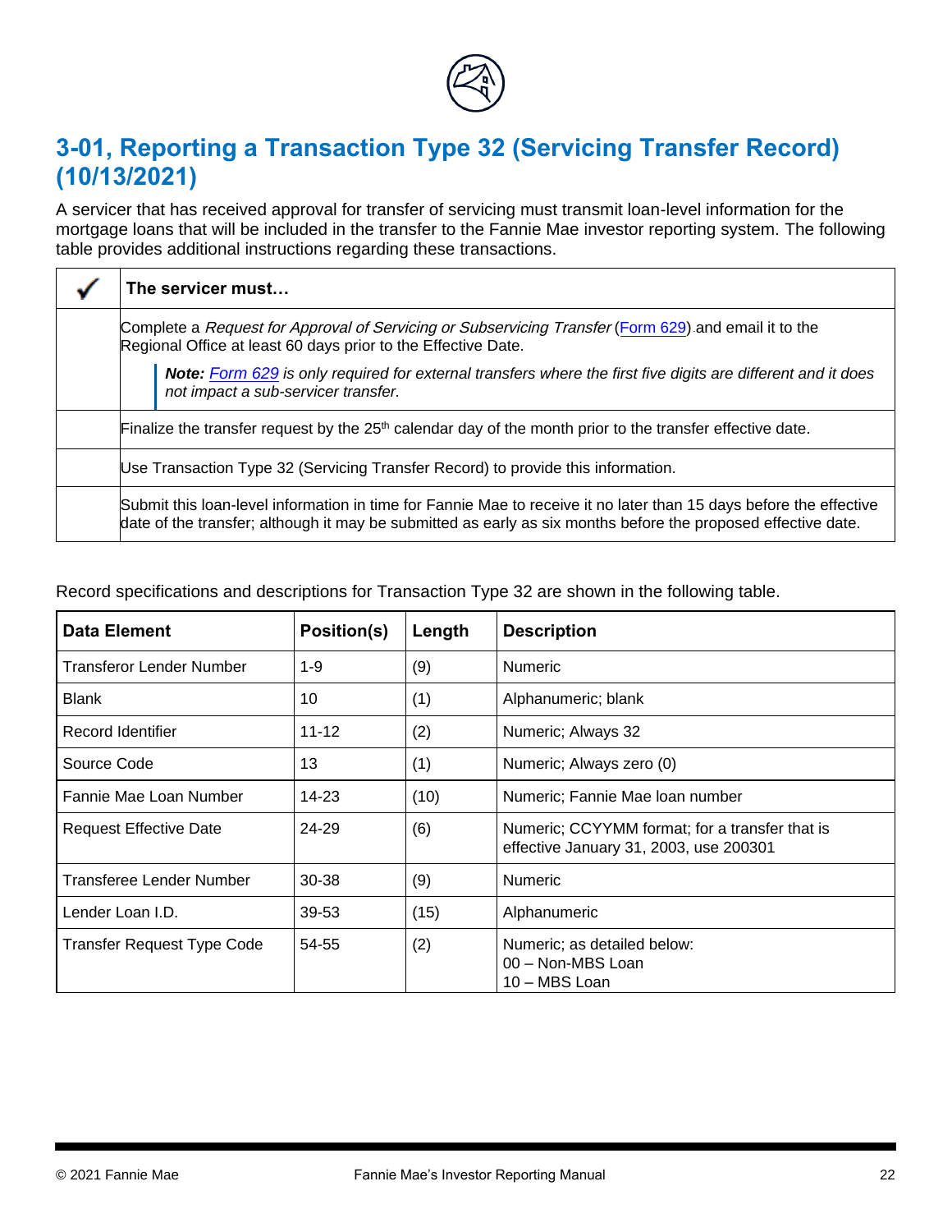## 3-01, Reporting a Transaction Type 32 (Servicing Transfer Record) (10/13/2021)

A servicer that has received approval for transfer of servicing must transmit loan-level information for the mortgage loans that will be included in the transfer to the Fannie Mae investor reporting system. The following table provides additional instructions regarding these transactions.

| ✓ | The servicer must… |
|---|---|
| | Complete a *Request for Approval of Servicing or Subservicing Transfer* (Form 629) and email it to the Regional Office at least 60 days prior to the Effective Date. <br> ***Note:*** *Form 629 is only required for external transfers where the first five digits are different and it does not impact a sub-servicer transfer.* |
| | Finalize the transfer request by the 25th calendar day of the month prior to the transfer effective date. |
| | Use Transaction Type 32 (Servicing Transfer Record) to provide this information. |
| | Submit this loan-level information in time for Fannie Mae to receive it no later than 15 days before the effective date of the transfer; although it may be submitted as early as six months before the proposed effective date. |

Record specifications and descriptions for Transaction Type 32 are shown in the following table.

| Data Element | Position(s) | Length | Description |
|---|---|---|---|
| Transferor Lender Number | 1-9 | (9) | Numeric |
| Blank | 10 | (1) | Alphanumeric; blank |
| Record Identifier | 11-12 | (2) | Numeric; Always 32 |
| Source Code | 13 | (1) | Numeric; Always zero (0) |
| Fannie Mae Loan Number | 14-23 | (10) | Numeric; Fannie Mae loan number |
| Request Effective Date | 24-29 | (6) | Numeric; CCYYMM format; for a transfer that is effective January 31, 2003, use 200301 |
| Transferee Lender Number | 30-38 | (9) | Numeric |
| Lender Loan I.D. | 39-53 | (15) | Alphanumeric |
| Transfer Request Type Code | 54-55 | (2) | Numeric; as detailed below: <br> 00 – Non-MBS Loan <br> 10 – MBS Loan |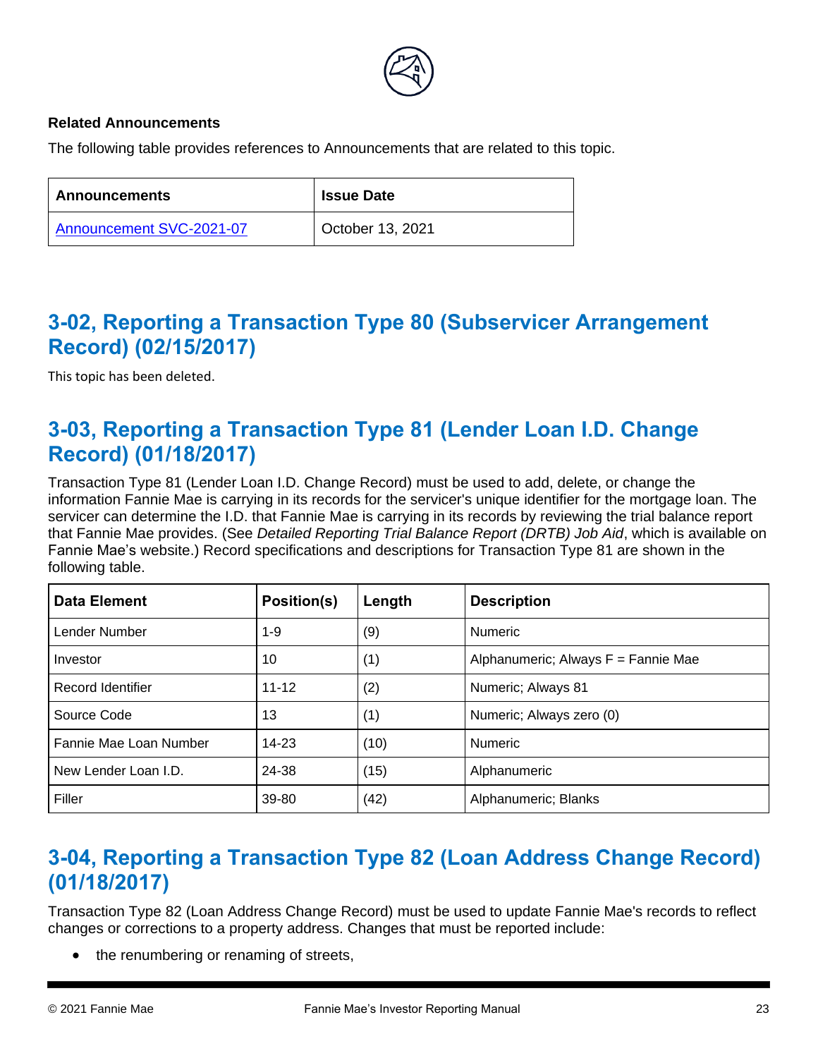**Related Announcements**

The following table provides references to Announcements that are related to this topic.

| Announcements | Issue Date |
| --- | --- |
| Announcement SVC-2021-07 | October 13, 2021 |

## 3-02, Reporting a Transaction Type 80 (Subservicer Arrangement Record) (02/15/2017)

This topic has been deleted.

## 3-03, Reporting a Transaction Type 81 (Lender Loan I.D. Change Record) (01/18/2017)

Transaction Type 81 (Lender Loan I.D. Change Record) must be used to add, delete, or change the information Fannie Mae is carrying in its records for the servicer's unique identifier for the mortgage loan. The servicer can determine the I.D. that Fannie Mae is carrying in its records by reviewing the trial balance report that Fannie Mae provides. (See *Detailed Reporting Trial Balance Report (DRTB) Job Aid*, which is available on Fannie Mae's website.) Record specifications and descriptions for Transaction Type 81 are shown in the following table.

| Data Element | Position(s) | Length | Description |
| --- | --- | --- | --- |
| Lender Number | 1-9 | (9) | Numeric |
| Investor | 10 | (1) | Alphanumeric; Always F = Fannie Mae |
| Record Identifier | 11-12 | (2) | Numeric; Always 81 |
| Source Code | 13 | (1) | Numeric; Always zero (0) |
| Fannie Mae Loan Number | 14-23 | (10) | Numeric |
| New Lender Loan I.D. | 24-38 | (15) | Alphanumeric |
| Filler | 39-80 | (42) | Alphanumeric; Blanks |

## 3-04, Reporting a Transaction Type 82 (Loan Address Change Record) (01/18/2017)

Transaction Type 82 (Loan Address Change Record) must be used to update Fannie Mae's records to reflect changes or corrections to a property address. Changes that must be reported include:

- the renumbering or renaming of streets,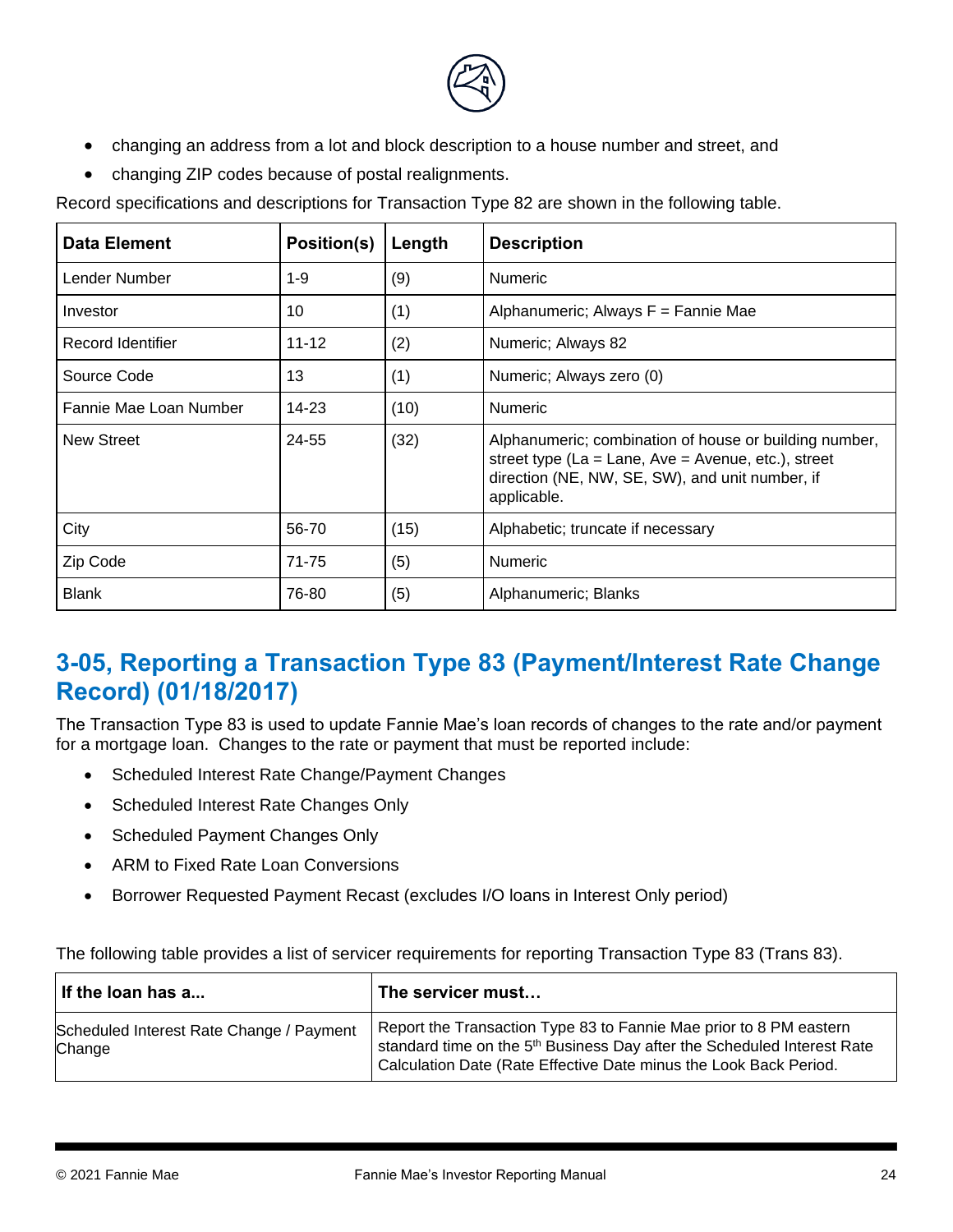- changing an address from a lot and block description to a house number and street, and
- changing ZIP codes because of postal realignments.

Record specifications and descriptions for Transaction Type 82 are shown in the following table.

| Data Element | Position(s) | Length | Description |
|---|---|---|---|
| Lender Number | 1-9 | (9) | Numeric |
| Investor | 10 | (1) | Alphanumeric; Always F = Fannie Mae |
| Record Identifier | 11-12 | (2) | Numeric; Always 82 |
| Source Code | 13 | (1) | Numeric; Always zero (0) |
| Fannie Mae Loan Number | 14-23 | (10) | Numeric |
| New Street | 24-55 | (32) | Alphanumeric; combination of house or building number, street type (La = Lane, Ave = Avenue, etc.), street direction (NE, NW, SE, SW), and unit number, if applicable. |
| City | 56-70 | (15) | Alphabetic; truncate if necessary |
| Zip Code | 71-75 | (5) | Numeric |
| Blank | 76-80 | (5) | Alphanumeric; Blanks |

## 3-05, Reporting a Transaction Type 83 (Payment/Interest Rate Change Record) (01/18/2017)

The Transaction Type 83 is used to update Fannie Mae's loan records of changes to the rate and/or payment for a mortgage loan. Changes to the rate or payment that must be reported include:

- Scheduled Interest Rate Change/Payment Changes
- Scheduled Interest Rate Changes Only
- Scheduled Payment Changes Only
- ARM to Fixed Rate Loan Conversions
- Borrower Requested Payment Recast (excludes I/O loans in Interest Only period)

The following table provides a list of servicer requirements for reporting Transaction Type 83 (Trans 83).

| If the loan has a... | The servicer must… |
|---|---|
| Scheduled Interest Rate Change / Payment Change | Report the Transaction Type 83 to Fannie Mae prior to 8 PM eastern standard time on the 5th Business Day after the Scheduled Interest Rate Calculation Date (Rate Effective Date minus the Look Back Period. |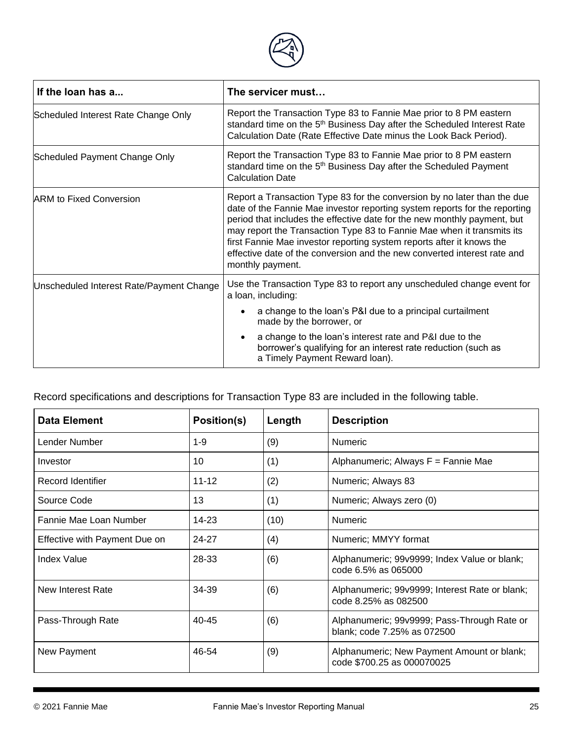| If the loan has a... | The servicer must… |
| --- | --- |
| Scheduled Interest Rate Change Only | Report the Transaction Type 83 to Fannie Mae prior to 8 PM eastern standard time on the 5th Business Day after the Scheduled Interest Rate Calculation Date (Rate Effective Date minus the Look Back Period). |
| Scheduled Payment Change Only | Report the Transaction Type 83 to Fannie Mae prior to 8 PM eastern standard time on the 5th Business Day after the Scheduled Payment Calculation Date |
| ARM to Fixed Conversion | Report a Transaction Type 83 for the conversion by no later than the due date of the Fannie Mae investor reporting system reports for the reporting period that includes the effective date for the new monthly payment, but may report the Transaction Type 83 to Fannie Mae when it transmits its first Fannie Mae investor reporting system reports after it knows the effective date of the conversion and the new converted interest rate and monthly payment. |
| Unscheduled Interest Rate/Payment Change | Use the Transaction Type 83 to report any unscheduled change event for a loan, including:<br>• a change to the loan's P&I due to a principal curtailment made by the borrower, or<br>• a change to the loan's interest rate and P&I due to the borrower's qualifying for an interest rate reduction (such as a Timely Payment Reward loan). |

Record specifications and descriptions for Transaction Type 83 are included in the following table.

| Data Element | Position(s) | Length | Description |
| --- | --- | --- | --- |
| Lender Number | 1-9 | (9) | Numeric |
| Investor | 10 | (1) | Alphanumeric; Always F = Fannie Mae |
| Record Identifier | 11-12 | (2) | Numeric; Always 83 |
| Source Code | 13 | (1) | Numeric; Always zero (0) |
| Fannie Mae Loan Number | 14-23 | (10) | Numeric |
| Effective with Payment Due on | 24-27 | (4) | Numeric; MMYY format |
| Index Value | 28-33 | (6) | Alphanumeric; 99v9999; Index Value or blank; code 6.5% as 065000 |
| New Interest Rate | 34-39 | (6) | Alphanumeric; 99v9999; Interest Rate or blank; code 8.25% as 082500 |
| Pass-Through Rate | 40-45 | (6) | Alphanumeric; 99v9999; Pass-Through Rate or blank; code 7.25% as 072500 |
| New Payment | 46-54 | (9) | Alphanumeric; New Payment Amount or blank; code $700.25 as 000070025 |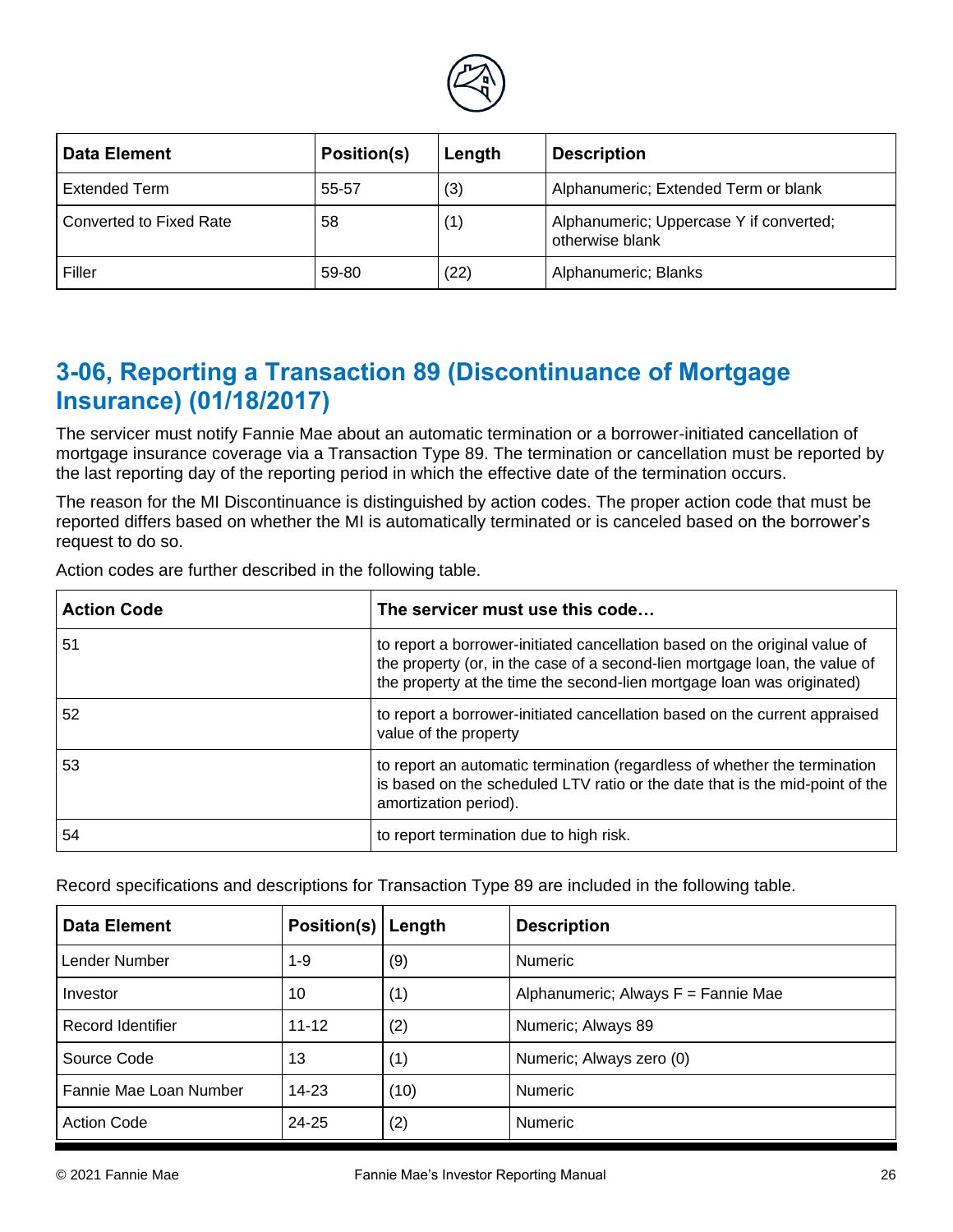| Data Element | Position(s) | Length | Description |
| --- | --- | --- | --- |
| Extended Term | 55-57 | (3) | Alphanumeric; Extended Term or blank |
| Converted to Fixed Rate | 58 | (1) | Alphanumeric; Uppercase Y if converted; otherwise blank |
| Filler | 59-80 | (22) | Alphanumeric; Blanks |

## 3-06, Reporting a Transaction 89 (Discontinuance of Mortgage Insurance) (01/18/2017)

The servicer must notify Fannie Mae about an automatic termination or a borrower-initiated cancellation of mortgage insurance coverage via a Transaction Type 89. The termination or cancellation must be reported by the last reporting day of the reporting period in which the effective date of the termination occurs.

The reason for the MI Discontinuance is distinguished by action codes. The proper action code that must be reported differs based on whether the MI is automatically terminated or is canceled based on the borrower's request to do so.

Action codes are further described in the following table.

| Action Code | The servicer must use this code… |
| --- | --- |
| 51 | to report a borrower-initiated cancellation based on the original value of the property (or, in the case of a second-lien mortgage loan, the value of the property at the time the second-lien mortgage loan was originated) |
| 52 | to report a borrower-initiated cancellation based on the current appraised value of the property |
| 53 | to report an automatic termination (regardless of whether the termination is based on the scheduled LTV ratio or the date that is the mid-point of the amortization period). |
| 54 | to report termination due to high risk. |

Record specifications and descriptions for Transaction Type 89 are included in the following table.

| Data Element | Position(s) | Length | Description |
| --- | --- | --- | --- |
| Lender Number | 1-9 | (9) | Numeric |
| Investor | 10 | (1) | Alphanumeric; Always F = Fannie Mae |
| Record Identifier | 11-12 | (2) | Numeric; Always 89 |
| Source Code | 13 | (1) | Numeric; Always zero (0) |
| Fannie Mae Loan Number | 14-23 | (10) | Numeric |
| Action Code | 24-25 | (2) | Numeric |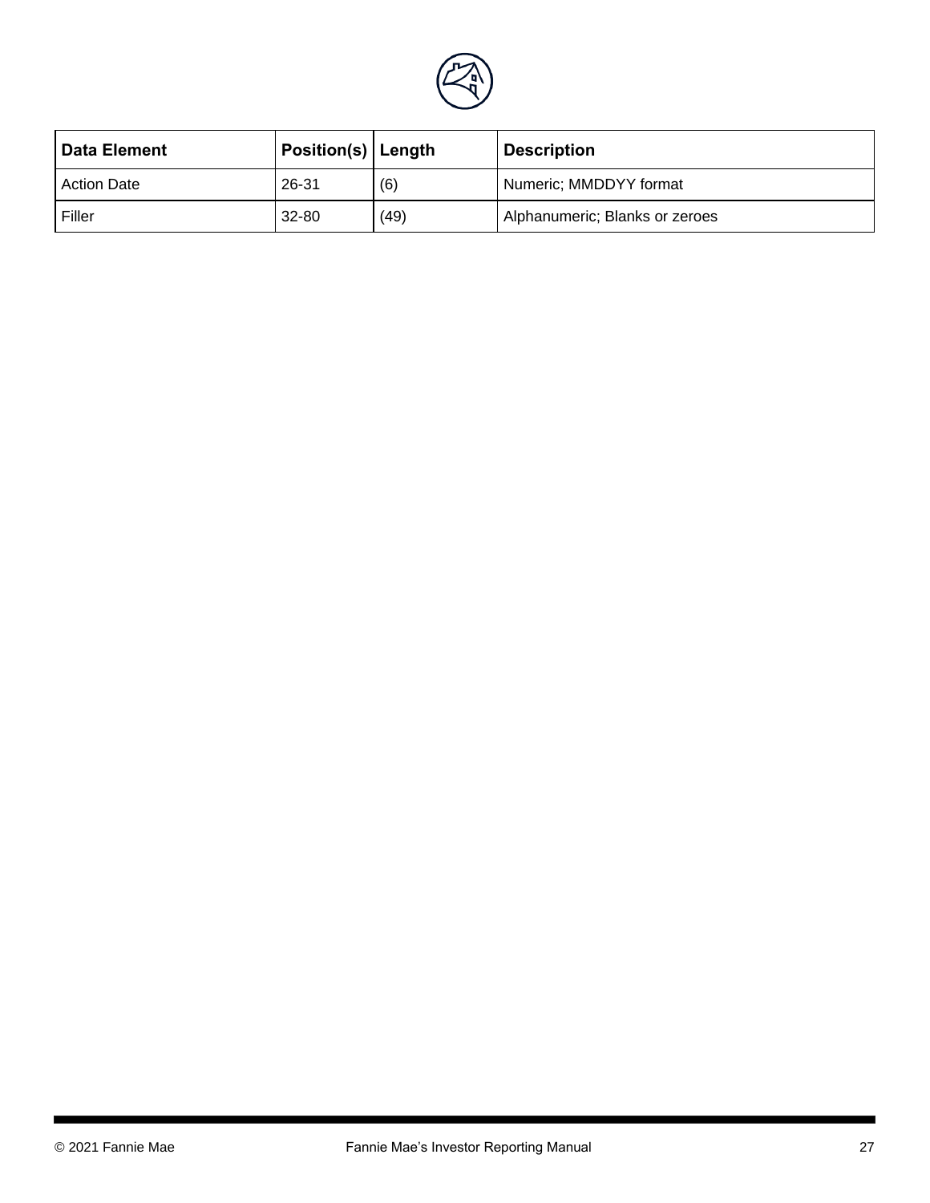| Data Element | Position(s) | Length | Description |
| --- | --- | --- | --- |
| Action Date | 26-31 | (6) | Numeric; MMDDYY format |
| Filler | 32-80 | (49) | Alphanumeric; Blanks or zeroes |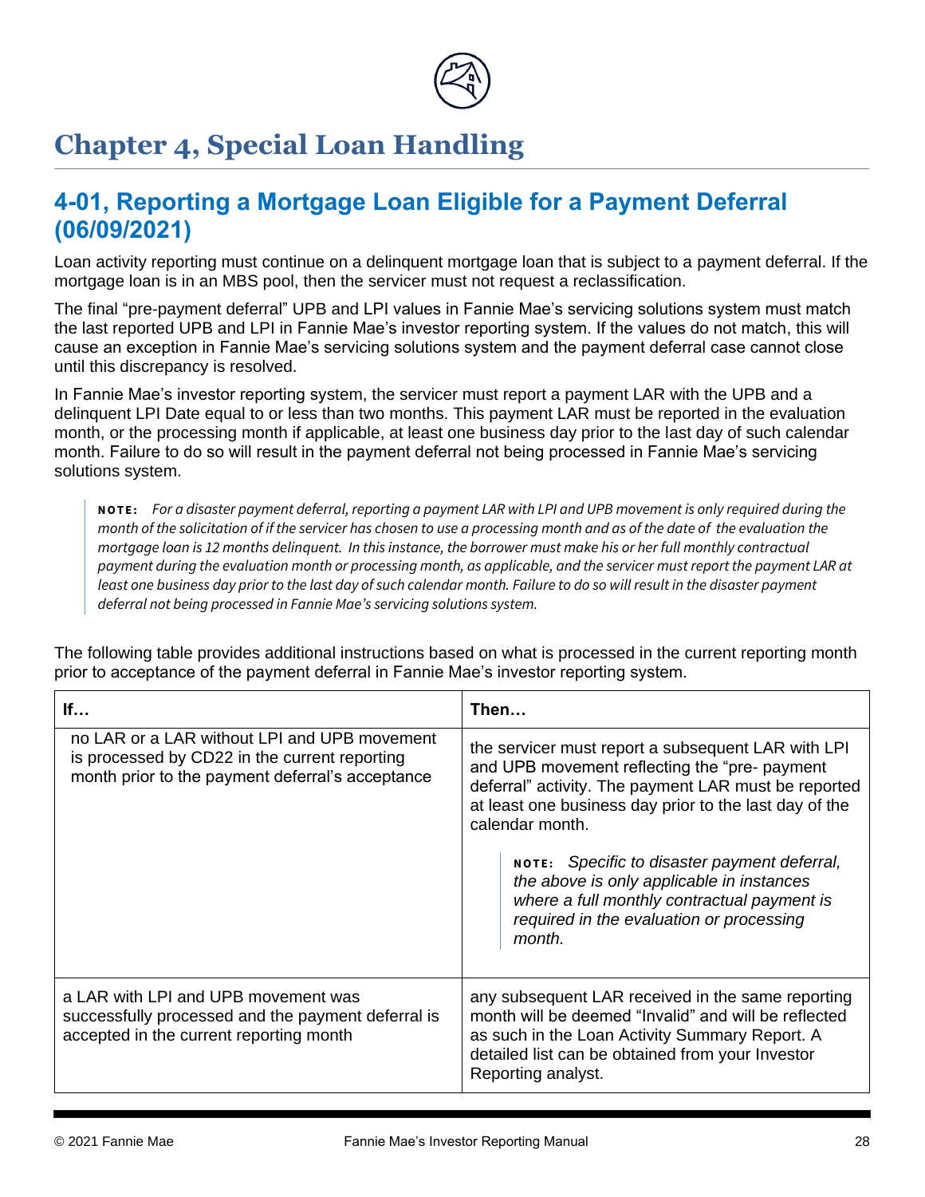# Chapter 4, Special Loan Handling

## 4-01, Reporting a Mortgage Loan Eligible for a Payment Deferral (06/09/2021)

Loan activity reporting must continue on a delinquent mortgage loan that is subject to a payment deferral. If the mortgage loan is in an MBS pool, then the servicer must not request a reclassification.

The final "pre-payment deferral" UPB and LPI values in Fannie Mae's servicing solutions system must match the last reported UPB and LPI in Fannie Mae's investor reporting system. If the values do not match, this will cause an exception in Fannie Mae's servicing solutions system and the payment deferral case cannot close until this discrepancy is resolved.

In Fannie Mae's investor reporting system, the servicer must report a payment LAR with the UPB and a delinquent LPI Date equal to or less than two months. This payment LAR must be reported in the evaluation month, or the processing month if applicable, at least one business day prior to the last day of such calendar month. Failure to do so will result in the payment deferral not being processed in Fannie Mae's servicing solutions system.

> **NOTE:** *For a disaster payment deferral, reporting a payment LAR with LPI and UPB movement is only required during the month of the solicitation of if the servicer has chosen to use a processing month and as of the date of the evaluation the mortgage loan is 12 months delinquent. In this instance, the borrower must make his or her full monthly contractual payment during the evaluation month or processing month, as applicable, and the servicer must report the payment LAR at least one business day prior to the last day of such calendar month. Failure to do so will result in the disaster payment deferral not being processed in Fannie Mae's servicing solutions system.*

The following table provides additional instructions based on what is processed in the current reporting month prior to acceptance of the payment deferral in Fannie Mae's investor reporting system.

| If… | Then… |
|---|---|
| no LAR or a LAR without LPI and UPB movement is processed by CD22 in the current reporting month prior to the payment deferral's acceptance | the servicer must report a subsequent LAR with LPI and UPB movement reflecting the "pre- payment deferral" activity. The payment LAR must be reported at least one business day prior to the last day of the calendar month. **NOTE:** *Specific to disaster payment deferral, the above is only applicable in instances where a full monthly contractual payment is required in the evaluation or processing month.* |
| a LAR with LPI and UPB movement was successfully processed and the payment deferral is accepted in the current reporting month | any subsequent LAR received in the same reporting month will be deemed "Invalid" and will be reflected as such in the Loan Activity Summary Report. A detailed list can be obtained from your Investor Reporting analyst. |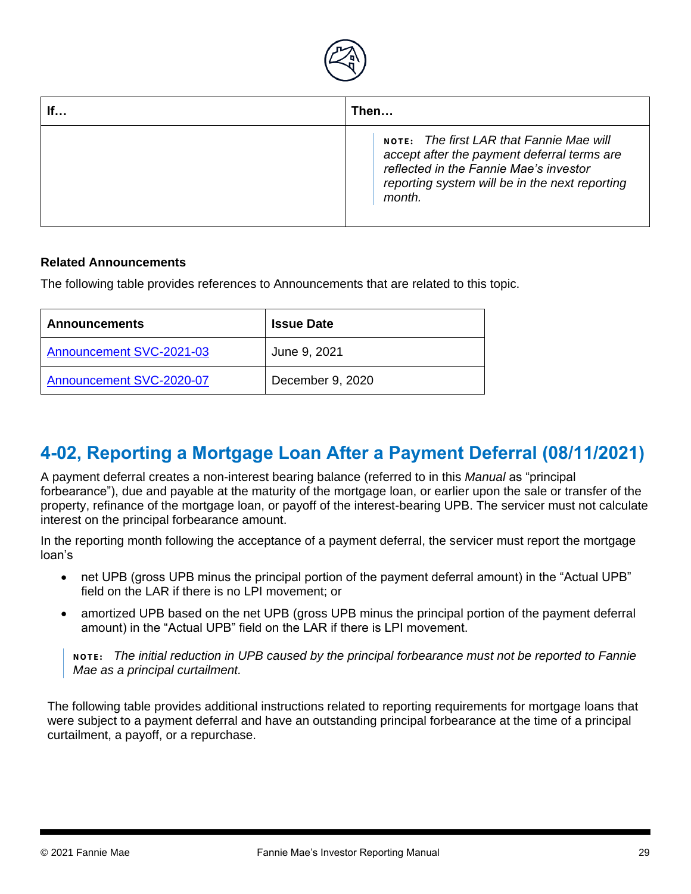| If… | Then… |
| --- | --- |
| | **NOTE:** *The first LAR that Fannie Mae will accept after the payment deferral terms are reflected in the Fannie Mae's investor reporting system will be in the next reporting month.* |

**Related Announcements**

The following table provides references to Announcements that are related to this topic.

| Announcements | Issue Date |
| --- | --- |
| Announcement SVC-2021-03 | June 9, 2021 |
| Announcement SVC-2020-07 | December 9, 2020 |

## 4-02, Reporting a Mortgage Loan After a Payment Deferral (08/11/2021)

A payment deferral creates a non-interest bearing balance (referred to in this *Manual* as "principal forbearance"), due and payable at the maturity of the mortgage loan, or earlier upon the sale or transfer of the property, refinance of the mortgage loan, or payoff of the interest-bearing UPB. The servicer must not calculate interest on the principal forbearance amount.

In the reporting month following the acceptance of a payment deferral, the servicer must report the mortgage loan's

- net UPB (gross UPB minus the principal portion of the payment deferral amount) in the "Actual UPB" field on the LAR if there is no LPI movement; or
- amortized UPB based on the net UPB (gross UPB minus the principal portion of the payment deferral amount) in the "Actual UPB" field on the LAR if there is LPI movement.

> **NOTE:** *The initial reduction in UPB caused by the principal forbearance must not be reported to Fannie Mae as a principal curtailment.*

The following table provides additional instructions related to reporting requirements for mortgage loans that were subject to a payment deferral and have an outstanding principal forbearance at the time of a principal curtailment, a payoff, or a repurchase.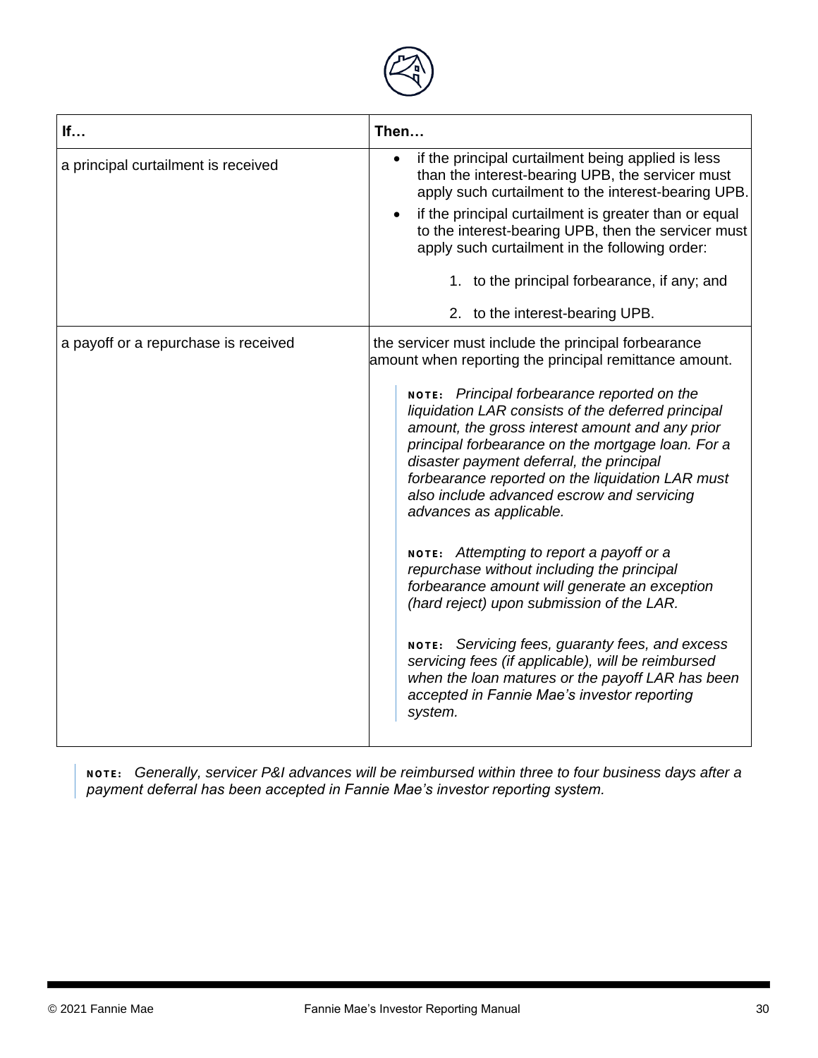| If… | Then… |
|---|---|
| a principal curtailment is received | • if the principal curtailment being applied is less than the interest-bearing UPB, the servicer must apply such curtailment to the interest-bearing UPB.<br>• if the principal curtailment is greater than or equal to the interest-bearing UPB, then the servicer must apply such curtailment in the following order:<br>1. to the principal forbearance, if any; and<br>2. to the interest-bearing UPB. |
| a payoff or a repurchase is received | the servicer must include the principal forbearance amount when reporting the principal remittance amount.<br><br>**NOTE:** *Principal forbearance reported on the liquidation LAR consists of the deferred principal amount, the gross interest amount and any prior principal forbearance on the mortgage loan. For a disaster payment deferral, the principal forbearance reported on the liquidation LAR must also include advanced escrow and servicing advances as applicable.*<br><br>**NOTE:** *Attempting to report a payoff or a repurchase without including the principal forbearance amount will generate an exception (hard reject) upon submission of the LAR.*<br><br>**NOTE:** *Servicing fees, guaranty fees, and excess servicing fees (if applicable), will be reimbursed when the loan matures or the payoff LAR has been accepted in Fannie Mae's investor reporting system.* |

> **NOTE:** *Generally, servicer P&I advances will be reimbursed within three to four business days after a payment deferral has been accepted in Fannie Mae's investor reporting system.*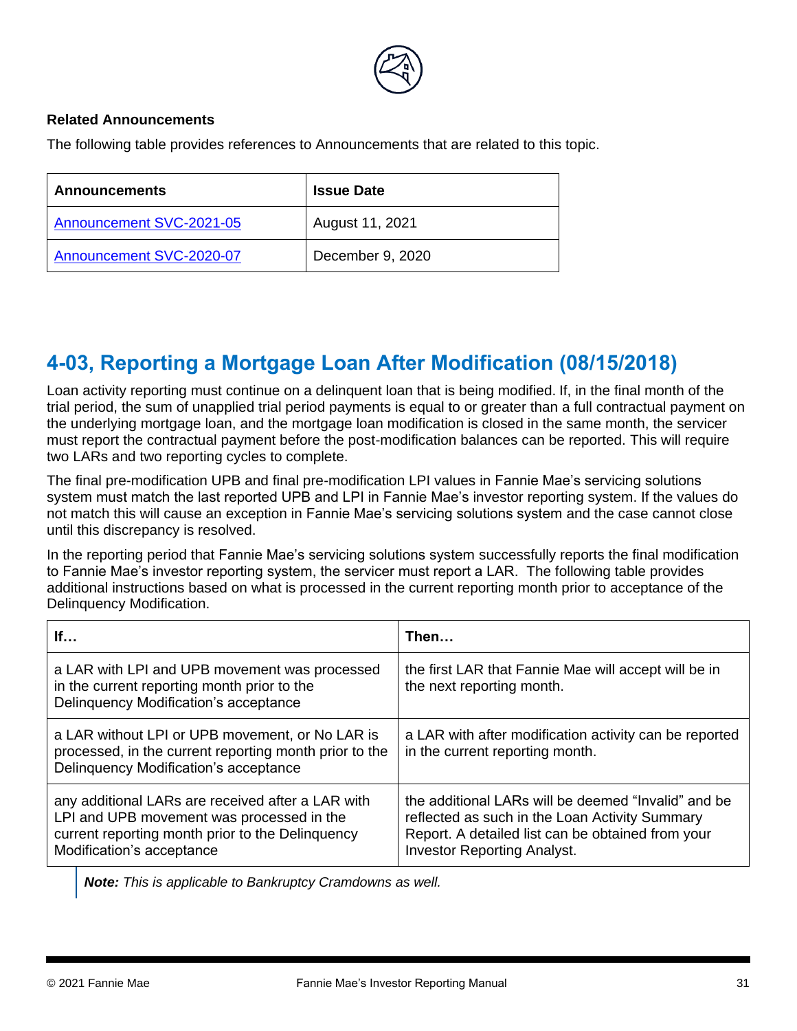**Related Announcements**

The following table provides references to Announcements that are related to this topic.

| Announcements | Issue Date |
| --- | --- |
| Announcement SVC-2021-05 | August 11, 2021 |
| Announcement SVC-2020-07 | December 9, 2020 |

## 4-03, Reporting a Mortgage Loan After Modification (08/15/2018)

Loan activity reporting must continue on a delinquent loan that is being modified. If, in the final month of the trial period, the sum of unapplied trial period payments is equal to or greater than a full contractual payment on the underlying mortgage loan, and the mortgage loan modification is closed in the same month, the servicer must report the contractual payment before the post-modification balances can be reported. This will require two LARs and two reporting cycles to complete.

The final pre-modification UPB and final pre-modification LPI values in Fannie Mae's servicing solutions system must match the last reported UPB and LPI in Fannie Mae's investor reporting system. If the values do not match this will cause an exception in Fannie Mae's servicing solutions system and the case cannot close until this discrepancy is resolved.

In the reporting period that Fannie Mae's servicing solutions system successfully reports the final modification to Fannie Mae's investor reporting system, the servicer must report a LAR. The following table provides additional instructions based on what is processed in the current reporting month prior to acceptance of the Delinquency Modification.

| If… | Then… |
| --- | --- |
| a LAR with LPI and UPB movement was processed in the current reporting month prior to the Delinquency Modification's acceptance | the first LAR that Fannie Mae will accept will be in the next reporting month. |
| a LAR without LPI or UPB movement, or No LAR is processed, in the current reporting month prior to the Delinquency Modification's acceptance | a LAR with after modification activity can be reported in the current reporting month. |
| any additional LARs are received after a LAR with LPI and UPB movement was processed in the current reporting month prior to the Delinquency Modification's acceptance | the additional LARs will be deemed "Invalid" and be reflected as such in the Loan Activity Summary Report. A detailed list can be obtained from your Investor Reporting Analyst. |

> ***Note:*** *This is applicable to Bankruptcy Cramdowns as well.*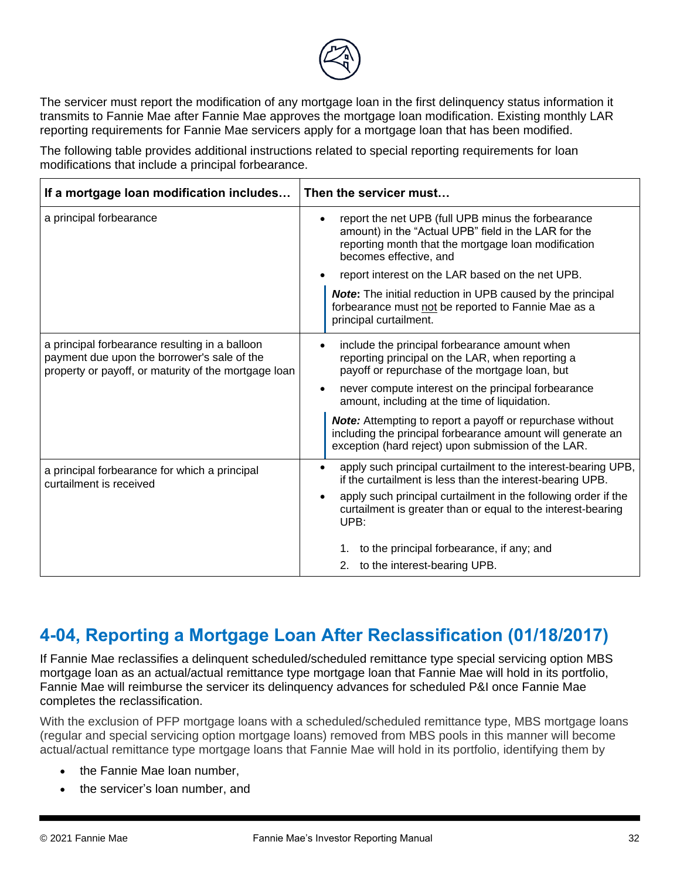The servicer must report the modification of any mortgage loan in the first delinquency status information it transmits to Fannie Mae after Fannie Mae approves the mortgage loan modification. Existing monthly LAR reporting requirements for Fannie Mae servicers apply for a mortgage loan that has been modified.

The following table provides additional instructions related to special reporting requirements for loan modifications that include a principal forbearance.

| If a mortgage loan modification includes… | Then the servicer must… |
|---|---|
| a principal forbearance | • report the net UPB (full UPB minus the forbearance amount) in the "Actual UPB" field in the LAR for the reporting month that the mortgage loan modification becomes effective, and<br>• report interest on the LAR based on the net UPB.<br>***Note*:** The initial reduction in UPB caused by the principal forbearance must not be reported to Fannie Mae as a principal curtailment. |
| a principal forbearance resulting in a balloon payment due upon the borrower's sale of the property or payoff, or maturity of the mortgage loan | • include the principal forbearance amount when reporting principal on the LAR, when reporting a payoff or repurchase of the mortgage loan, but<br>• never compute interest on the principal forbearance amount, including at the time of liquidation.<br>***Note:*** Attempting to report a payoff or repurchase without including the principal forbearance amount will generate an exception (hard reject) upon submission of the LAR. |
| a principal forbearance for which a principal curtailment is received | • apply such principal curtailment to the interest-bearing UPB, if the curtailment is less than the interest-bearing UPB.<br>• apply such principal curtailment in the following order if the curtailment is greater than or equal to the interest-bearing UPB:<br>1. to the principal forbearance, if any; and<br>2. to the interest-bearing UPB. |

## 4-04, Reporting a Mortgage Loan After Reclassification (01/18/2017)

If Fannie Mae reclassifies a delinquent scheduled/scheduled remittance type special servicing option MBS mortgage loan as an actual/actual remittance type mortgage loan that Fannie Mae will hold in its portfolio, Fannie Mae will reimburse the servicer its delinquency advances for scheduled P&I once Fannie Mae completes the reclassification.

With the exclusion of PFP mortgage loans with a scheduled/scheduled remittance type, MBS mortgage loans (regular and special servicing option mortgage loans) removed from MBS pools in this manner will become actual/actual remittance type mortgage loans that Fannie Mae will hold in its portfolio, identifying them by

- the Fannie Mae loan number,
- the servicer's loan number, and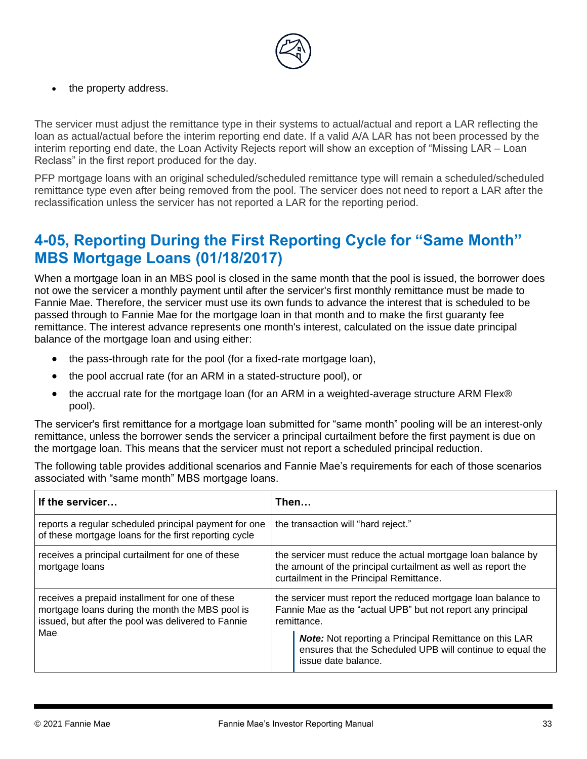- the property address.

The servicer must adjust the remittance type in their systems to actual/actual and report a LAR reflecting the loan as actual/actual before the interim reporting end date. If a valid A/A LAR has not been processed by the interim reporting end date, the Loan Activity Rejects report will show an exception of "Missing LAR – Loan Reclass" in the first report produced for the day.

PFP mortgage loans with an original scheduled/scheduled remittance type will remain a scheduled/scheduled remittance type even after being removed from the pool. The servicer does not need to report a LAR after the reclassification unless the servicer has not reported a LAR for the reporting period.

## 4-05, Reporting During the First Reporting Cycle for "Same Month" MBS Mortgage Loans (01/18/2017)

When a mortgage loan in an MBS pool is closed in the same month that the pool is issued, the borrower does not owe the servicer a monthly payment until after the servicer's first monthly remittance must be made to Fannie Mae. Therefore, the servicer must use its own funds to advance the interest that is scheduled to be passed through to Fannie Mae for the mortgage loan in that month and to make the first guaranty fee remittance. The interest advance represents one month's interest, calculated on the issue date principal balance of the mortgage loan and using either:

- the pass-through rate for the pool (for a fixed-rate mortgage loan),
- the pool accrual rate (for an ARM in a stated-structure pool), or
- the accrual rate for the mortgage loan (for an ARM in a weighted-average structure ARM Flex® pool).

The servicer's first remittance for a mortgage loan submitted for "same month" pooling will be an interest-only remittance, unless the borrower sends the servicer a principal curtailment before the first payment is due on the mortgage loan. This means that the servicer must not report a scheduled principal reduction.

The following table provides additional scenarios and Fannie Mae's requirements for each of those scenarios associated with "same month" MBS mortgage loans.

| If the servicer… | Then… |
|---|---|
| reports a regular scheduled principal payment for one of these mortgage loans for the first reporting cycle | the transaction will "hard reject." |
| receives a principal curtailment for one of these mortgage loans | the servicer must reduce the actual mortgage loan balance by the amount of the principal curtailment as well as report the curtailment in the Principal Remittance. |
| receives a prepaid installment for one of these mortgage loans during the month the MBS pool is issued, but after the pool was delivered to Fannie Mae | the servicer must report the reduced mortgage loan balance to Fannie Mae as the "actual UPB" but not report any principal remittance.<br><br>***Note:*** Not reporting a Principal Remittance on this LAR ensures that the Scheduled UPB will continue to equal the issue date balance. |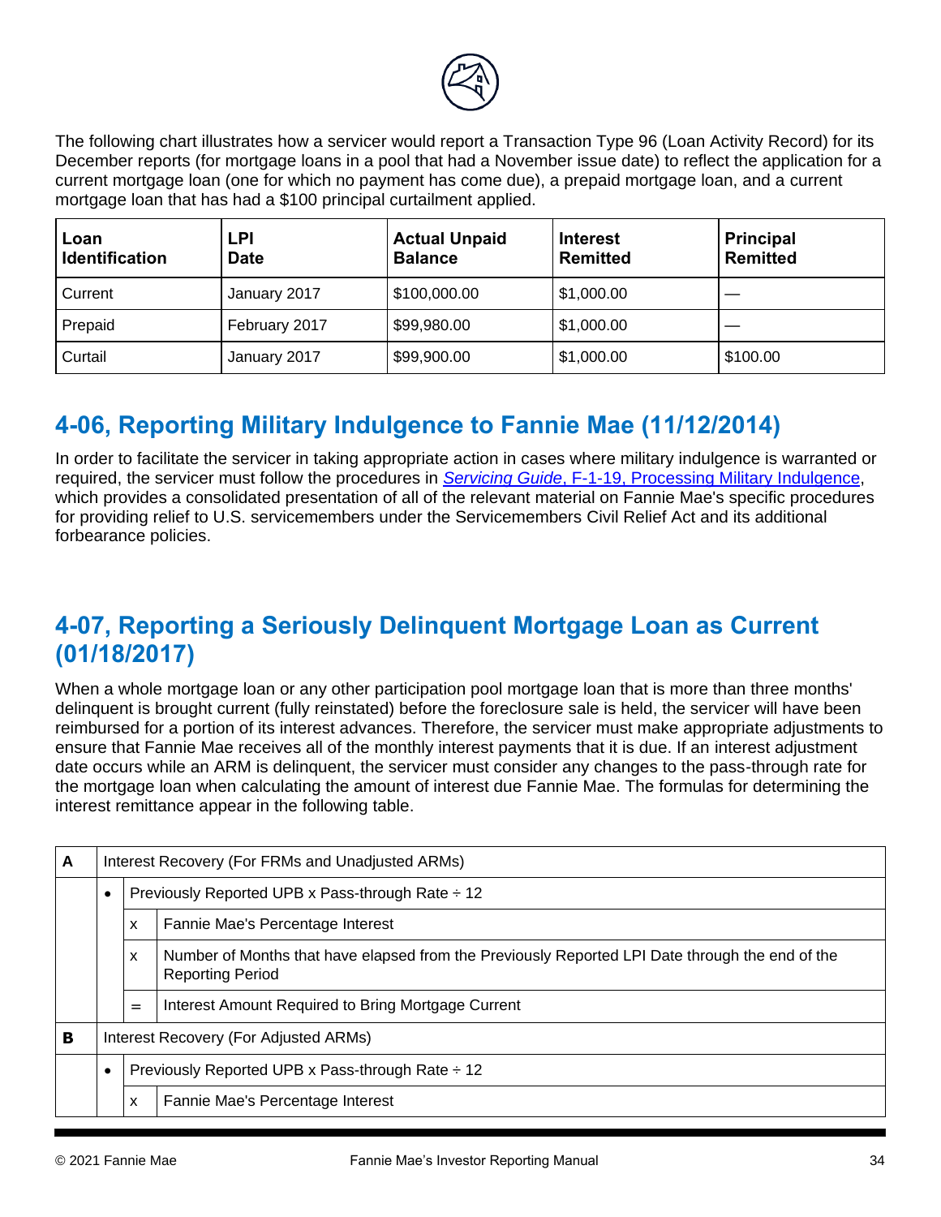The following chart illustrates how a servicer would report a Transaction Type 96 (Loan Activity Record) for its December reports (for mortgage loans in a pool that had a November issue date) to reflect the application for a current mortgage loan (one for which no payment has come due), a prepaid mortgage loan, and a current mortgage loan that has had a $100 principal curtailment applied.

| Loan Identification | LPI Date | Actual Unpaid Balance | Interest Remitted | Principal Remitted |
|---|---|---|---|---|
| Current | January 2017 | $100,000.00 | $1,000.00 | — |
| Prepaid | February 2017 | $99,980.00 | $1,000.00 | — |
| Curtail | January 2017 | $99,900.00 | $1,000.00 | $100.00 |

## 4-06, Reporting Military Indulgence to Fannie Mae (11/12/2014)

In order to facilitate the servicer in taking appropriate action in cases where military indulgence is warranted or required, the servicer must follow the procedures in *Servicing Guide*, F-1-19, Processing Military Indulgence, which provides a consolidated presentation of all of the relevant material on Fannie Mae's specific procedures for providing relief to U.S. servicemembers under the Servicemembers Civil Relief Act and its additional forbearance policies.

## 4-07, Reporting a Seriously Delinquent Mortgage Loan as Current (01/18/2017)

When a whole mortgage loan or any other participation pool mortgage loan that is more than three months' delinquent is brought current (fully reinstated) before the foreclosure sale is held, the servicer will have been reimbursed for a portion of its interest advances. Therefore, the servicer must make appropriate adjustments to ensure that Fannie Mae receives all of the monthly interest payments that it is due. If an interest adjustment date occurs while an ARM is delinquent, the servicer must consider any changes to the pass-through rate for the mortgage loan when calculating the amount of interest due Fannie Mae. The formulas for determining the interest remittance appear in the following table.

| | | | |
|---|---|---|---|
| **A** | Interest Recovery (For FRMs and Unadjusted ARMs) | | |
| | • | Previously Reported UPB x Pass-through Rate ÷ 12 | |
| | | x | Fannie Mae's Percentage Interest |
| | | x | Number of Months that have elapsed from the Previously Reported LPI Date through the end of the Reporting Period |
| | | = | Interest Amount Required to Bring Mortgage Current |
| **B** | Interest Recovery (For Adjusted ARMs) | | |
| | • | Previously Reported UPB x Pass-through Rate ÷ 12 | |
| | | x | Fannie Mae's Percentage Interest |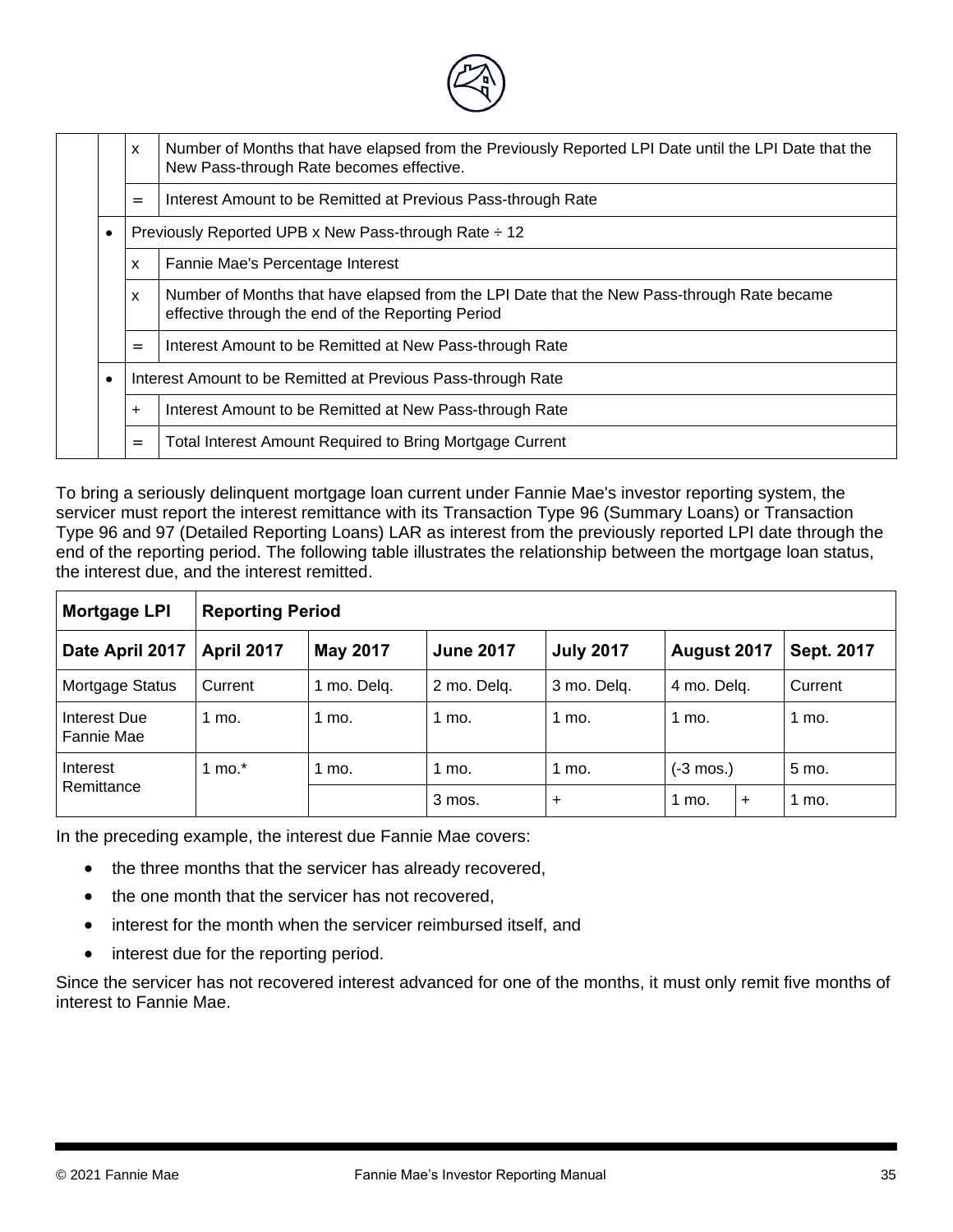|  |  |  |  |
|---|---|---|---|
|  |  | x | Number of Months that have elapsed from the Previously Reported LPI Date until the LPI Date that the New Pass-through Rate becomes effective. |
|  |  | = | Interest Amount to be Remitted at Previous Pass-through Rate |
|  | • | Previously Reported UPB x New Pass-through Rate ÷ 12 | |
|  |  | x | Fannie Mae's Percentage Interest |
|  |  | x | Number of Months that have elapsed from the LPI Date that the New Pass-through Rate became effective through the end of the Reporting Period |
|  |  | = | Interest Amount to be Remitted at New Pass-through Rate |
|  | • | Interest Amount to be Remitted at Previous Pass-through Rate | |
|  |  | + | Interest Amount to be Remitted at New Pass-through Rate |
|  |  | = | Total Interest Amount Required to Bring Mortgage Current |

To bring a seriously delinquent mortgage loan current under Fannie Mae's investor reporting system, the servicer must report the interest remittance with its Transaction Type 96 (Summary Loans) or Transaction Type 96 and 97 (Detailed Reporting Loans) LAR as interest from the previously reported LPI date through the end of the reporting period. The following table illustrates the relationship between the mortgage loan status, the interest due, and the interest remitted.

| **Mortgage LPI** | **Reporting Period** | | | | | | |
|---|---|---|---|---|---|---|---|
| **Date April 2017** | **April 2017** | **May 2017** | **June 2017** | **July 2017** | **August 2017** | | **Sept. 2017** |
| Mortgage Status | Current | 1 mo. Delq. | 2 mo. Delq. | 3 mo. Delq. | 4 mo. Delq. | | Current |
| Interest Due Fannie Mae | 1 mo. | 1 mo. | 1 mo. | 1 mo. | 1 mo. | | 1 mo. |
| Interest Remittance | 1 mo.* | 1 mo. | 1 mo. | 1 mo. | (-3 mos.) | | 5 mo. |
|  |  |  | 3 mos. | + | 1 mo. | + | 1 mo. |

In the preceding example, the interest due Fannie Mae covers:

- the three months that the servicer has already recovered,
- the one month that the servicer has not recovered,
- interest for the month when the servicer reimbursed itself, and
- interest due for the reporting period.

Since the servicer has not recovered interest advanced for one of the months, it must only remit five months of interest to Fannie Mae.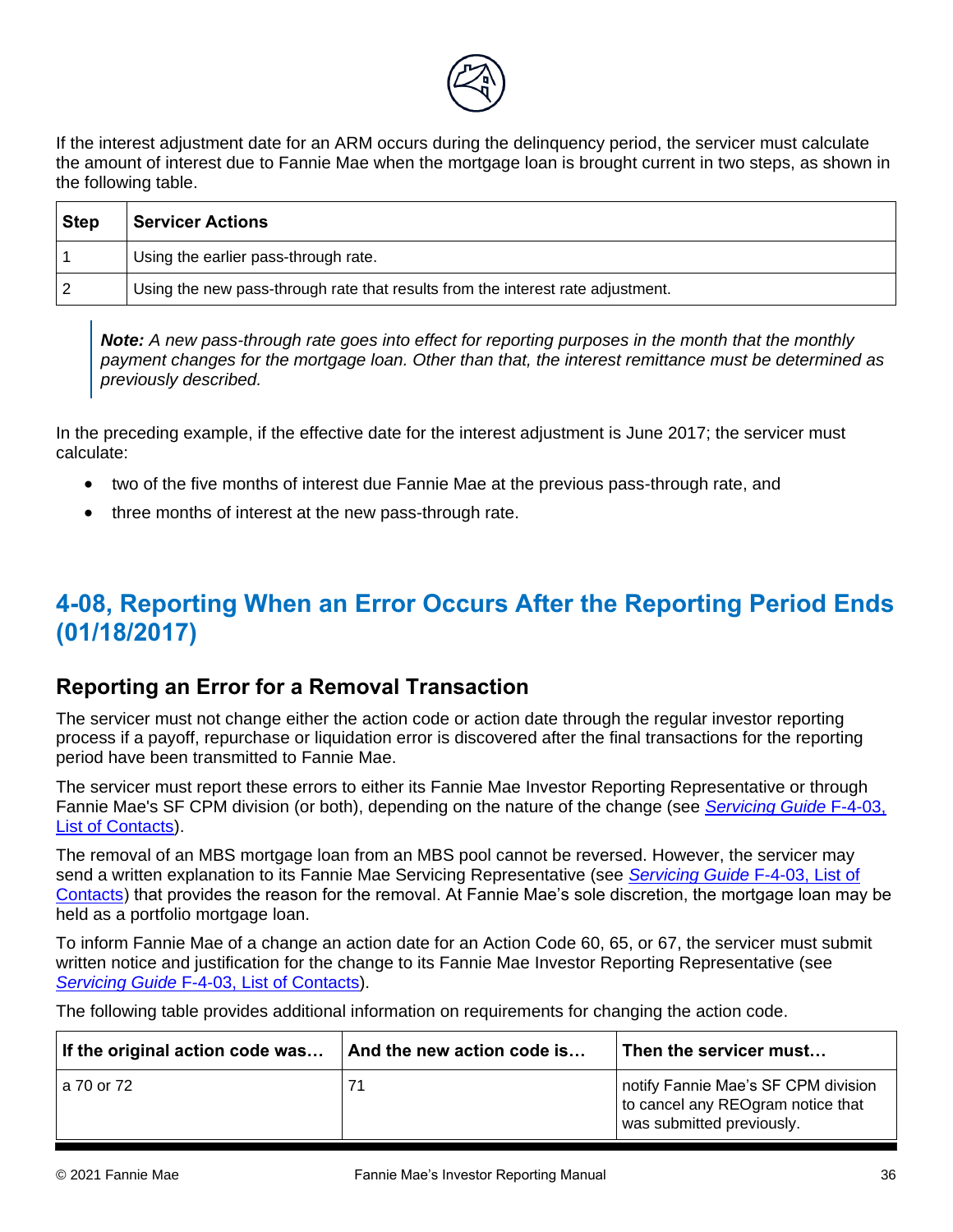If the interest adjustment date for an ARM occurs during the delinquency period, the servicer must calculate the amount of interest due to Fannie Mae when the mortgage loan is brought current in two steps, as shown in the following table.

| Step | Servicer Actions |
|---|---|
| 1 | Using the earlier pass-through rate. |
| 2 | Using the new pass-through rate that results from the interest rate adjustment. |

> ***Note:*** *A new pass-through rate goes into effect for reporting purposes in the month that the monthly payment changes for the mortgage loan. Other than that, the interest remittance must be determined as previously described.*

In the preceding example, if the effective date for the interest adjustment is June 2017; the servicer must calculate:

- two of the five months of interest due Fannie Mae at the previous pass-through rate, and
- three months of interest at the new pass-through rate.

## 4-08, Reporting When an Error Occurs After the Reporting Period Ends (01/18/2017)

### Reporting an Error for a Removal Transaction

The servicer must not change either the action code or action date through the regular investor reporting process if a payoff, repurchase or liquidation error is discovered after the final transactions for the reporting period have been transmitted to Fannie Mae.

The servicer must report these errors to either its Fannie Mae Investor Reporting Representative or through Fannie Mae's SF CPM division (or both), depending on the nature of the change (see *Servicing Guide* F-4-03, List of Contacts).

The removal of an MBS mortgage loan from an MBS pool cannot be reversed. However, the servicer may send a written explanation to its Fannie Mae Servicing Representative (see *Servicing Guide* F-4-03, List of Contacts) that provides the reason for the removal. At Fannie Mae's sole discretion, the mortgage loan may be held as a portfolio mortgage loan.

To inform Fannie Mae of a change an action date for an Action Code 60, 65, or 67, the servicer must submit written notice and justification for the change to its Fannie Mae Investor Reporting Representative (see *Servicing Guide* F-4-03, List of Contacts).

The following table provides additional information on requirements for changing the action code.

| If the original action code was… | And the new action code is… | Then the servicer must… |
|---|---|---|
| a 70 or 72 | 71 | notify Fannie Mae's SF CPM division to cancel any REOgram notice that was submitted previously. |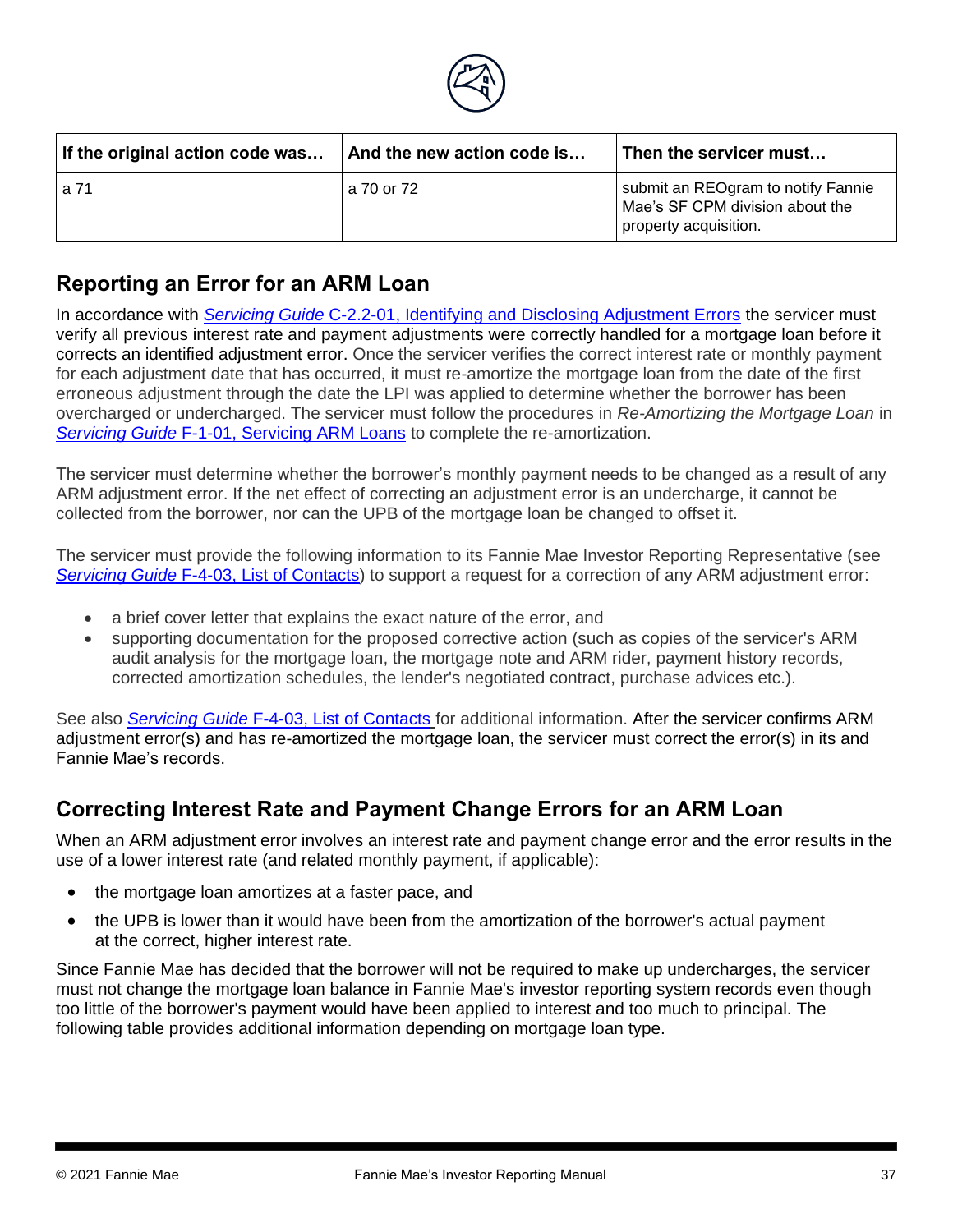| If the original action code was… | And the new action code is… | Then the servicer must… |
| --- | --- | --- |
| a 71 | a 70 or 72 | submit an REOgram to notify Fannie Mae's SF CPM division about the property acquisition. |

## Reporting an Error for an ARM Loan

In accordance with *Servicing Guide* C-2.2-01, Identifying and Disclosing Adjustment Errors the servicer must verify all previous interest rate and payment adjustments were correctly handled for a mortgage loan before it corrects an identified adjustment error. Once the servicer verifies the correct interest rate or monthly payment for each adjustment date that has occurred, it must re-amortize the mortgage loan from the date of the first erroneous adjustment through the date the LPI was applied to determine whether the borrower has been overcharged or undercharged. The servicer must follow the procedures in *Re-Amortizing the Mortgage Loan* in *Servicing Guide* F-1-01, Servicing ARM Loans to complete the re-amortization.

The servicer must determine whether the borrower's monthly payment needs to be changed as a result of any ARM adjustment error. If the net effect of correcting an adjustment error is an undercharge, it cannot be collected from the borrower, nor can the UPB of the mortgage loan be changed to offset it.

The servicer must provide the following information to its Fannie Mae Investor Reporting Representative (see *Servicing Guide* F-4-03, List of Contacts) to support a request for a correction of any ARM adjustment error:

- a brief cover letter that explains the exact nature of the error, and
- supporting documentation for the proposed corrective action (such as copies of the servicer's ARM audit analysis for the mortgage loan, the mortgage note and ARM rider, payment history records, corrected amortization schedules, the lender's negotiated contract, purchase advices etc.).

See also *Servicing Guide* F-4-03, List of Contacts for additional information. After the servicer confirms ARM adjustment error(s) and has re-amortized the mortgage loan, the servicer must correct the error(s) in its and Fannie Mae's records.

## Correcting Interest Rate and Payment Change Errors for an ARM Loan

When an ARM adjustment error involves an interest rate and payment change error and the error results in the use of a lower interest rate (and related monthly payment, if applicable):

- the mortgage loan amortizes at a faster pace, and
- the UPB is lower than it would have been from the amortization of the borrower's actual payment at the correct, higher interest rate.

Since Fannie Mae has decided that the borrower will not be required to make up undercharges, the servicer must not change the mortgage loan balance in Fannie Mae's investor reporting system records even though too little of the borrower's payment would have been applied to interest and too much to principal. The following table provides additional information depending on mortgage loan type.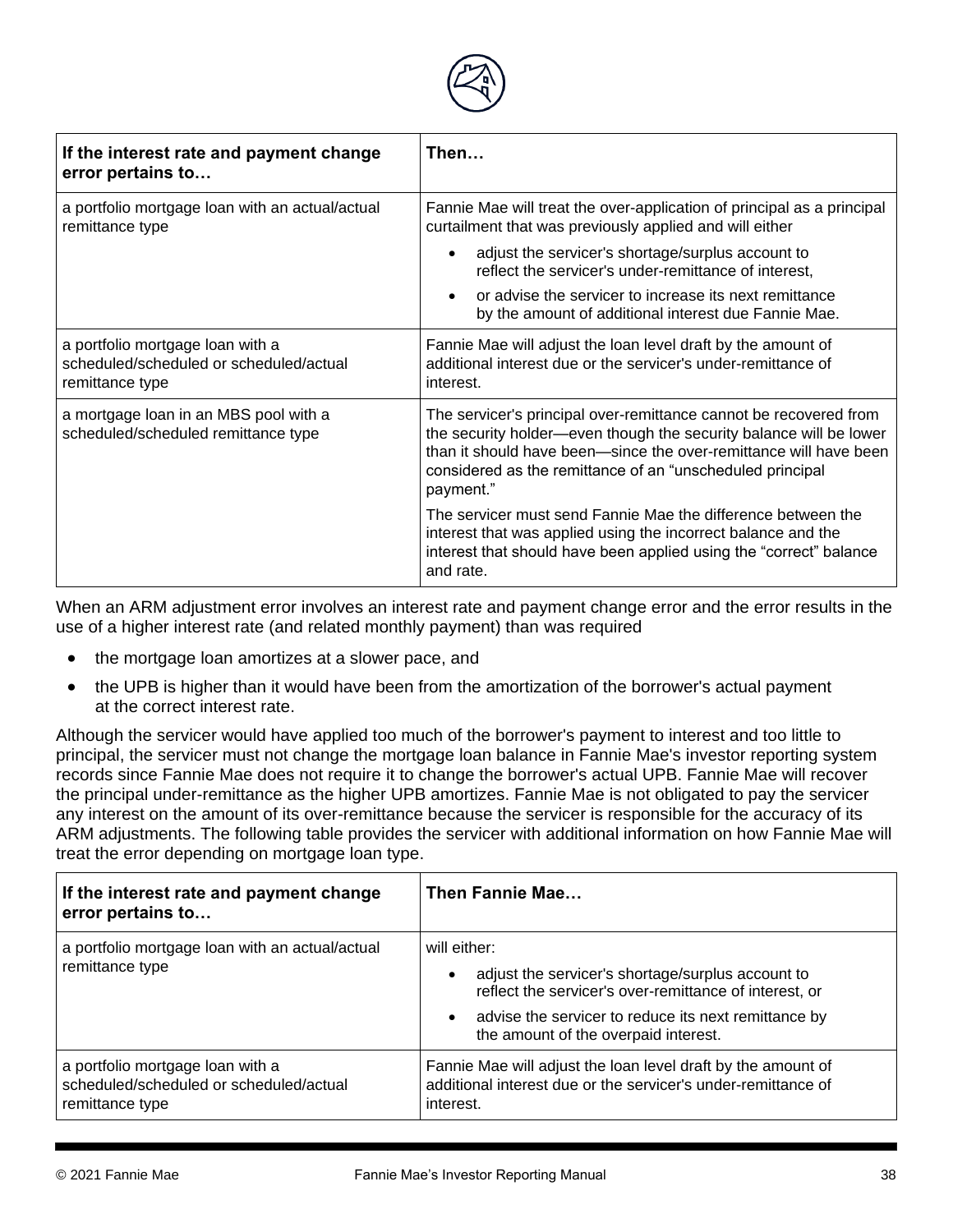| If the interest rate and payment change error pertains to… | Then… |
|---|---|
| a portfolio mortgage loan with an actual/actual remittance type | Fannie Mae will treat the over-application of principal as a principal curtailment that was previously applied and will either<br>• adjust the servicer's shortage/surplus account to reflect the servicer's under-remittance of interest,<br>• or advise the servicer to increase its next remittance by the amount of additional interest due Fannie Mae. |
| a portfolio mortgage loan with a scheduled/scheduled or scheduled/actual remittance type | Fannie Mae will adjust the loan level draft by the amount of additional interest due or the servicer's under-remittance of interest. |
| a mortgage loan in an MBS pool with a scheduled/scheduled remittance type | The servicer's principal over-remittance cannot be recovered from the security holder—even though the security balance will be lower than it should have been—since the over-remittance will have been considered as the remittance of an "unscheduled principal payment."<br><br>The servicer must send Fannie Mae the difference between the interest that was applied using the incorrect balance and the interest that should have been applied using the "correct" balance and rate. |

When an ARM adjustment error involves an interest rate and payment change error and the error results in the use of a higher interest rate (and related monthly payment) than was required

- the mortgage loan amortizes at a slower pace, and
- the UPB is higher than it would have been from the amortization of the borrower's actual payment at the correct interest rate.

Although the servicer would have applied too much of the borrower's payment to interest and too little to principal, the servicer must not change the mortgage loan balance in Fannie Mae's investor reporting system records since Fannie Mae does not require it to change the borrower's actual UPB. Fannie Mae will recover the principal under-remittance as the higher UPB amortizes. Fannie Mae is not obligated to pay the servicer any interest on the amount of its over-remittance because the servicer is responsible for the accuracy of its ARM adjustments. The following table provides the servicer with additional information on how Fannie Mae will treat the error depending on mortgage loan type.

| If the interest rate and payment change error pertains to… | Then Fannie Mae… |
|---|---|
| a portfolio mortgage loan with an actual/actual remittance type | will either:<br>• adjust the servicer's shortage/surplus account to reflect the servicer's over-remittance of interest, or<br>• advise the servicer to reduce its next remittance by the amount of the overpaid interest. |
| a portfolio mortgage loan with a scheduled/scheduled or scheduled/actual remittance type | Fannie Mae will adjust the loan level draft by the amount of additional interest due or the servicer's under-remittance of interest. |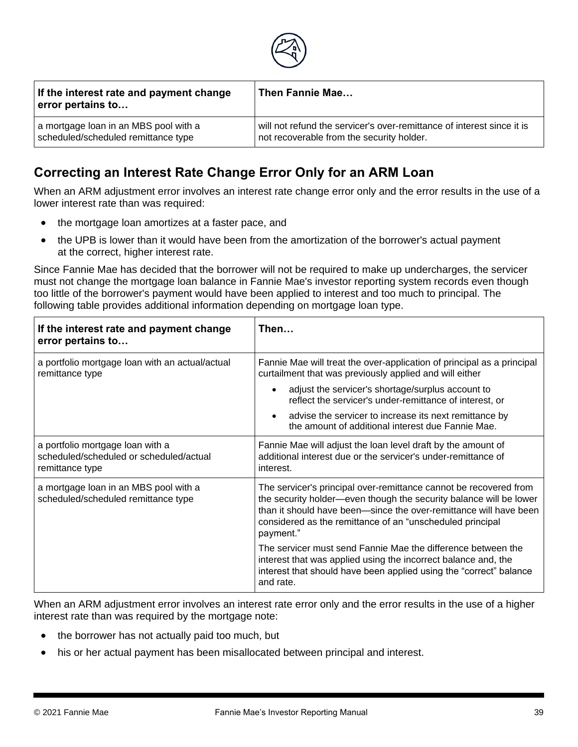| If the interest rate and payment change error pertains to… | Then Fannie Mae… |
| --- | --- |
| a mortgage loan in an MBS pool with a scheduled/scheduled remittance type | will not refund the servicer's over-remittance of interest since it is not recoverable from the security holder. |

## Correcting an Interest Rate Change Error Only for an ARM Loan

When an ARM adjustment error involves an interest rate change error only and the error results in the use of a lower interest rate than was required:

- the mortgage loan amortizes at a faster pace, and
- the UPB is lower than it would have been from the amortization of the borrower's actual payment at the correct, higher interest rate.

Since Fannie Mae has decided that the borrower will not be required to make up undercharges, the servicer must not change the mortgage loan balance in Fannie Mae's investor reporting system records even though too little of the borrower's payment would have been applied to interest and too much to principal. The following table provides additional information depending on mortgage loan type.

| If the interest rate and payment change error pertains to… | Then… |
| --- | --- |
| a portfolio mortgage loan with an actual/actual remittance type | Fannie Mae will treat the over-application of principal as a principal curtailment that was previously applied and will either<br>• adjust the servicer's shortage/surplus account to reflect the servicer's under-remittance of interest, or<br>• advise the servicer to increase its next remittance by the amount of additional interest due Fannie Mae. |
| a portfolio mortgage loan with a scheduled/scheduled or scheduled/actual remittance type | Fannie Mae will adjust the loan level draft by the amount of additional interest due or the servicer's under-remittance of interest. |
| a mortgage loan in an MBS pool with a scheduled/scheduled remittance type | The servicer's principal over-remittance cannot be recovered from the security holder—even though the security balance will be lower than it should have been—since the over-remittance will have been considered as the remittance of an "unscheduled principal payment."<br>The servicer must send Fannie Mae the difference between the interest that was applied using the incorrect balance and, the interest that should have been applied using the "correct" balance and rate. |

When an ARM adjustment error involves an interest rate error only and the error results in the use of a higher interest rate than was required by the mortgage note:

- the borrower has not actually paid too much, but
- his or her actual payment has been misallocated between principal and interest.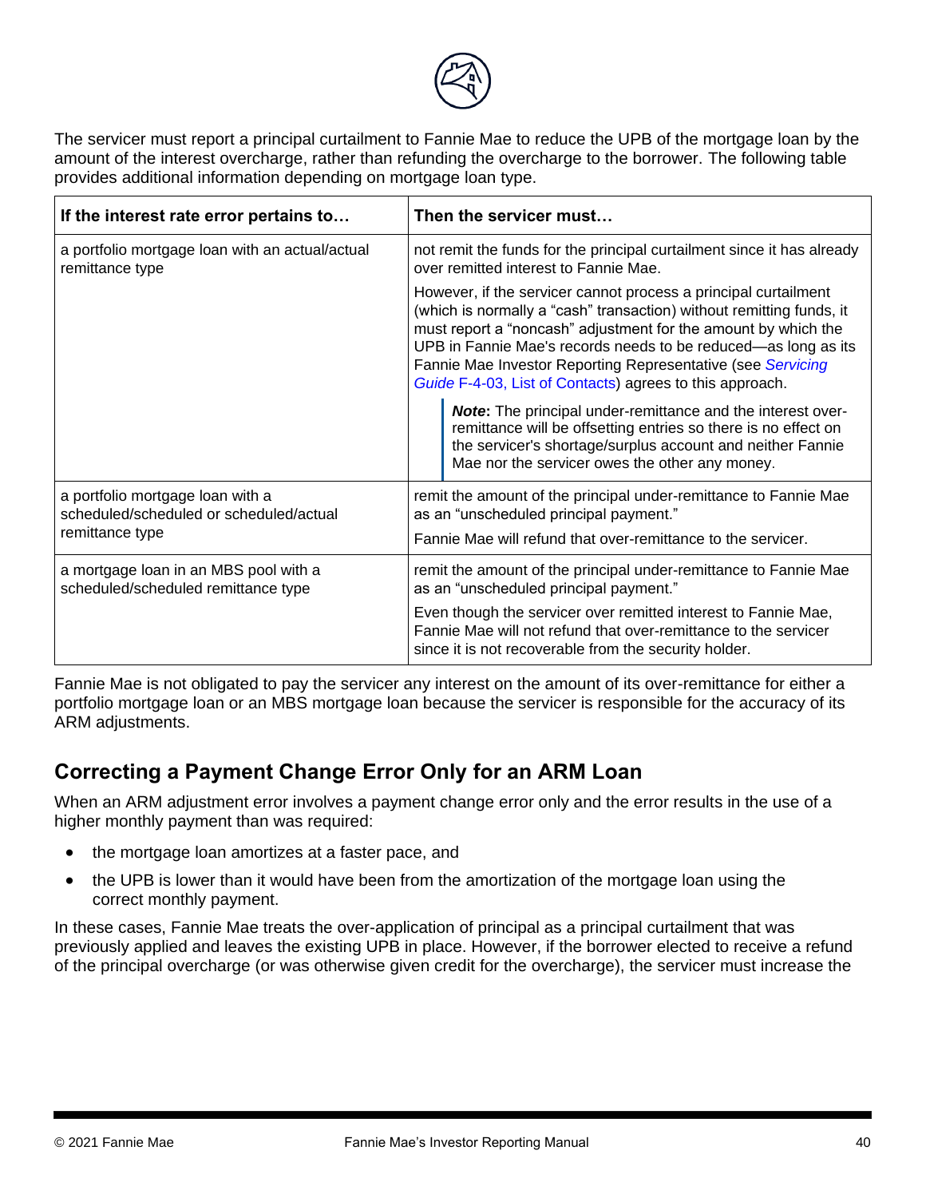The servicer must report a principal curtailment to Fannie Mae to reduce the UPB of the mortgage loan by the amount of the interest overcharge, rather than refunding the overcharge to the borrower. The following table provides additional information depending on mortgage loan type.

| If the interest rate error pertains to… | Then the servicer must… |
|---|---|
| a portfolio mortgage loan with an actual/actual remittance type | not remit the funds for the principal curtailment since it has already over remitted interest to Fannie Mae.<br><br>However, if the servicer cannot process a principal curtailment (which is normally a "cash" transaction) without remitting funds, it must report a "noncash" adjustment for the amount by which the UPB in Fannie Mae's records needs to be reduced—as long as its Fannie Mae Investor Reporting Representative (see *Servicing Guide* F-4-03, List of Contacts) agrees to this approach.<br><br>***Note*:** The principal under-remittance and the interest over-remittance will be offsetting entries so there is no effect on the servicer's shortage/surplus account and neither Fannie Mae nor the servicer owes the other any money. |
| a portfolio mortgage loan with a scheduled/scheduled or scheduled/actual remittance type | remit the amount of the principal under-remittance to Fannie Mae as an "unscheduled principal payment."<br><br>Fannie Mae will refund that over-remittance to the servicer. |
| a mortgage loan in an MBS pool with a scheduled/scheduled remittance type | remit the amount of the principal under-remittance to Fannie Mae as an "unscheduled principal payment."<br><br>Even though the servicer over remitted interest to Fannie Mae, Fannie Mae will not refund that over-remittance to the servicer since it is not recoverable from the security holder. |

Fannie Mae is not obligated to pay the servicer any interest on the amount of its over-remittance for either a portfolio mortgage loan or an MBS mortgage loan because the servicer is responsible for the accuracy of its ARM adjustments.

## Correcting a Payment Change Error Only for an ARM Loan

When an ARM adjustment error involves a payment change error only and the error results in the use of a higher monthly payment than was required:

- the mortgage loan amortizes at a faster pace, and
- the UPB is lower than it would have been from the amortization of the mortgage loan using the correct monthly payment.

In these cases, Fannie Mae treats the over-application of principal as a principal curtailment that was previously applied and leaves the existing UPB in place. However, if the borrower elected to receive a refund of the principal overcharge (or was otherwise given credit for the overcharge), the servicer must increase the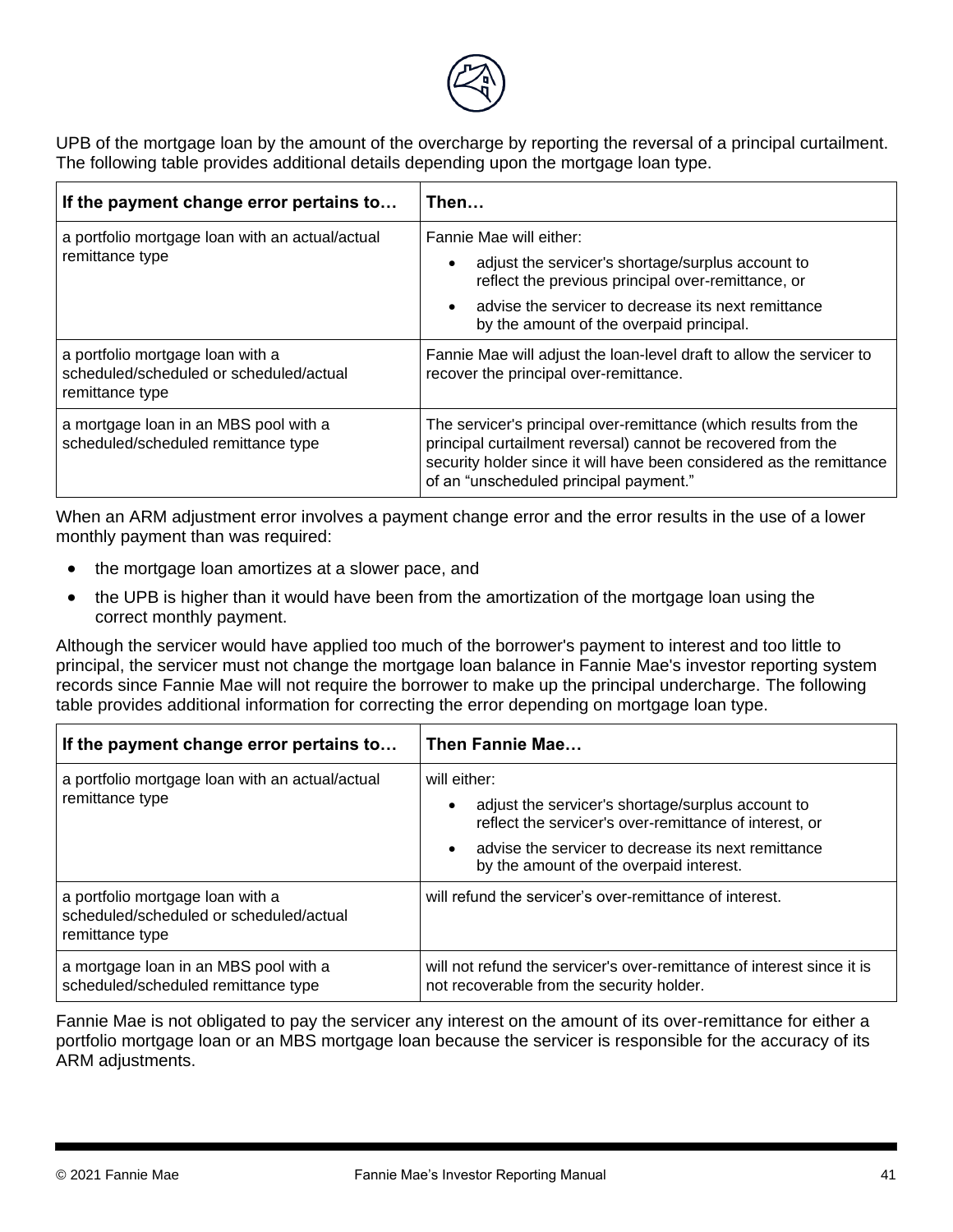UPB of the mortgage loan by the amount of the overcharge by reporting the reversal of a principal curtailment. The following table provides additional details depending upon the mortgage loan type.

| If the payment change error pertains to… | Then… |
|---|---|
| a portfolio mortgage loan with an actual/actual remittance type | Fannie Mae will either:<br>• adjust the servicer's shortage/surplus account to reflect the previous principal over-remittance, or<br>• advise the servicer to decrease its next remittance by the amount of the overpaid principal. |
| a portfolio mortgage loan with a scheduled/scheduled or scheduled/actual remittance type | Fannie Mae will adjust the loan-level draft to allow the servicer to recover the principal over-remittance. |
| a mortgage loan in an MBS pool with a scheduled/scheduled remittance type | The servicer's principal over-remittance (which results from the principal curtailment reversal) cannot be recovered from the security holder since it will have been considered as the remittance of an "unscheduled principal payment." |

When an ARM adjustment error involves a payment change error and the error results in the use of a lower monthly payment than was required:

- the mortgage loan amortizes at a slower pace, and
- the UPB is higher than it would have been from the amortization of the mortgage loan using the correct monthly payment.

Although the servicer would have applied too much of the borrower's payment to interest and too little to principal, the servicer must not change the mortgage loan balance in Fannie Mae's investor reporting system records since Fannie Mae will not require the borrower to make up the principal undercharge. The following table provides additional information for correcting the error depending on mortgage loan type.

| If the payment change error pertains to… | Then Fannie Mae… |
|---|---|
| a portfolio mortgage loan with an actual/actual remittance type | will either:<br>• adjust the servicer's shortage/surplus account to reflect the servicer's over-remittance of interest, or<br>• advise the servicer to decrease its next remittance by the amount of the overpaid interest. |
| a portfolio mortgage loan with a scheduled/scheduled or scheduled/actual remittance type | will refund the servicer's over-remittance of interest. |
| a mortgage loan in an MBS pool with a scheduled/scheduled remittance type | will not refund the servicer's over-remittance of interest since it is not recoverable from the security holder. |

Fannie Mae is not obligated to pay the servicer any interest on the amount of its over-remittance for either a portfolio mortgage loan or an MBS mortgage loan because the servicer is responsible for the accuracy of its ARM adjustments.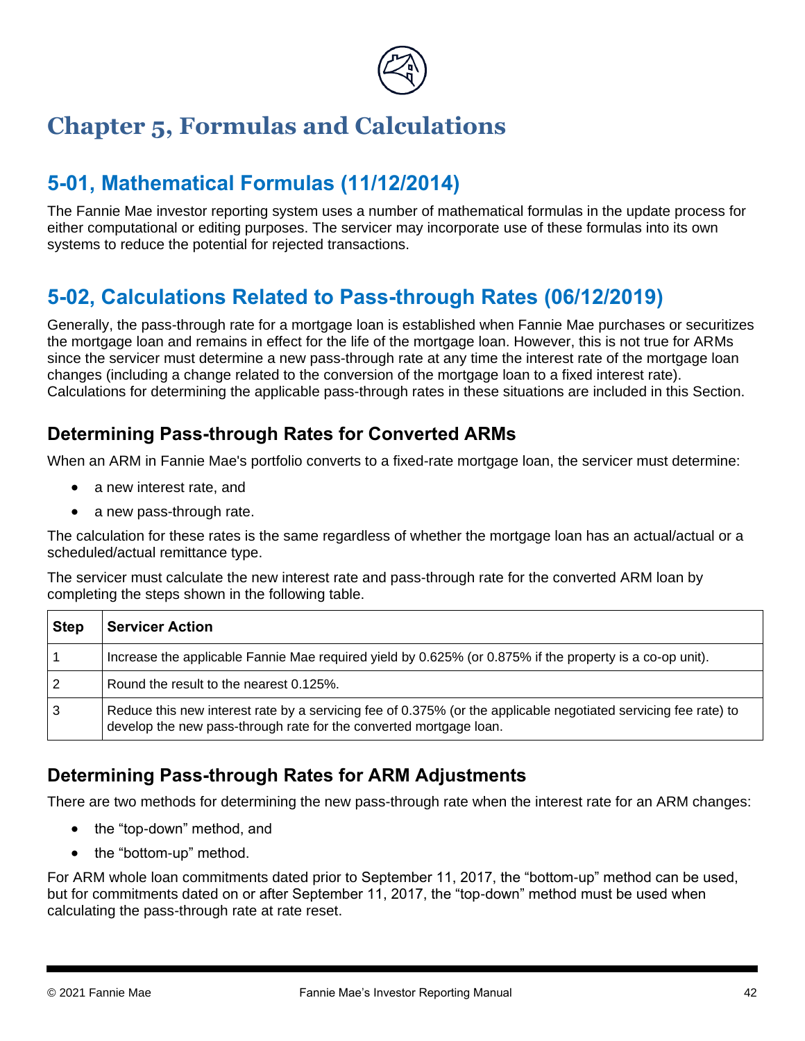# Chapter 5, Formulas and Calculations

## 5-01, Mathematical Formulas (11/12/2014)

The Fannie Mae investor reporting system uses a number of mathematical formulas in the update process for either computational or editing purposes. The servicer may incorporate use of these formulas into its own systems to reduce the potential for rejected transactions.

## 5-02, Calculations Related to Pass-through Rates (06/12/2019)

Generally, the pass-through rate for a mortgage loan is established when Fannie Mae purchases or securitizes the mortgage loan and remains in effect for the life of the mortgage loan. However, this is not true for ARMs since the servicer must determine a new pass-through rate at any time the interest rate of the mortgage loan changes (including a change related to the conversion of the mortgage loan to a fixed interest rate). Calculations for determining the applicable pass-through rates in these situations are included in this Section.

### Determining Pass-through Rates for Converted ARMs

When an ARM in Fannie Mae's portfolio converts to a fixed-rate mortgage loan, the servicer must determine:

- a new interest rate, and
- a new pass-through rate.

The calculation for these rates is the same regardless of whether the mortgage loan has an actual/actual or a scheduled/actual remittance type.

The servicer must calculate the new interest rate and pass-through rate for the converted ARM loan by completing the steps shown in the following table.

| Step | Servicer Action |
|---|---|
| 1 | Increase the applicable Fannie Mae required yield by 0.625% (or 0.875% if the property is a co-op unit). |
| 2 | Round the result to the nearest 0.125%. |
| 3 | Reduce this new interest rate by a servicing fee of 0.375% (or the applicable negotiated servicing fee rate) to develop the new pass-through rate for the converted mortgage loan. |

### Determining Pass-through Rates for ARM Adjustments

There are two methods for determining the new pass-through rate when the interest rate for an ARM changes:

- the “top-down” method, and
- the “bottom-up” method.

For ARM whole loan commitments dated prior to September 11, 2017, the “bottom-up” method can be used, but for commitments dated on or after September 11, 2017, the “top-down” method must be used when calculating the pass-through rate at rate reset.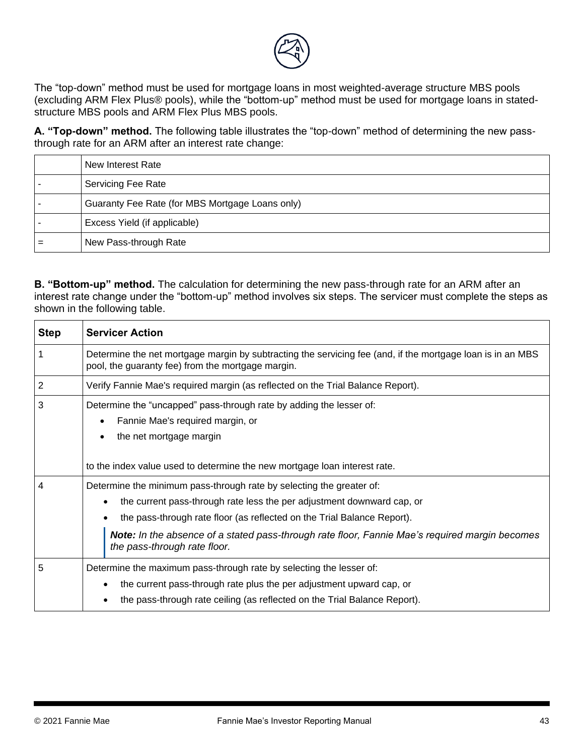The “top-down” method must be used for mortgage loans in most weighted-average structure MBS pools (excluding ARM Flex Plus® pools), while the “bottom-up” method must be used for mortgage loans in stated-structure MBS pools and ARM Flex Plus MBS pools.

**A. “Top-down” method.** The following table illustrates the “top-down” method of determining the new pass-through rate for an ARM after an interest rate change:

| | |
|---|---|
| | New Interest Rate |
| - | Servicing Fee Rate |
| - | Guaranty Fee Rate (for MBS Mortgage Loans only) |
| - | Excess Yield (if applicable) |
| = | New Pass-through Rate |

**B. “Bottom-up” method.** The calculation for determining the new pass-through rate for an ARM after an interest rate change under the “bottom-up” method involves six steps. The servicer must complete the steps as shown in the following table.

| Step | Servicer Action |
|---|---|
| 1 | Determine the net mortgage margin by subtracting the servicing fee (and, if the mortgage loan is in an MBS pool, the guaranty fee) from the mortgage margin. |
| 2 | Verify Fannie Mae's required margin (as reflected on the Trial Balance Report). |
| 3 | Determine the “uncapped” pass-through rate by adding the lesser of:<br>• Fannie Mae's required margin, or<br>• the net mortgage margin<br><br>to the index value used to determine the new mortgage loan interest rate. |
| 4 | Determine the minimum pass-through rate by selecting the greater of:<br>• the current pass-through rate less the per adjustment downward cap, or<br>• the pass-through rate floor (as reflected on the Trial Balance Report).<br>***Note:*** *In the absence of a stated pass-through rate floor, Fannie Mae’s required margin becomes the pass-through rate floor.* |
| 5 | Determine the maximum pass-through rate by selecting the lesser of:<br>• the current pass-through rate plus the per adjustment upward cap, or<br>• the pass-through rate ceiling (as reflected on the Trial Balance Report). |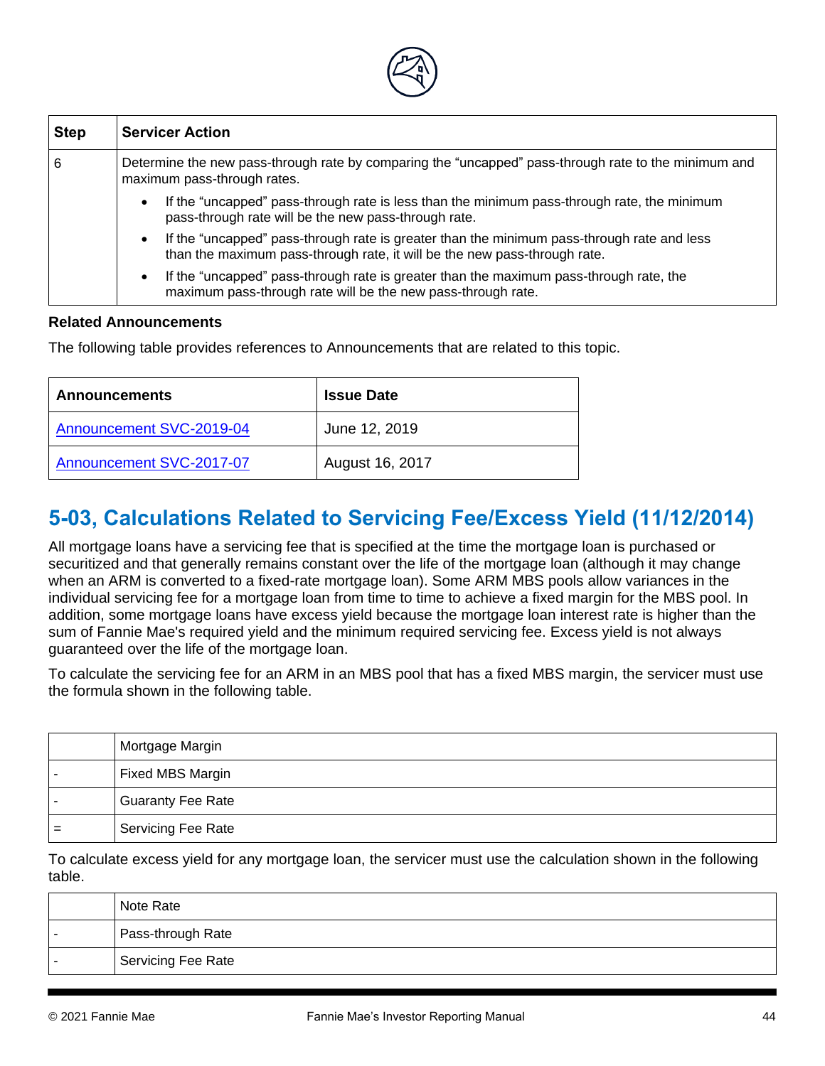| Step | Servicer Action |
| --- | --- |
| 6 | Determine the new pass-through rate by comparing the “uncapped” pass-through rate to the minimum and maximum pass-through rates.<br>• If the “uncapped” pass-through rate is less than the minimum pass-through rate, the minimum pass-through rate will be the new pass-through rate.<br>• If the “uncapped” pass-through rate is greater than the minimum pass-through rate and less than the maximum pass-through rate, it will be the new pass-through rate.<br>• If the “uncapped” pass-through rate is greater than the maximum pass-through rate, the maximum pass-through rate will be the new pass-through rate. |

**Related Announcements**

The following table provides references to Announcements that are related to this topic.

| Announcements | Issue Date |
| --- | --- |
| Announcement SVC-2019-04 | June 12, 2019 |
| Announcement SVC-2017-07 | August 16, 2017 |

## 5-03, Calculations Related to Servicing Fee/Excess Yield (11/12/2014)

All mortgage loans have a servicing fee that is specified at the time the mortgage loan is purchased or securitized and that generally remains constant over the life of the mortgage loan (although it may change when an ARM is converted to a fixed-rate mortgage loan). Some ARM MBS pools allow variances in the individual servicing fee for a mortgage loan from time to time to achieve a fixed margin for the MBS pool. In addition, some mortgage loans have excess yield because the mortgage loan interest rate is higher than the sum of Fannie Mae's required yield and the minimum required servicing fee. Excess yield is not always guaranteed over the life of the mortgage loan.

To calculate the servicing fee for an ARM in an MBS pool that has a fixed MBS margin, the servicer must use the formula shown in the following table.

| | |
| --- | --- |
| | Mortgage Margin |
| - | Fixed MBS Margin |
| - | Guaranty Fee Rate |
| = | Servicing Fee Rate |

To calculate excess yield for any mortgage loan, the servicer must use the calculation shown in the following table.

| | |
| --- | --- |
| | Note Rate |
| - | Pass-through Rate |
| - | Servicing Fee Rate |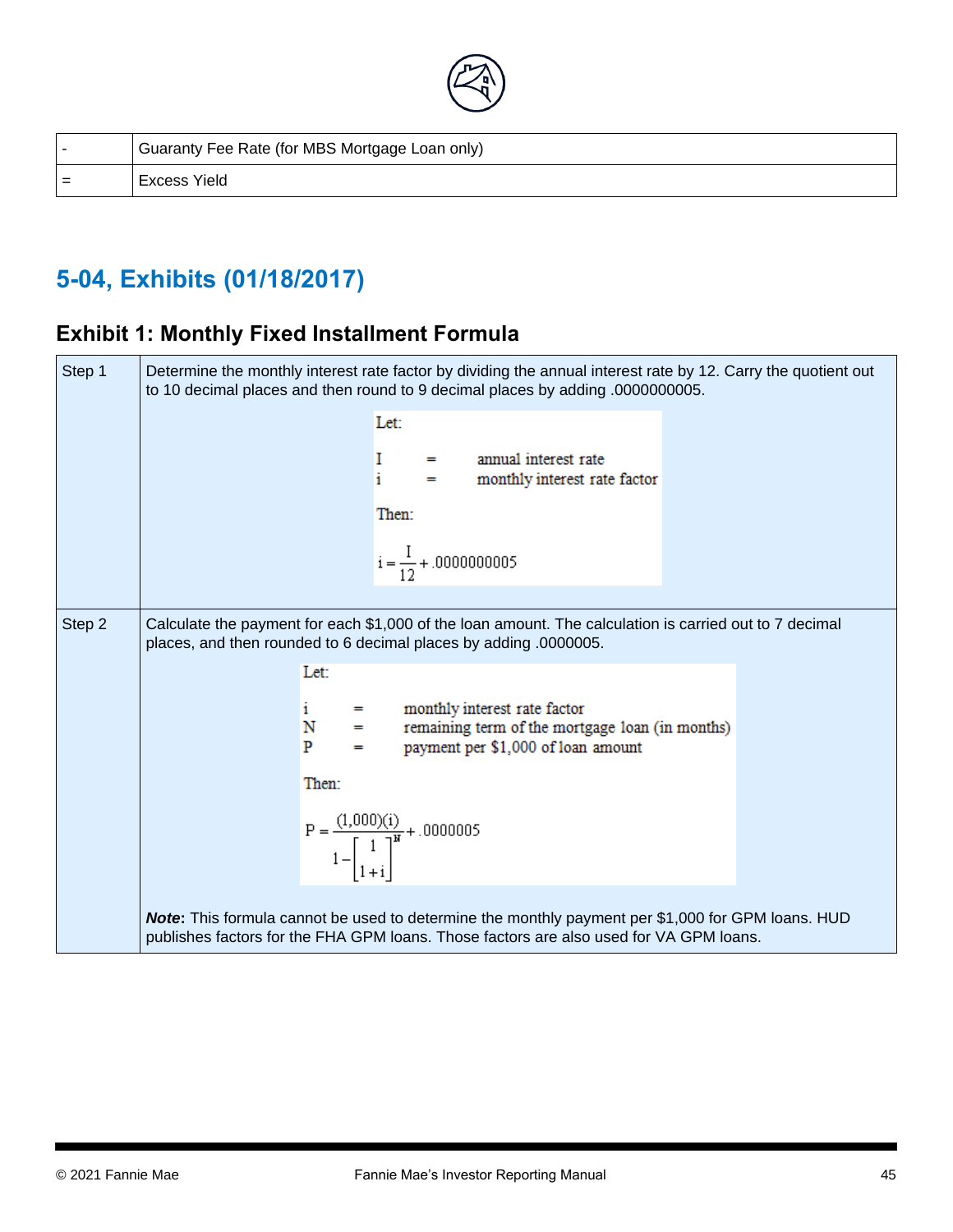| - | Guaranty Fee Rate (for MBS Mortgage Loan only) |
|---|---|
| = | Excess Yield |

## 5-04, Exhibits (01/18/2017)

### Exhibit 1: Monthly Fixed Installment Formula

| Step | Description |
|---|---|
| Step 1 | Determine the monthly interest rate factor by dividing the annual interest rate by 12. Carry the quotient out to 10 decimal places and then round to 9 decimal places by adding .0000000005. <br><br> Let: <br> I = annual interest rate <br> i = monthly interest rate factor <br><br> Then: <br> $i = \frac{I}{12} + .0000000005$ |
| Step 2 | Calculate the payment for each $1,000 of the loan amount. The calculation is carried out to 7 decimal places, and then rounded to 6 decimal places by adding .0000005. <br><br> Let: <br> i = monthly interest rate factor <br> N = remaining term of the mortgage loan (in months) <br> P = payment per $1,000 of loan amount <br><br> Then: <br> $P = \frac{(1{,}000)(i)}{1 - \left[\frac{1}{1+i}\right]^{N}} + .0000005$ <br><br> ***Note*: This formula cannot be used to determine the monthly payment per $1,000 for GPM loans. HUD publishes factors for the FHA GPM loans. Those factors are also used for VA GPM loans. |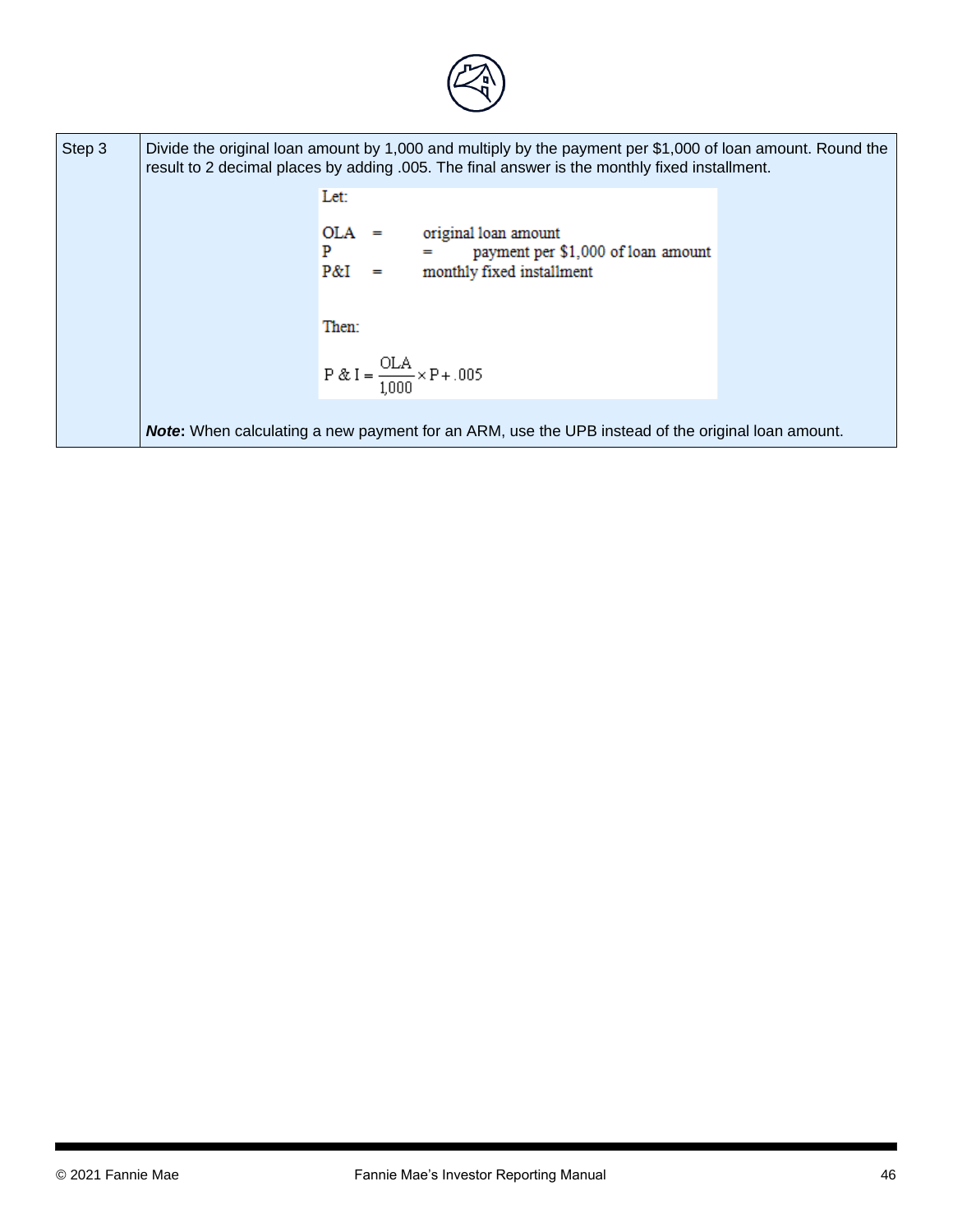| | |
|---|---|
| Step 3 | Divide the original loan amount by 1,000 and multiply by the payment per $1,000 of loan amount. Round the result to 2 decimal places by adding .005. The final answer is the monthly fixed installment.<br><br>Let:<br><br>OLA = original loan amount<br>P = payment per $1,000 of loan amount<br>P&I = monthly fixed installment<br><br>Then:<br><br>$P \& I = \frac{OLA}{1{,}000} \times P + .005$<br><br>***Note*: When calculating a new payment for an ARM, use the UPB instead of the original loan amount. |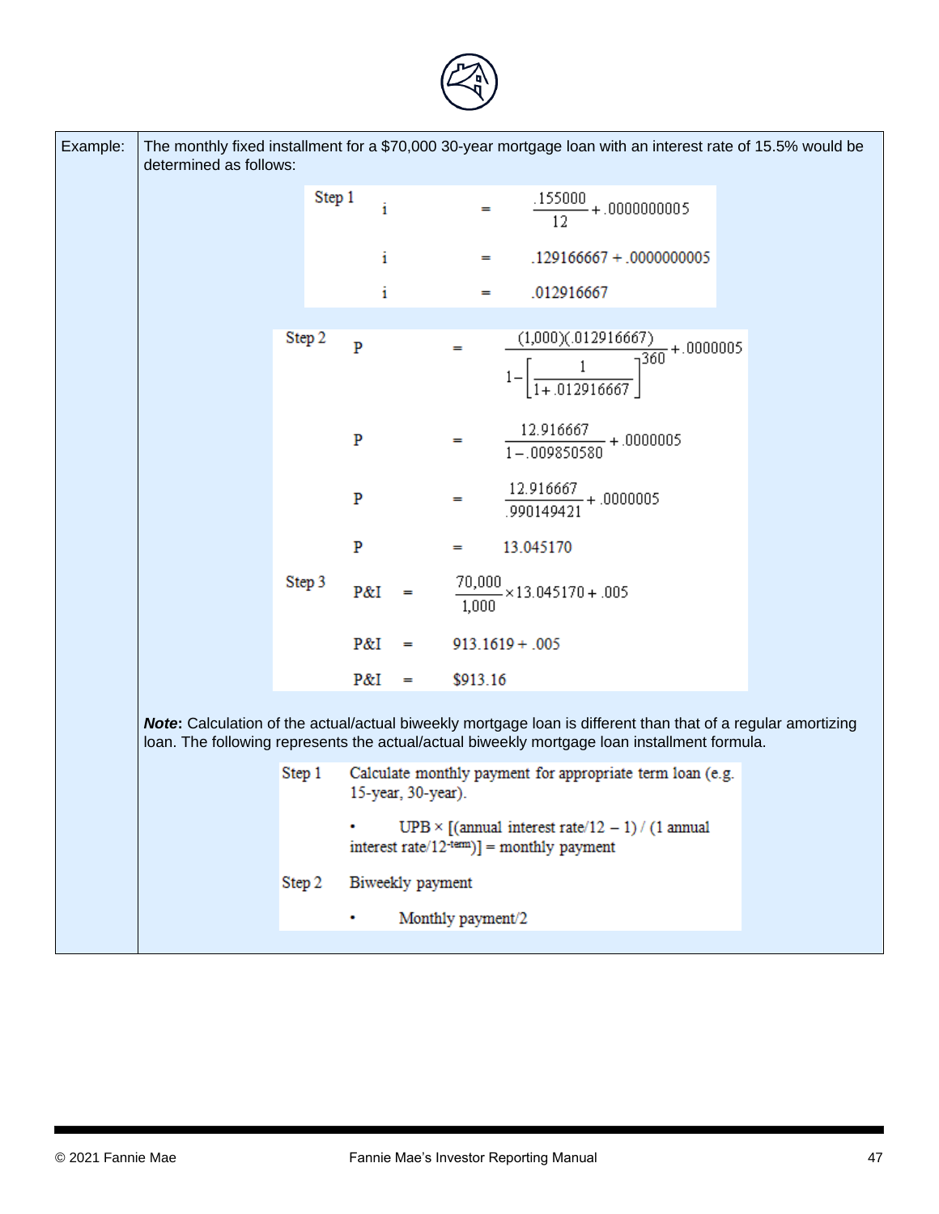**Example:** The monthly fixed installment for a $70,000 30-year mortgage loan with an interest rate of 15.5% would be determined as follows:

Step 1

$$i = \frac{.155000}{12} + .0000000005$$

$$i = .129166667 + .0000000005$$

$$i = .012916667$$

Step 2

$$P = \frac{(1{,}000)(.012916667)}{1 - \left[\frac{1}{1 + .012916667}\right]^{360}} + .0000005$$

$$P = \frac{12.916667}{1 - .009850580} + .0000005$$

$$P = \frac{12.916667}{.990149421} + .0000005$$

$$P = 13.045170$$

Step 3

$$P\&I = \frac{70{,}000}{1{,}000} \times 13.045170 + .005$$

$$P\&I = 913.1619 + .005$$

$$P\&I = \$913.16$$

***Note*:** Calculation of the actual/actual biweekly mortgage loan is different than that of a regular amortizing loan. The following represents the actual/actual biweekly mortgage loan installment formula.

Step 1 Calculate monthly payment for appropriate term loan (e.g. 15-year, 30-year).

- UPB × [(annual interest rate/12 – 1) / (1 annual interest rate/12$^{-\text{term}}$)] = monthly payment

Step 2 Biweekly payment

- Monthly payment/2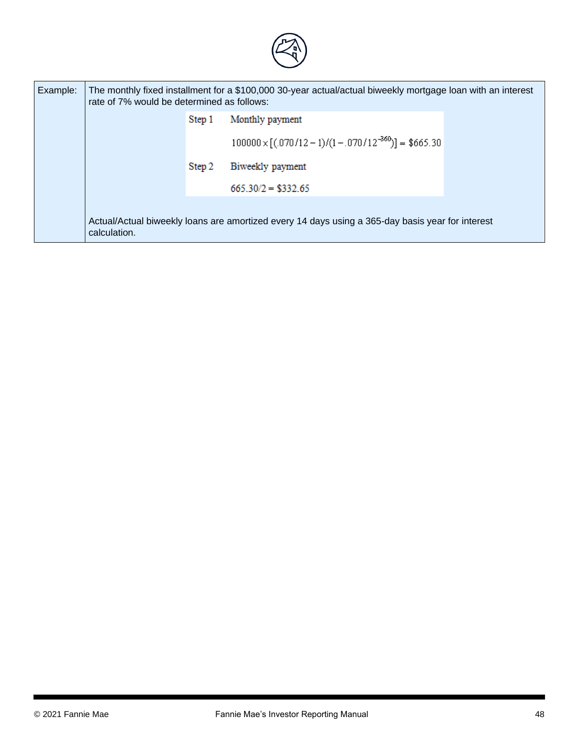| Example: | The monthly fixed installment for a $100,000 30-year actual/actual biweekly mortgage loan with an interest rate of 7% would be determined as follows:<br><br>Step 1 Monthly payment<br>$100000 \times [(.070/12 - 1)/(1 - .070/12^{-360})] = \$665.30$<br><br>Step 2 Biweekly payment<br>$665.30/2 = \$332.65$<br><br>Actual/Actual biweekly loans are amortized every 14 days using a 365-day basis year for interest calculation. |
|---|---|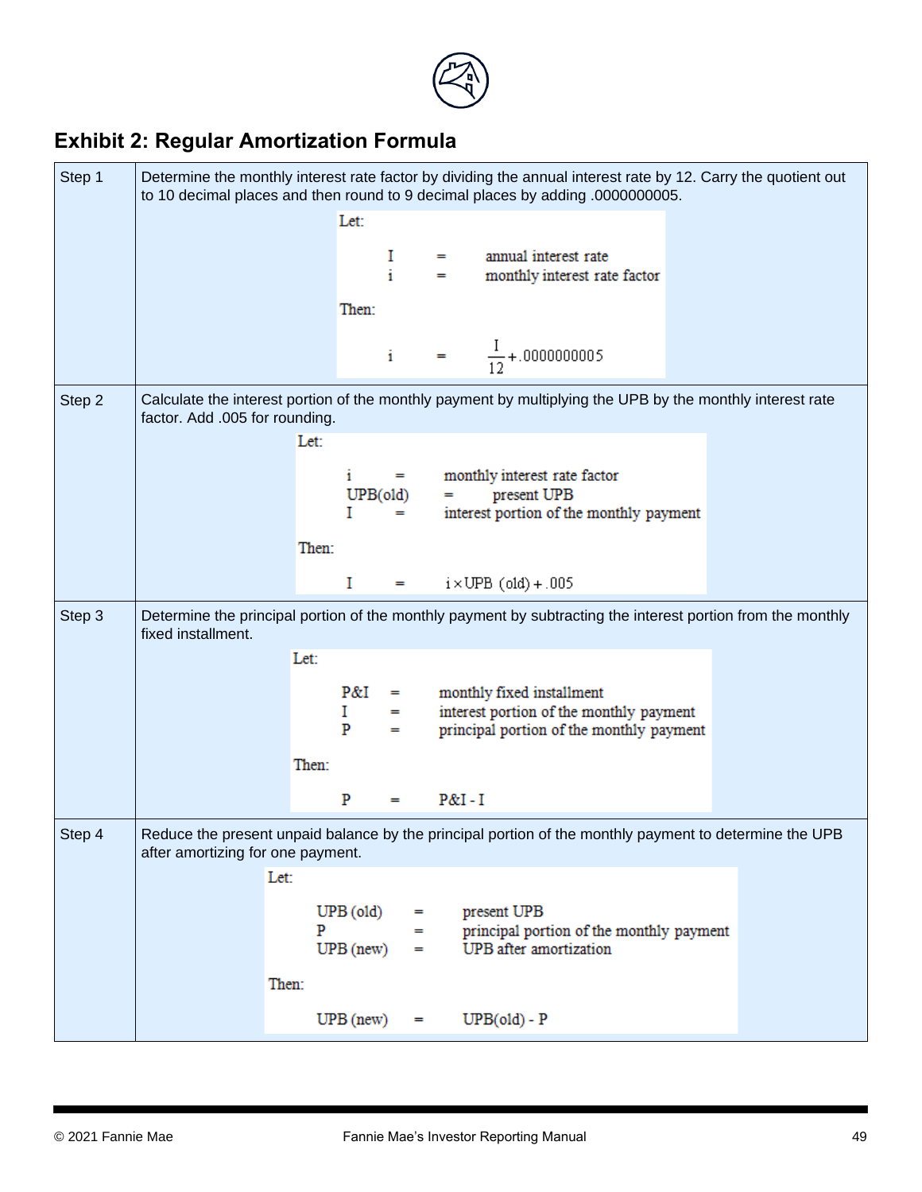## Exhibit 2: Regular Amortization Formula

| | |
|---|---|
| Step 1 | Determine the monthly interest rate factor by dividing the annual interest rate by 12. Carry the quotient out to 10 decimal places and then round to 9 decimal places by adding .0000000005.<br><br>Let:<br><br>I = annual interest rate<br>i = monthly interest rate factor<br><br>Then:<br><br>$i = \frac{I}{12} + .0000000005$ |
| Step 2 | Calculate the interest portion of the monthly payment by multiplying the UPB by the monthly interest rate factor. Add .005 for rounding.<br><br>Let:<br><br>i = monthly interest rate factor<br>UPB(old) = present UPB<br>I = interest portion of the monthly payment<br><br>Then:<br><br>$I = i \times \text{UPB (old)} + .005$ |
| Step 3 | Determine the principal portion of the monthly payment by subtracting the interest portion from the monthly fixed installment.<br><br>Let:<br><br>P&I = monthly fixed installment<br>I = interest portion of the monthly payment<br>P = principal portion of the monthly payment<br><br>Then:<br><br>$P = \text{P\&I} - I$ |
| Step 4 | Reduce the present unpaid balance by the principal portion of the monthly payment to determine the UPB after amortizing for one payment.<br><br>Let:<br><br>UPB (old) = present UPB<br>P = principal portion of the monthly payment<br>UPB (new) = UPB after amortization<br><br>Then:<br><br>$\text{UPB (new)} = \text{UPB(old)} - P$ |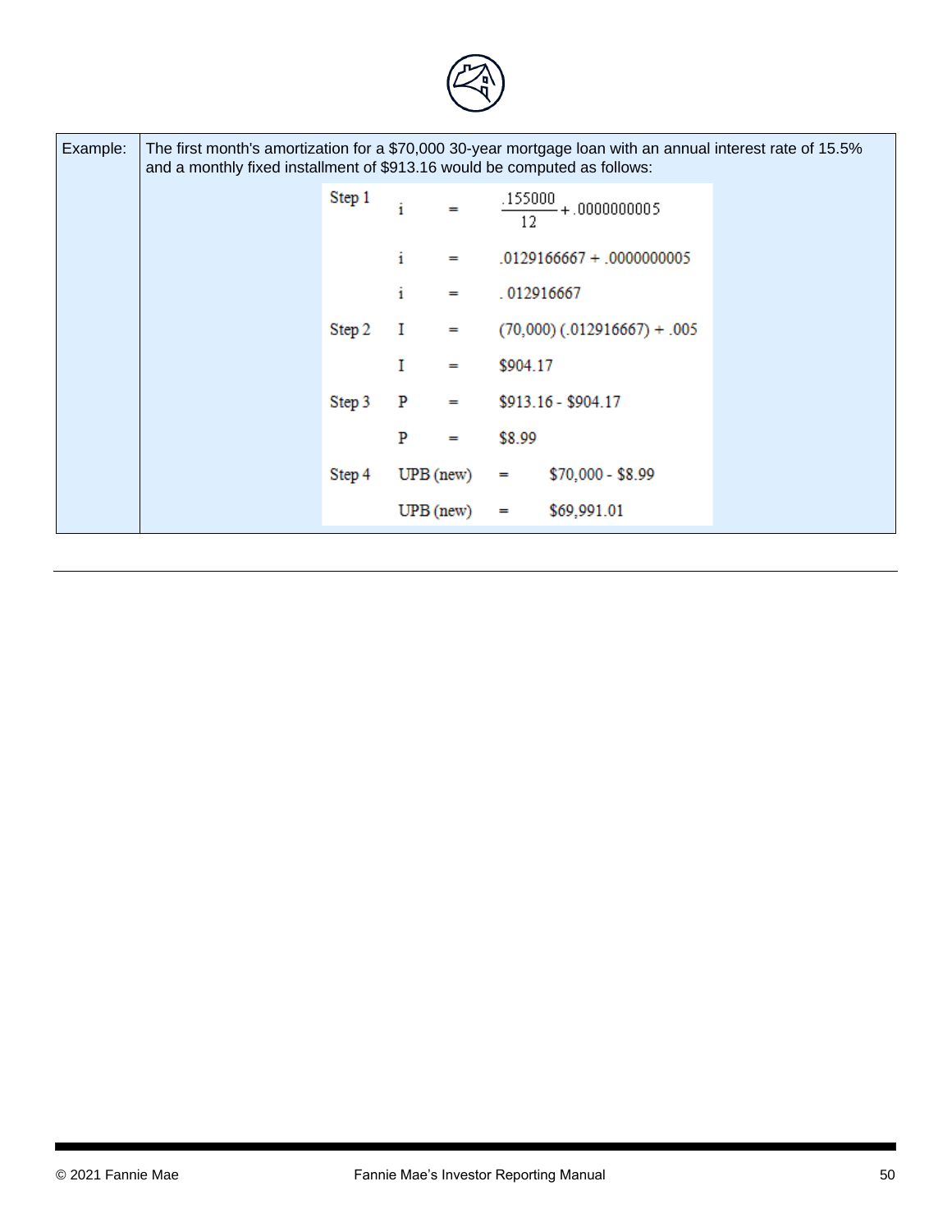| Example: | The first month's amortization for a $70,000 30-year mortgage loan with an annual interest rate of 15.5% and a monthly fixed installment of $913.16 would be computed as follows: |
|---|---|

Step 1

$$i = \frac{.155000}{12} + .0000000005$$

$$i = .0129166667 + .0000000005$$

$$i = .012916667$$

Step 2

$$I = (70{,}000)\,(.012916667) + .005$$

$$I = \$904.17$$

Step 3

$$P = \$913.16 - \$904.17$$

$$P = \$8.99$$

Step 4

$$UPB\ (new) = \$70{,}000 - \$8.99$$

$$UPB\ (new) = \$69{,}991.01$$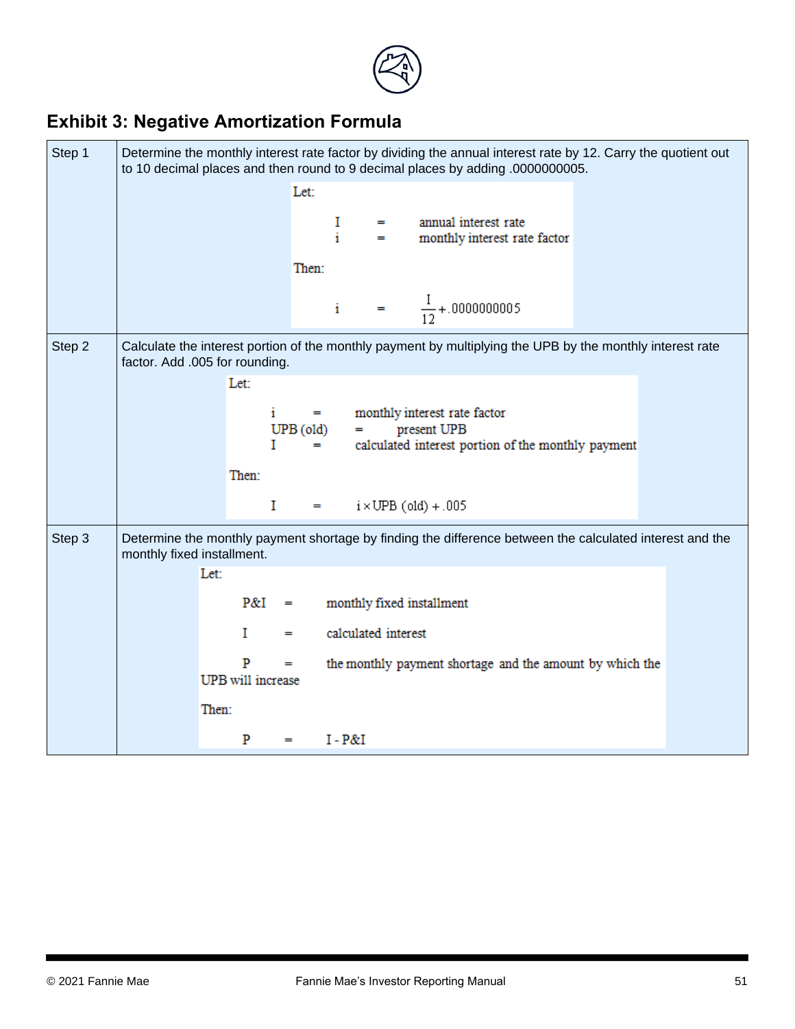## Exhibit 3: Negative Amortization Formula

| | |
|---|---|
| Step 1 | Determine the monthly interest rate factor by dividing the annual interest rate by 12. Carry the quotient out to 10 decimal places and then round to 9 decimal places by adding .0000000005.<br><br>Let:<br><br>I = annual interest rate<br>i = monthly interest rate factor<br><br>Then:<br><br>$i = \frac{I}{12} + .0000000005$ |
| Step 2 | Calculate the interest portion of the monthly payment by multiplying the UPB by the monthly interest rate factor. Add .005 for rounding.<br><br>Let:<br><br>i = monthly interest rate factor<br>UPB (old) = present UPB<br>I = calculated interest portion of the monthly payment<br><br>Then:<br><br>$I = i \times UPB\ (old) + .005$ |
| Step 3 | Determine the monthly payment shortage by finding the difference between the calculated interest and the monthly fixed installment.<br><br>Let:<br><br>P&I = monthly fixed installment<br><br>I = calculated interest<br><br>P = the monthly payment shortage and the amount by which the UPB will increase<br><br>Then:<br><br>$P = I - P\&I$ |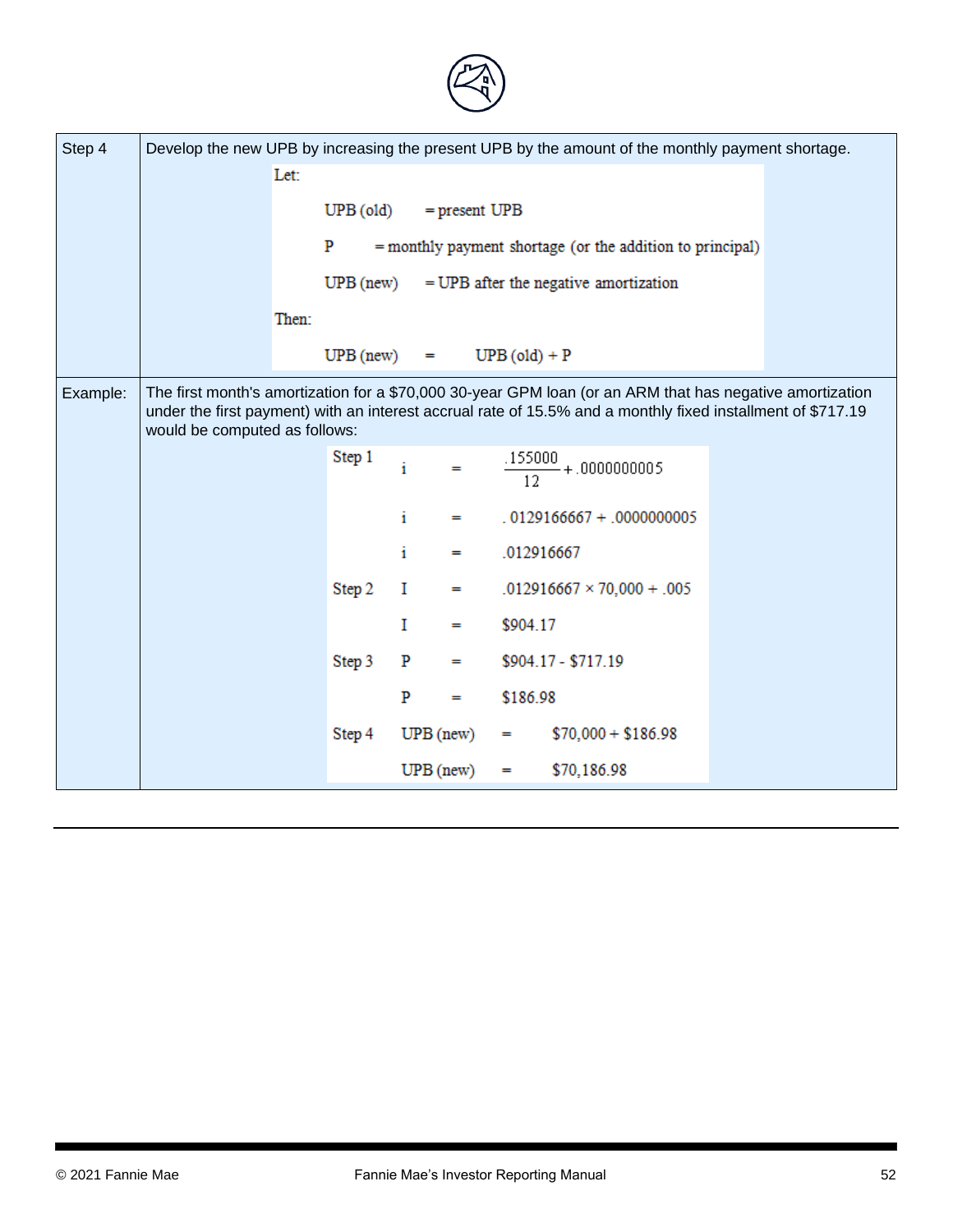| | |
|---|---|
| Step 4 | Develop the new UPB by increasing the present UPB by the amount of the monthly payment shortage.<br><br>Let:<br>UPB (old) = present UPB<br>P = monthly payment shortage (or the addition to principal)<br>UPB (new) = UPB after the negative amortization<br><br>Then:<br>UPB (new) = UPB (old) + P |
| Example: | The first month's amortization for a $70,000 30-year GPM loan (or an ARM that has negative amortization under the first payment) with an interest accrual rate of 15.5% and a monthly fixed installment of $717.19 would be computed as follows:<br><br>Step 1 $i = \frac{.155000}{12} + .0000000005$<br>$i = .0129166667 + .0000000005$<br>$i = .012916667$<br><br>Step 2 $I = .012916667 \times 70{,}000 + .005$<br>$I = \$904.17$<br><br>Step 3 $P = \$904.17 - \$717.19$<br>$P = \$186.98$<br><br>Step 4 UPB (new) = $70,000 + $186.98<br>UPB (new) = $70,186.98 |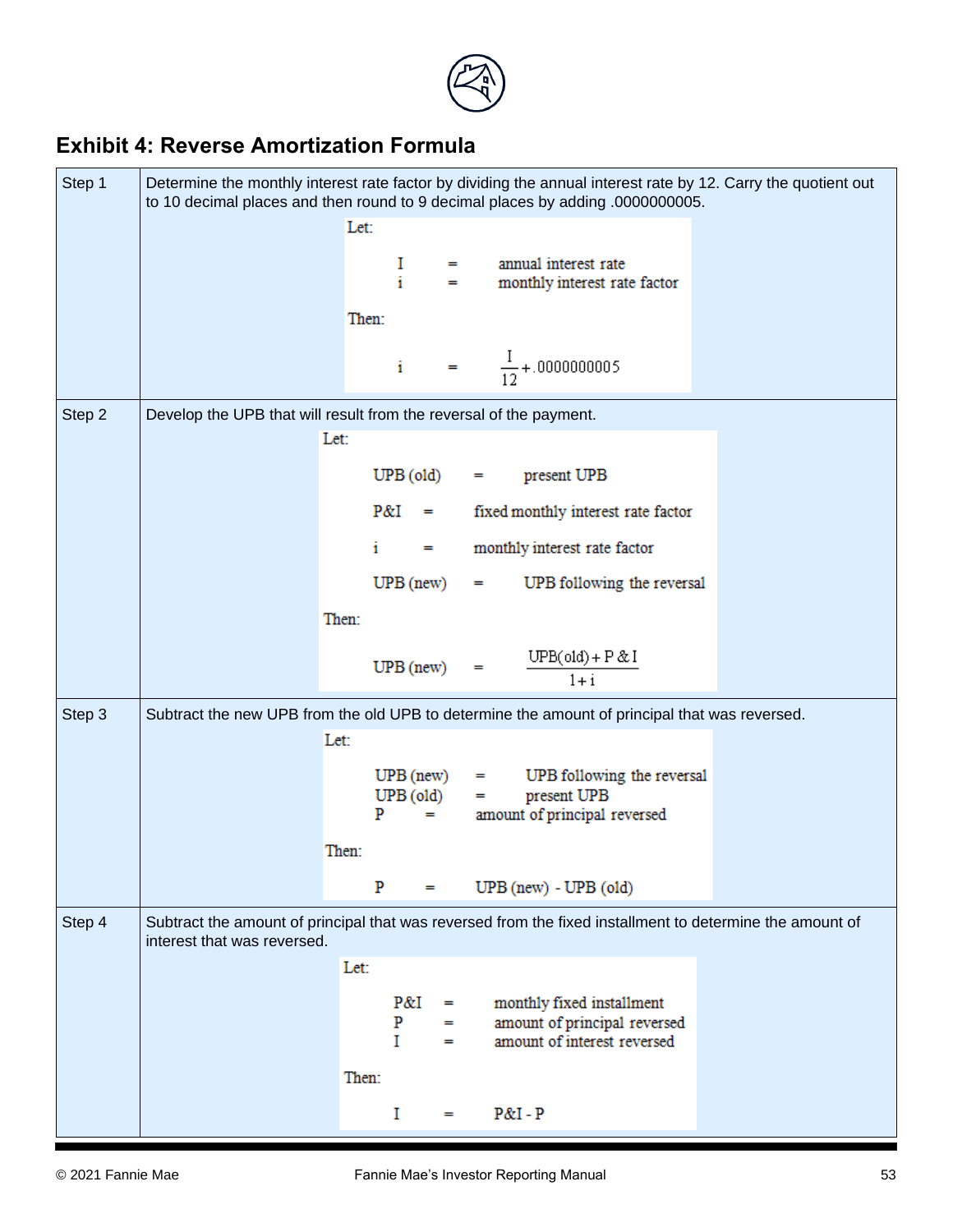## Exhibit 4: Reverse Amortization Formula

| | |
|---|---|
| Step 1 | Determine the monthly interest rate factor by dividing the annual interest rate by 12. Carry the quotient out to 10 decimal places and then round to 9 decimal places by adding .0000000005.<br><br>Let:<br>I = annual interest rate<br>i = monthly interest rate factor<br><br>Then:<br>$i = \frac{I}{12} + .0000000005$ |
| Step 2 | Develop the UPB that will result from the reversal of the payment.<br><br>Let:<br>UPB (old) = present UPB<br>P&I = fixed monthly interest rate factor<br>i = monthly interest rate factor<br>UPB (new) = UPB following the reversal<br><br>Then:<br>$\text{UPB (new)} = \frac{\text{UPB(old)} + \text{P \& I}}{1 + i}$ |
| Step 3 | Subtract the new UPB from the old UPB to determine the amount of principal that was reversed.<br><br>Let:<br>UPB (new) = UPB following the reversal<br>UPB (old) = present UPB<br>P = amount of principal reversed<br><br>Then:<br>P = UPB (new) - UPB (old) |
| Step 4 | Subtract the amount of principal that was reversed from the fixed installment to determine the amount of interest that was reversed.<br><br>Let:<br>P&I = monthly fixed installment<br>P = amount of principal reversed<br>I = amount of interest reversed<br><br>Then:<br>I = P&I - P |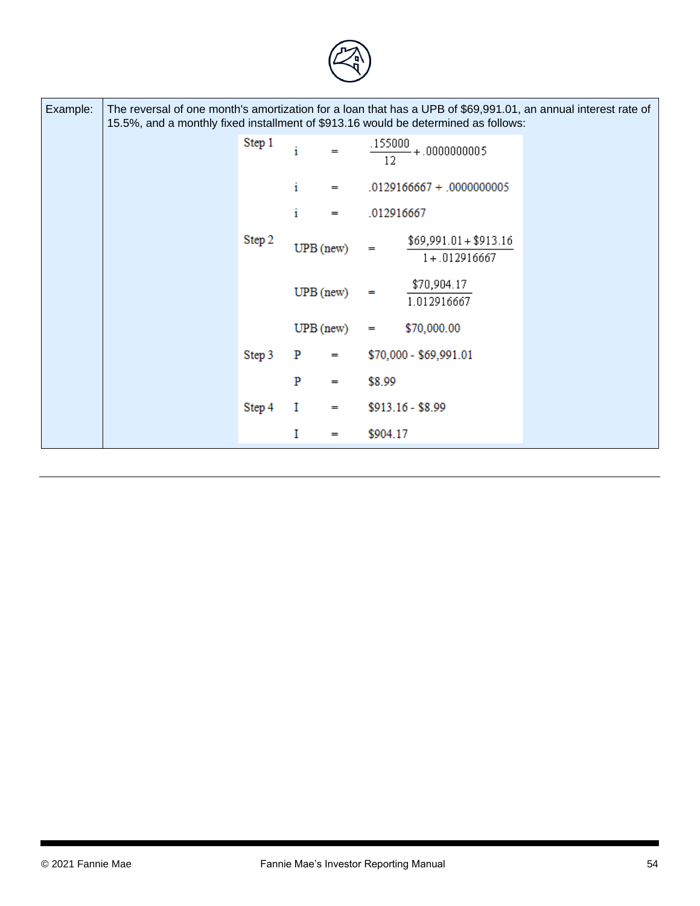| Example: | The reversal of one month's amortization for a loan that has a UPB of $69,991.01, an annual interest rate of 15.5%, and a monthly fixed installment of $913.16 would be determined as follows: |
|---|---|

**Step 1**

$$i = \frac{.155000}{12} + .0000000005$$

$$i = .0129166667 + .0000000005$$

$$i = .012916667$$

**Step 2**

$$\text{UPB (new)} = \frac{\$69{,}991.01 + \$913.16}{1 + .012916667}$$

$$\text{UPB (new)} = \frac{\$70{,}904.17}{1.012916667}$$

$$\text{UPB (new)} = \$70{,}000.00$$

**Step 3**

$$P = \$70{,}000 - \$69{,}991.01$$

$$P = \$8.99$$

**Step 4**

$$I = \$913.16 - \$8.99$$

$$I = \$904.17$$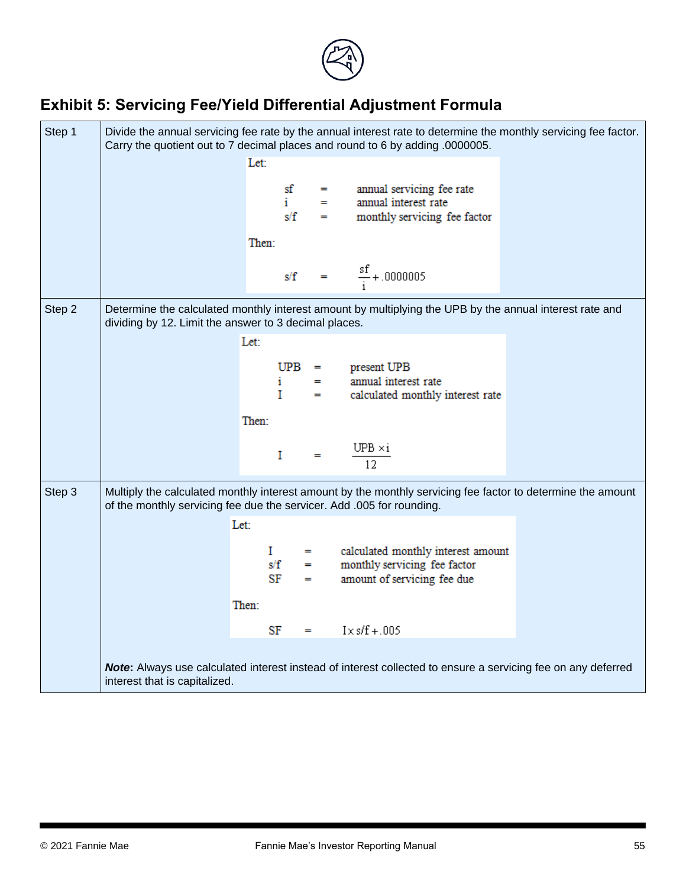## Exhibit 5: Servicing Fee/Yield Differential Adjustment Formula

| | |
|---|---|
| Step 1 | Divide the annual servicing fee rate by the annual interest rate to determine the monthly servicing fee factor. Carry the quotient out to 7 decimal places and round to 6 by adding .0000005.<br><br>Let:<br>sf = annual servicing fee rate<br>i = annual interest rate<br>s/f = monthly servicing fee factor<br><br>Then:<br>$s/f = \frac{sf}{i} + .0000005$ |
| Step 2 | Determine the calculated monthly interest amount by multiplying the UPB by the annual interest rate and dividing by 12. Limit the answer to 3 decimal places.<br><br>Let:<br>UPB = present UPB<br>i = annual interest rate<br>I = calculated monthly interest rate<br><br>Then:<br>$I = \frac{UPB \times i}{12}$ |
| Step 3 | Multiply the calculated monthly interest amount by the monthly servicing fee factor to determine the amount of the monthly servicing fee due the servicer. Add .005 for rounding.<br><br>Let:<br>I = calculated monthly interest amount<br>s/f = monthly servicing fee factor<br>SF = amount of servicing fee due<br><br>Then:<br>$SF = I \times s/f + .005$<br><br>***Note*:** Always use calculated interest instead of interest collected to ensure a servicing fee on any deferred interest that is capitalized. |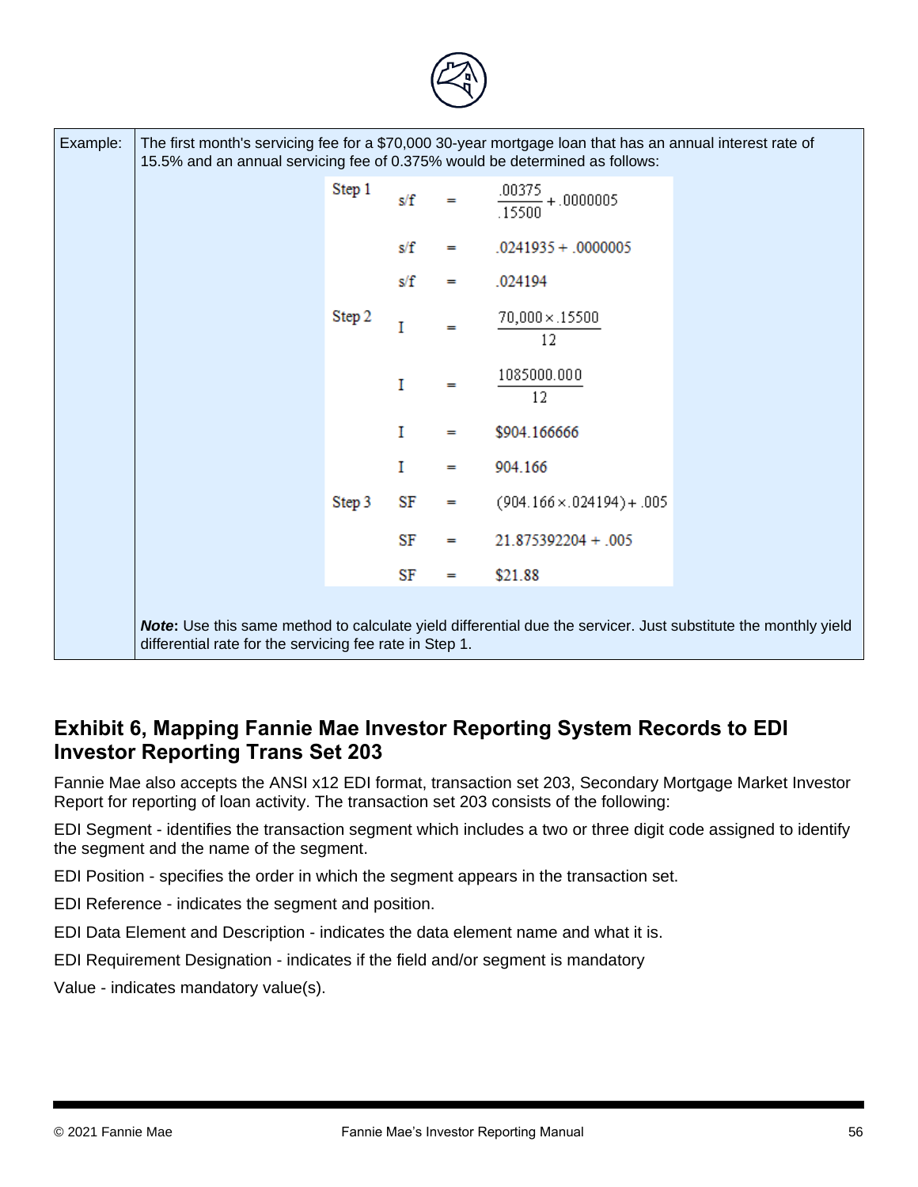| Example: | The first month's servicing fee for a $70,000 30-year mortgage loan that has an annual interest rate of 15.5% and an annual servicing fee of 0.375% would be determined as follows: |
|---|---|

Step 1

$$s/f = \frac{.00375}{.15500} + .0000005$$

$$s/f = .0241935 + .0000005$$

$$s/f = .024194$$

Step 2

$$I = \frac{70{,}000 \times .15500}{12}$$

$$I = \frac{1085000.000}{12}$$

$$I = \$904.166666$$

$$I = 904.166$$

Step 3

$$SF = (904.166 \times .024194) + .005$$

$$SF = 21.875392204 + .005$$

$$SF = \$21.88$$

***Note*:** Use this same method to calculate yield differential due the servicer. Just substitute the monthly yield differential rate for the servicing fee rate in Step 1.

## Exhibit 6, Mapping Fannie Mae Investor Reporting System Records to EDI Investor Reporting Trans Set 203

Fannie Mae also accepts the ANSI x12 EDI format, transaction set 203, Secondary Mortgage Market Investor Report for reporting of loan activity. The transaction set 203 consists of the following:

EDI Segment - identifies the transaction segment which includes a two or three digit code assigned to identify the segment and the name of the segment.

EDI Position - specifies the order in which the segment appears in the transaction set.

EDI Reference - indicates the segment and position.

EDI Data Element and Description - indicates the data element name and what it is.

EDI Requirement Designation - indicates if the field and/or segment is mandatory

Value - indicates mandatory value(s).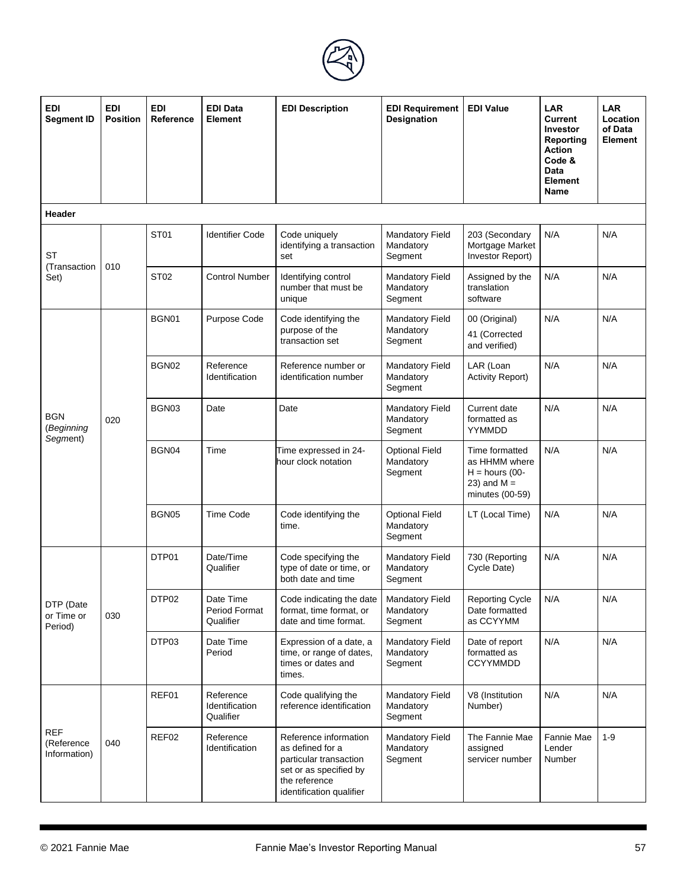| EDI Segment ID | EDI Position | EDI Reference | EDI Data Element | EDI Description | EDI Requirement Designation | EDI Value | LAR Current Investor Reporting Action Code & Data Element Name | LAR Location of Data Element |
|---|---|---|---|---|---|---|---|---|
| **Header** | | | | | | | | |
| ST (Transaction Set) | 010 | ST01 | Identifier Code | Code uniquely identifying a transaction set | Mandatory Field Mandatory Segment | 203 (Secondary Mortgage Market Investor Report) | N/A | N/A |
| | | ST02 | Control Number | Identifying control number that must be unique | Mandatory Field Mandatory Segment | Assigned by the translation software | N/A | N/A |
| BGN (*Beginning Segment*) | 020 | BGN01 | Purpose Code | Code identifying the purpose of the transaction set | Mandatory Field Mandatory Segment | 00 (Original) 41 (Corrected and verified) | N/A | N/A |
| | | BGN02 | Reference Identification | Reference number or identification number | Mandatory Field Mandatory Segment | LAR (Loan Activity Report) | N/A | N/A |
| | | BGN03 | Date | Date | Mandatory Field Mandatory Segment | Current date formatted as YYMMDD | N/A | N/A |
| | | BGN04 | Time | Time expressed in 24-hour clock notation | Optional Field Mandatory Segment | Time formatted as HHMM where H = hours (00-23) and M = minutes (00-59) | N/A | N/A |
| | | BGN05 | Time Code | Code identifying the time. | Optional Field Mandatory Segment | LT (Local Time) | N/A | N/A |
| DTP (Date or Time or Period) | 030 | DTP01 | Date/Time Qualifier | Code specifying the type of date or time, or both date and time | Mandatory Field Mandatory Segment | 730 (Reporting Cycle Date) | N/A | N/A |
| | | DTP02 | Date Time Period Format Qualifier | Code indicating the date format, time format, or date and time format. | Mandatory Field Mandatory Segment | Reporting Cycle Date formatted as CCYYMM | N/A | N/A |
| | | DTP03 | Date Time Period | Expression of a date, a time, or range of dates, times or dates and times. | Mandatory Field Mandatory Segment | Date of report formatted as CCYYMMDD | N/A | N/A |
| REF (Reference Information) | 040 | REF01 | Reference Identification Qualifier | Code qualifying the reference identification | Mandatory Field Mandatory Segment | V8 (Institution Number) | N/A | N/A |
| | | REF02 | Reference Identification | Reference information as defined for a particular transaction set or as specified by the reference identification qualifier | Mandatory Field Mandatory Segment | The Fannie Mae assigned servicer number | Fannie Mae Lender Number | 1-9 |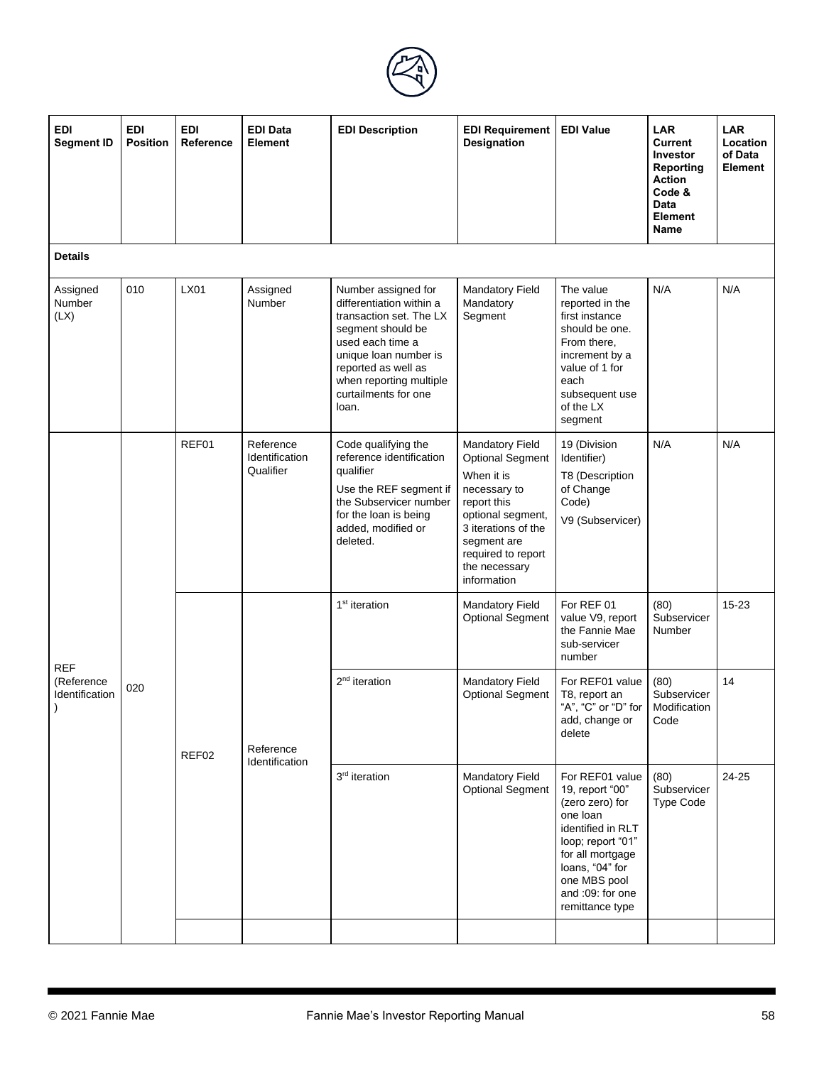| EDI Segment ID | EDI Position | EDI Reference | EDI Data Element | EDI Description | EDI Requirement Designation | EDI Value | LAR Current Investor Reporting Action Code & Data Element Name | LAR Location of Data Element |
|---|---|---|---|---|---|---|---|---|
| **Details** | | | | | | | | |
| Assigned Number (LX) | 010 | LX01 | Assigned Number | Number assigned for differentiation within a transaction set. The LX segment should be used each time a unique loan number is reported as well as when reporting multiple curtailments for one loan. | Mandatory Field Mandatory Segment | The value reported in the first instance should be one. From there, increment by a value of 1 for each subsequent use of the LX segment | N/A | N/A |
| REF (Reference Identification) | 020 | REF01 | Reference Identification Qualifier | Code qualifying the reference identification qualifier<br>Use the REF segment if the Subservicer number for the loan is being added, modified or deleted. | Mandatory Field Optional Segment<br>When it is necessary to report this optional segment, 3 iterations of the segment are required to report the necessary information | 19 (Division Identifier)<br>T8 (Description of Change Code)<br>V9 (Subservicer) | N/A | N/A |
| | | REF02 | Reference Identification | 1st iteration | Mandatory Field Optional Segment | For REF 01 value V9, report the Fannie Mae sub-servicer number | (80) Subservicer Number | 15-23 |
| | | | | 2nd iteration | Mandatory Field Optional Segment | For REF01 value T8, report an "A", "C" or "D" for add, change or delete | (80) Subservicer Modification Code | 14 |
| | | | | 3rd iteration | Mandatory Field Optional Segment | For REF01 value 19, report "00" (zero zero) for one loan identified in RLT loop; report "01" for all mortgage loans, "04" for one MBS pool and :09: for one remittance type | (80) Subservicer Type Code | 24-25 |
| | | | | | | | | |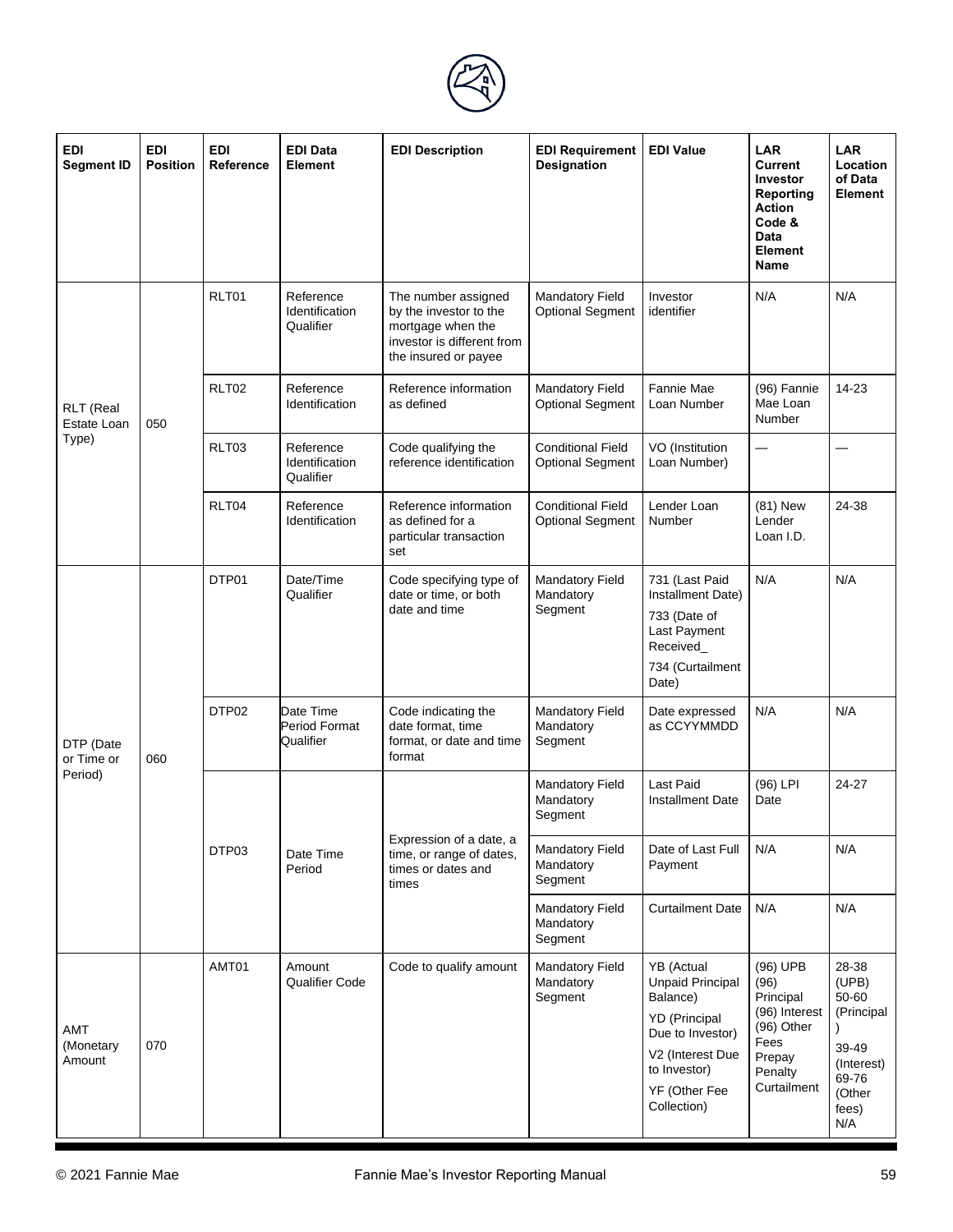| EDI Segment ID | EDI Position | EDI Reference | EDI Data Element | EDI Description | EDI Requirement Designation | EDI Value | LAR Current Investor Reporting Action Code & Data Element Name | LAR Location of Data Element |
|---|---|---|---|---|---|---|---|---|
| RLT (Real Estate Loan Type) | 050 | RLT01 | Reference Identification Qualifier | The number assigned by the investor to the mortgage when the investor is different from the insured or payee | Mandatory Field Optional Segment | Investor identifier | N/A | N/A |
| | | RLT02 | Reference Identification | Reference information as defined | Mandatory Field Optional Segment | Fannie Mae Loan Number | (96) Fannie Mae Loan Number | 14-23 |
| | | RLT03 | Reference Identification Qualifier | Code qualifying the reference identification | Conditional Field Optional Segment | VO (Institution Loan Number) | — | — |
| | | RLT04 | Reference Identification | Reference information as defined for a particular transaction set | Conditional Field Optional Segment | Lender Loan Number | (81) New Lender Loan I.D. | 24-38 |
| DTP (Date or Time or Period) | 060 | DTP01 | Date/Time Qualifier | Code specifying type of date or time, or both date and time | Mandatory Field Mandatory Segment | 731 (Last Paid Installment Date) 733 (Date of Last Payment Received_ 734 (Curtailment Date) | N/A | N/A |
| | | DTP02 | Date Time Period Format Qualifier | Code indicating the date format, time format, or date and time format | Mandatory Field Mandatory Segment | Date expressed as CCYYMMDD | N/A | N/A |
| | | DTP03 | Date Time Period | Expression of a date, a time, or range of dates, times or dates and times | Mandatory Field Mandatory Segment | Last Paid Installment Date | (96) LPI Date | 24-27 |
| | | | | | Mandatory Field Mandatory Segment | Date of Last Full Payment | N/A | N/A |
| | | | | | Mandatory Field Mandatory Segment | Curtailment Date | N/A | N/A |
| AMT (Monetary Amount | 070 | AMT01 | Amount Qualifier Code | Code to qualify amount | Mandatory Field Mandatory Segment | YB (Actual Unpaid Principal Balance) YD (Principal Due to Investor) V2 (Interest Due to Investor) YF (Other Fee Collection) | (96) UPB (96) Principal (96) Interest (96) Other Fees Prepay Penalty Curtailment | 28-38 (UPB) 50-60 (Principal) 39-49 (Interest) 69-76 (Other fees) N/A |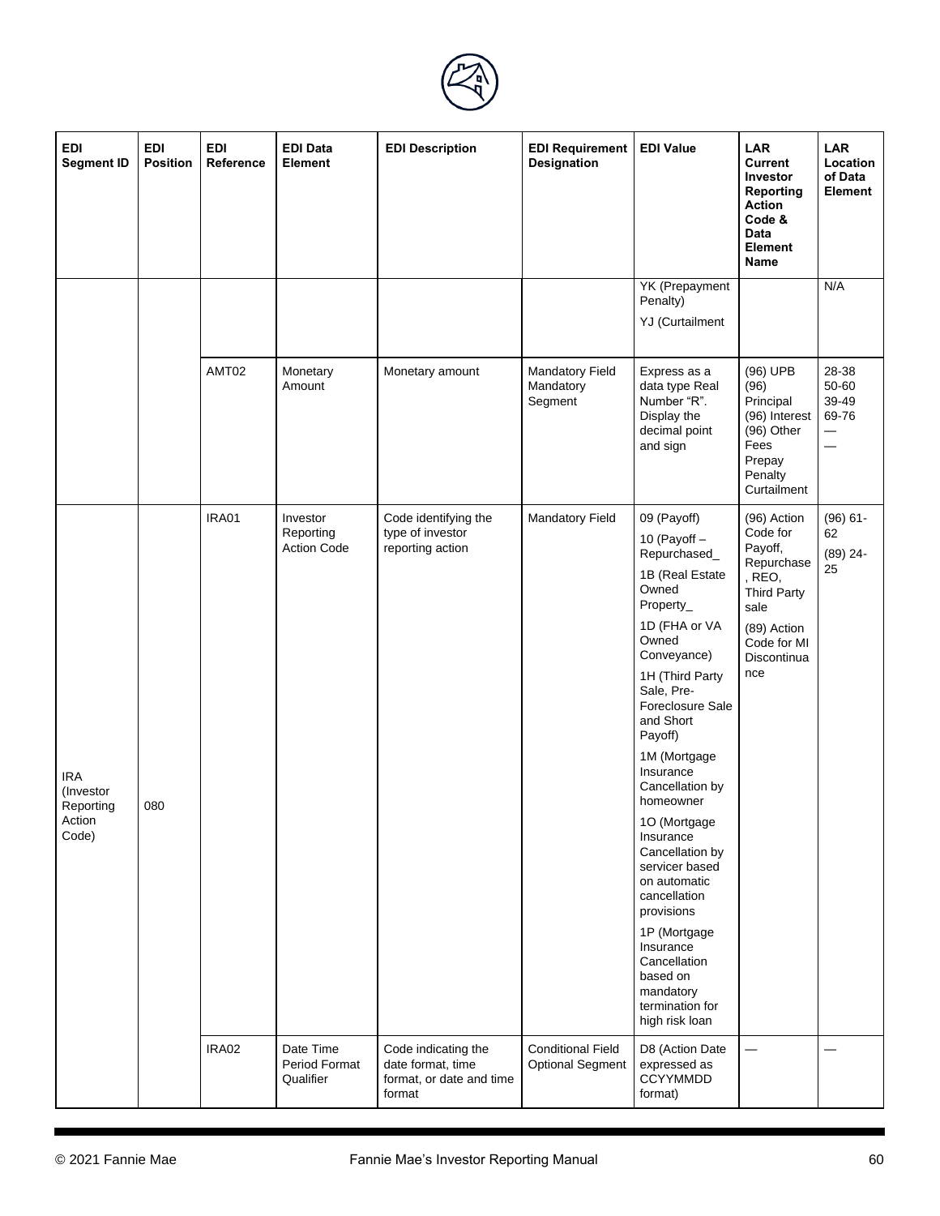| EDI Segment ID | EDI Position | EDI Reference | EDI Data Element | EDI Description | EDI Requirement Designation | EDI Value | LAR Current Investor Reporting Action Code & Data Element Name | LAR Location of Data Element |
|---|---|---|---|---|---|---|---|---|
| | | | | | | YK (Prepayment Penalty)<br>YJ (Curtailment | | N/A |
| | | AMT02 | Monetary Amount | Monetary amount | Mandatory Field Mandatory Segment | Express as a data type Real Number "R". Display the decimal point and sign | (96) UPB<br>(96) Principal<br>(96) Interest<br>(96) Other Fees<br>Prepay Penalty<br>Curtailment | 28-38<br>50-60<br>39-49<br>69-76<br>—<br>— |
| IRA (Investor Reporting Action Code) | 080 | IRA01 | Investor Reporting Action Code | Code identifying the type of investor reporting action | Mandatory Field | 09 (Payoff)<br>10 (Payoff – Repurchased_<br>1B (Real Estate Owned Property_<br>1D (FHA or VA Owned Conveyance)<br>1H (Third Party Sale, Pre-Foreclosure Sale and Short Payoff)<br>1M (Mortgage Insurance Cancellation by homeowner<br>1O (Mortgage Insurance Cancellation by servicer based on automatic cancellation provisions<br>1P (Mortgage Insurance Cancellation based on mandatory termination for high risk loan | (96) Action Code for Payoff, Repurchase, REO, Third Party sale<br>(89) Action Code for MI Discontinuance | (96) 61-62<br>(89) 24-25 |
| | | IRA02 | Date Time Period Format Qualifier | Code indicating the date format, time format, or date and time format | Conditional Field Optional Segment | D8 (Action Date expressed as CCYYMMDD format) | — | — |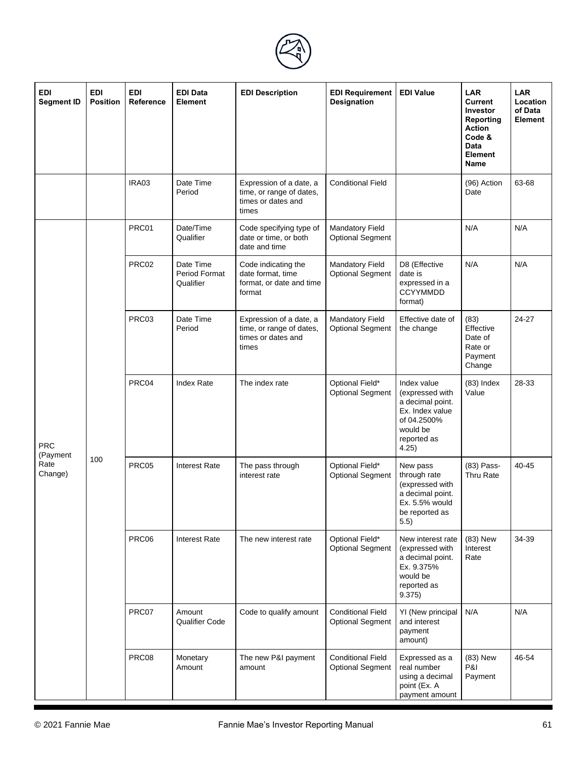| EDI Segment ID | EDI Position | EDI Reference | EDI Data Element | EDI Description | EDI Requirement Designation | EDI Value | LAR Current Investor Reporting Action Code & Data Element Name | LAR Location of Data Element |
|---|---|---|---|---|---|---|---|---|
| | | IRA03 | Date Time Period | Expression of a date, a time, or range of dates, times or dates and times | Conditional Field | | (96) Action Date | 63-68 |
| PRC (Payment Rate Change) | 100 | PRC01 | Date/Time Qualifier | Code specifying type of date or time, or both date and time | Mandatory Field Optional Segment | | N/A | N/A |
| | | PRC02 | Date Time Period Format Qualifier | Code indicating the date format, time format, or date and time format | Mandatory Field Optional Segment | D8 (Effective date is expressed in a CCYYMMDD format) | N/A | N/A |
| | | PRC03 | Date Time Period | Expression of a date, a time, or range of dates, times or dates and times | Mandatory Field Optional Segment | Effective date of the change | (83) Effective Date of Rate or Payment Change | 24-27 |
| | | PRC04 | Index Rate | The index rate | Optional Field* Optional Segment | Index value (expressed with a decimal point. Ex. Index value of 04.2500% would be reported as 4.25) | (83) Index Value | 28-33 |
| | | PRC05 | Interest Rate | The pass through interest rate | Optional Field* Optional Segment | New pass through rate (expressed with a decimal point. Ex. 5.5% would be reported as 5.5) | (83) Pass-Thru Rate | 40-45 |
| | | PRC06 | Interest Rate | The new interest rate | Optional Field* Optional Segment | New interest rate (expressed with a decimal point. Ex. 9.375% would be reported as 9.375) | (83) New Interest Rate | 34-39 |
| | | PRC07 | Amount Qualifier Code | Code to qualify amount | Conditional Field Optional Segment | YI (New principal and interest payment amount) | N/A | N/A |
| | | PRC08 | Monetary Amount | The new P&I payment amount | Conditional Field Optional Segment | Expressed as a real number using a decimal point (Ex. A payment amount | (83) New P&I Payment | 46-54 |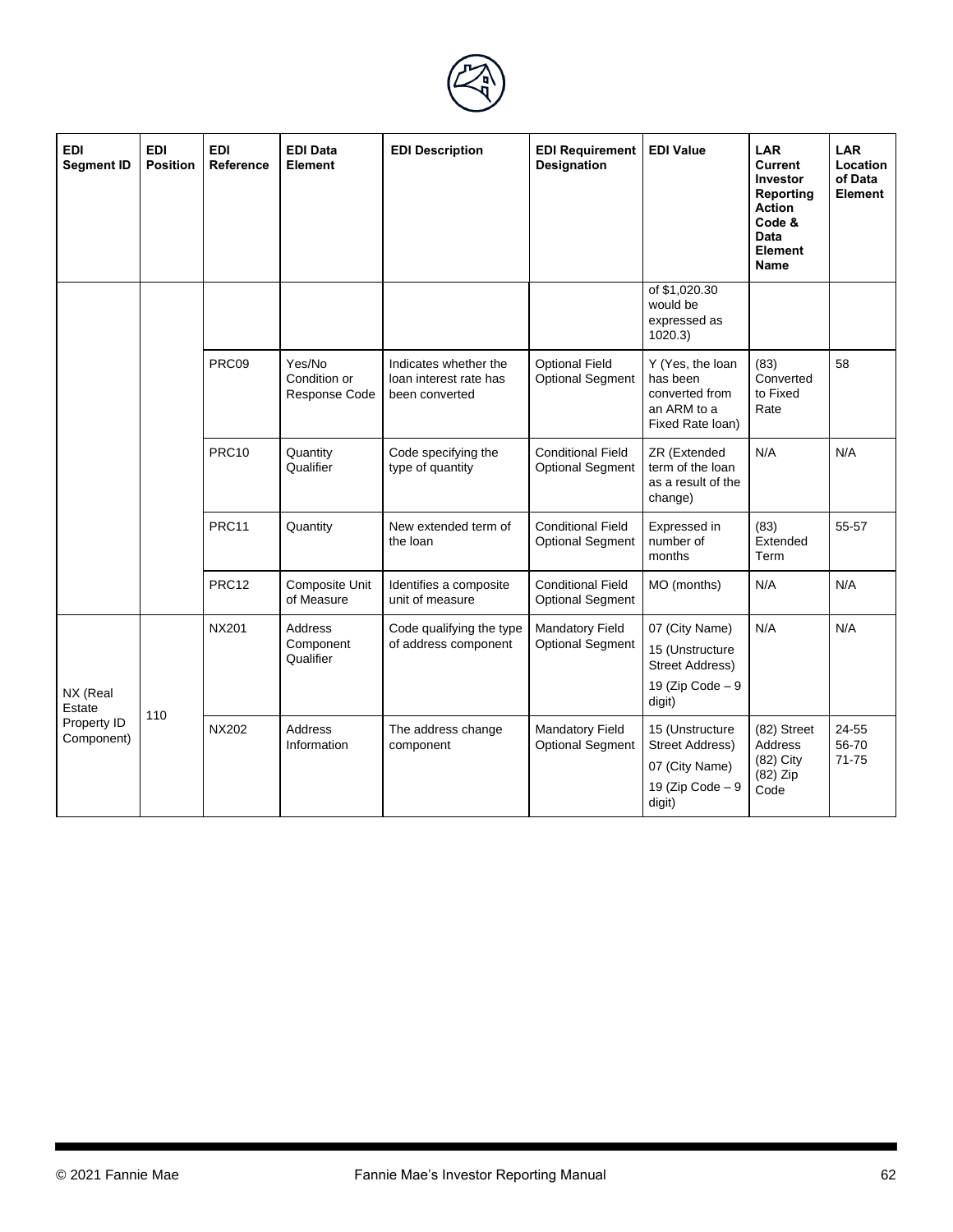| EDI Segment ID | EDI Position | EDI Reference | EDI Data Element | EDI Description | EDI Requirement Designation | EDI Value | LAR Current Investor Reporting Action Code & Data Element Name | LAR Location of Data Element |
|---|---|---|---|---|---|---|---|---|
| | | | | | | of $1,020.30 would be expressed as 1020.3) | | |
| | | PRC09 | Yes/No Condition or Response Code | Indicates whether the loan interest rate has been converted | Optional Field Optional Segment | Y (Yes, the loan has been converted from an ARM to a Fixed Rate loan) | (83) Converted to Fixed Rate | 58 |
| | | PRC10 | Quantity Qualifier | Code specifying the type of quantity | Conditional Field Optional Segment | ZR (Extended term of the loan as a result of the change) | N/A | N/A |
| | | PRC11 | Quantity | New extended term of the loan | Conditional Field Optional Segment | Expressed in number of months | (83) Extended Term | 55-57 |
| | | PRC12 | Composite Unit of Measure | Identifies a composite unit of measure | Conditional Field Optional Segment | MO (months) | N/A | N/A |
| NX (Real Estate Property ID Component) | 110 | NX201 | Address Component Qualifier | Code qualifying the type of address component | Mandatory Field Optional Segment | 07 (City Name)<br>15 (Unstructure Street Address)<br>19 (Zip Code – 9 digit) | N/A | N/A |
| | | NX202 | Address Information | The address change component | Mandatory Field Optional Segment | 15 (Unstructure Street Address)<br>07 (City Name)<br>19 (Zip Code – 9 digit) | (82) Street Address<br>(82) City<br>(82) Zip Code | 24-55<br>56-70<br>71-75 |